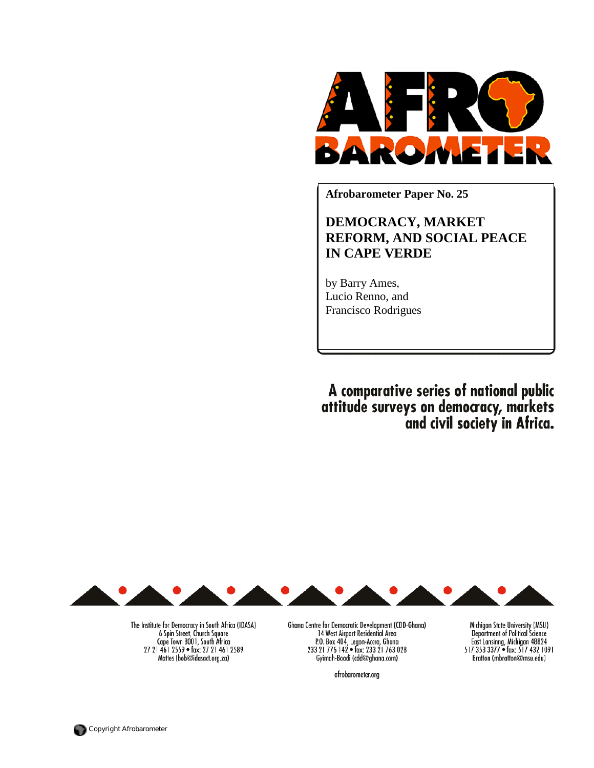AFRO BAROMETER

**Afrobarometer Paper No. 25**

# DEMOCRACY, MARKET REFORM, AND SOCIAL PEACE IN CAPE VERDE

by Barry Ames,
Lucio Renno, and
Francisco Rodrigues

**A comparative series of national public attitude surveys on democracy, markets and civil society in Africa.**

The Institute for Democracy in South Africa (IDASA)
6 Spin Street, Church Square
Cape Town 8001, South Africa
27 21 461 2559 • fax: 27 21 461 2589
Mattes (bob@idasact.org.za)

Ghana Centre for Democratic Development (CDD-Ghana)
14 West Airport Residential Area
P.O. Box 404, Legon-Accra, Ghana
233 21 776 142 • fax: 233 21 763 028
Gyimah-Boadi (cdd@ghana.com)

Michigan State University (MSU)
Department of Political Science
East Lansinng, Michigan 48824
517 353 3377 • fax: 517 432 1091
Bratton (mbratton@msu.edu)

afrobarometer.org

Copyright Afrobarometer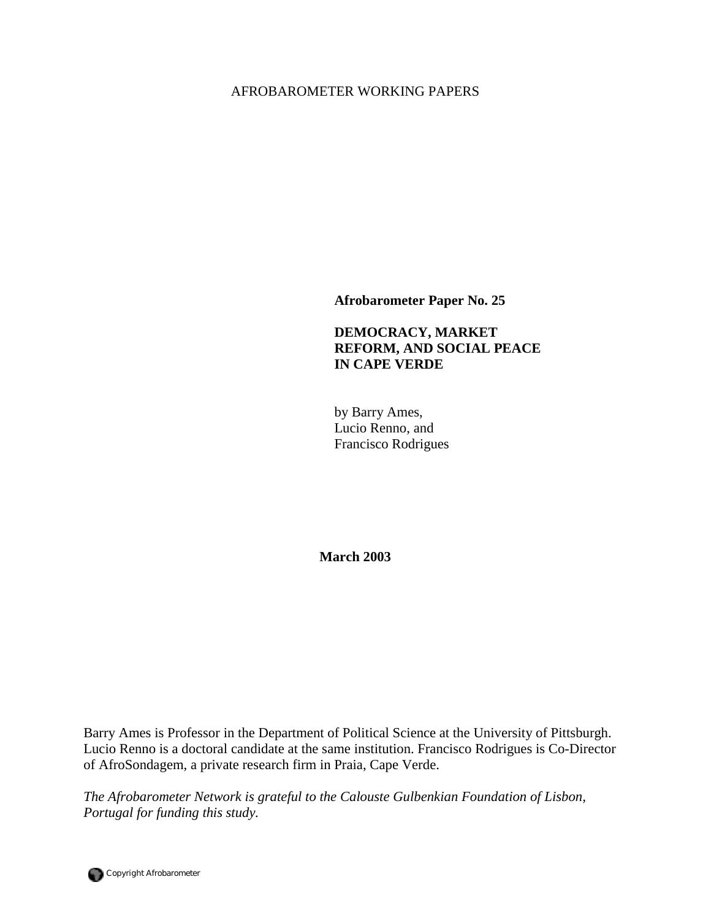AFROBAROMETER WORKING PAPERS

**Afrobarometer Paper No. 25**

**DEMOCRACY, MARKET REFORM, AND SOCIAL PEACE IN CAPE VERDE**

by Barry Ames,
Lucio Renno, and
Francisco Rodrigues

**March 2003**

Barry Ames is Professor in the Department of Political Science at the University of Pittsburgh. Lucio Renno is a doctoral candidate at the same institution. Francisco Rodrigues is Co-Director of AfroSondagem, a private research firm in Praia, Cape Verde.

*The Afrobarometer Network is grateful to the Calouste Gulbenkian Foundation of Lisbon, Portugal for funding this study.*

Copyright Afrobarometer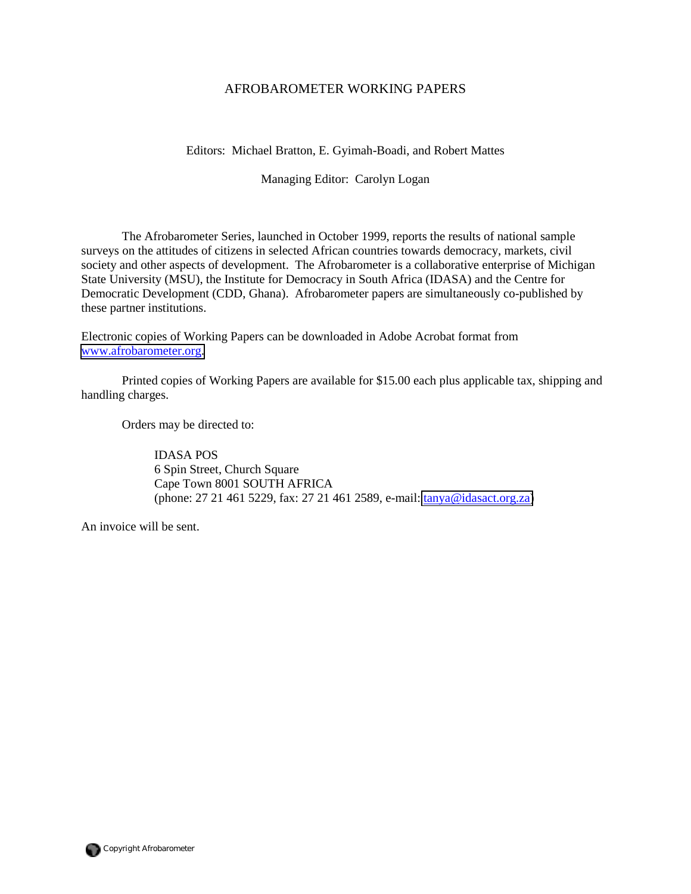AFROBAROMETER WORKING PAPERS

Editors: Michael Bratton, E. Gyimah-Boadi, and Robert Mattes

Managing Editor: Carolyn Logan

The Afrobarometer Series, launched in October 1999, reports the results of national sample surveys on the attitudes of citizens in selected African countries towards democracy, markets, civil society and other aspects of development. The Afrobarometer is a collaborative enterprise of Michigan State University (MSU), the Institute for Democracy in South Africa (IDASA) and the Centre for Democratic Development (CDD, Ghana). Afrobarometer papers are simultaneously co-published by these partner institutions.

Electronic copies of Working Papers can be downloaded in Adobe Acrobat format from www.afrobarometer.org.

Printed copies of Working Papers are available for $15.00 each plus applicable tax, shipping and handling charges.

Orders may be directed to:

IDASA POS
6 Spin Street, Church Square
Cape Town 8001 SOUTH AFRICA
(phone: 27 21 461 5229, fax: 27 21 461 2589, e-mail: tanya@idasact.org.za)

An invoice will be sent.

Copyright Afrobarometer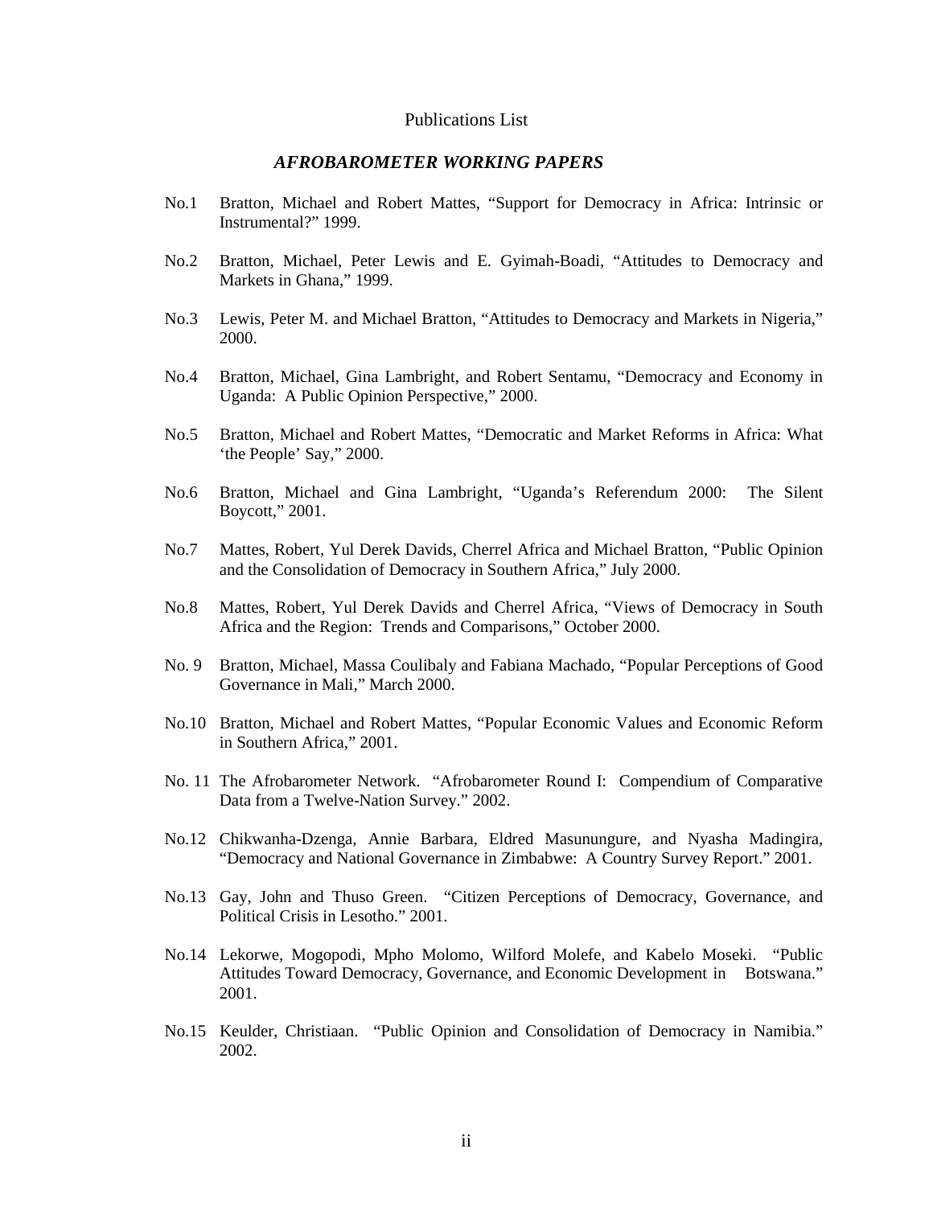Publications List

## *AFROBAROMETER WORKING PAPERS*

No.1 Bratton, Michael and Robert Mattes, "Support for Democracy in Africa: Intrinsic or Instrumental?" 1999.

No.2 Bratton, Michael, Peter Lewis and E. Gyimah-Boadi, "Attitudes to Democracy and Markets in Ghana," 1999.

No.3 Lewis, Peter M. and Michael Bratton, "Attitudes to Democracy and Markets in Nigeria," 2000.

No.4 Bratton, Michael, Gina Lambright, and Robert Sentamu, "Democracy and Economy in Uganda: A Public Opinion Perspective," 2000.

No.5 Bratton, Michael and Robert Mattes, "Democratic and Market Reforms in Africa: What 'the People' Say," 2000.

No.6 Bratton, Michael and Gina Lambright, "Uganda's Referendum 2000: The Silent Boycott," 2001.

No.7 Mattes, Robert, Yul Derek Davids, Cherrel Africa and Michael Bratton, "Public Opinion and the Consolidation of Democracy in Southern Africa," July 2000.

No.8 Mattes, Robert, Yul Derek Davids and Cherrel Africa, "Views of Democracy in South Africa and the Region: Trends and Comparisons," October 2000.

No. 9 Bratton, Michael, Massa Coulibaly and Fabiana Machado, "Popular Perceptions of Good Governance in Mali," March 2000.

No.10 Bratton, Michael and Robert Mattes, "Popular Economic Values and Economic Reform in Southern Africa," 2001.

No. 11 The Afrobarometer Network. "Afrobarometer Round I: Compendium of Comparative Data from a Twelve-Nation Survey." 2002.

No.12 Chikwanha-Dzenga, Annie Barbara, Eldred Masunungure, and Nyasha Madingira, "Democracy and National Governance in Zimbabwe: A Country Survey Report." 2001.

No.13 Gay, John and Thuso Green. "Citizen Perceptions of Democracy, Governance, and Political Crisis in Lesotho." 2001.

No.14 Lekorwe, Mogopodi, Mpho Molomo, Wilford Molefe, and Kabelo Moseki. "Public Attitudes Toward Democracy, Governance, and Economic Development in Botswana." 2001.

No.15 Keulder, Christiaan. "Public Opinion and Consolidation of Democracy in Namibia." 2002.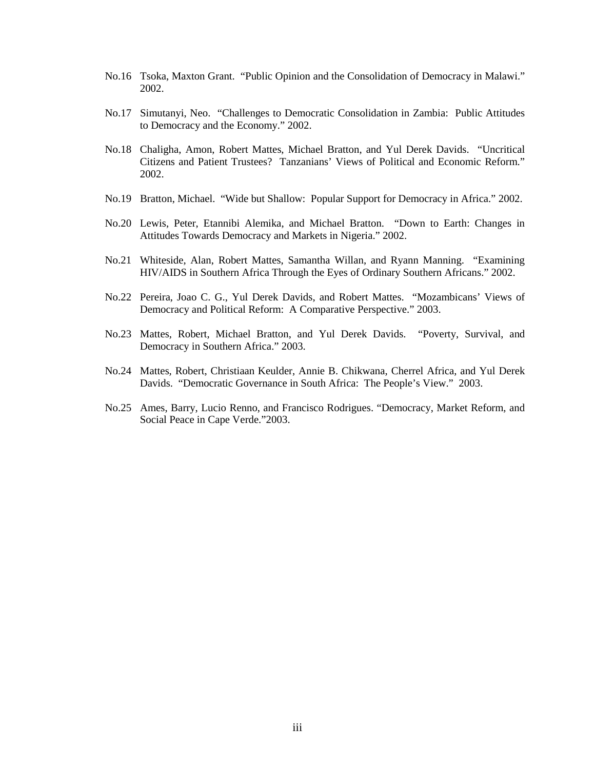No.16 Tsoka, Maxton Grant. "Public Opinion and the Consolidation of Democracy in Malawi." 2002.

No.17 Simutanyi, Neo. "Challenges to Democratic Consolidation in Zambia: Public Attitudes to Democracy and the Economy." 2002.

No.18 Chaligha, Amon, Robert Mattes, Michael Bratton, and Yul Derek Davids. "Uncritical Citizens and Patient Trustees? Tanzanians' Views of Political and Economic Reform." 2002.

No.19 Bratton, Michael. "Wide but Shallow: Popular Support for Democracy in Africa." 2002.

No.20 Lewis, Peter, Etannibi Alemika, and Michael Bratton. "Down to Earth: Changes in Attitudes Towards Democracy and Markets in Nigeria." 2002.

No.21 Whiteside, Alan, Robert Mattes, Samantha Willan, and Ryann Manning. "Examining HIV/AIDS in Southern Africa Through the Eyes of Ordinary Southern Africans." 2002.

No.22 Pereira, Joao C. G., Yul Derek Davids, and Robert Mattes. "Mozambicans' Views of Democracy and Political Reform: A Comparative Perspective." 2003.

No.23 Mattes, Robert, Michael Bratton, and Yul Derek Davids. "Poverty, Survival, and Democracy in Southern Africa." 2003.

No.24 Mattes, Robert, Christiaan Keulder, Annie B. Chikwana, Cherrel Africa, and Yul Derek Davids. "Democratic Governance in South Africa: The People's View." 2003.

No.25 Ames, Barry, Lucio Renno, and Francisco Rodrigues. "Democracy, Market Reform, and Social Peace in Cape Verde."2003.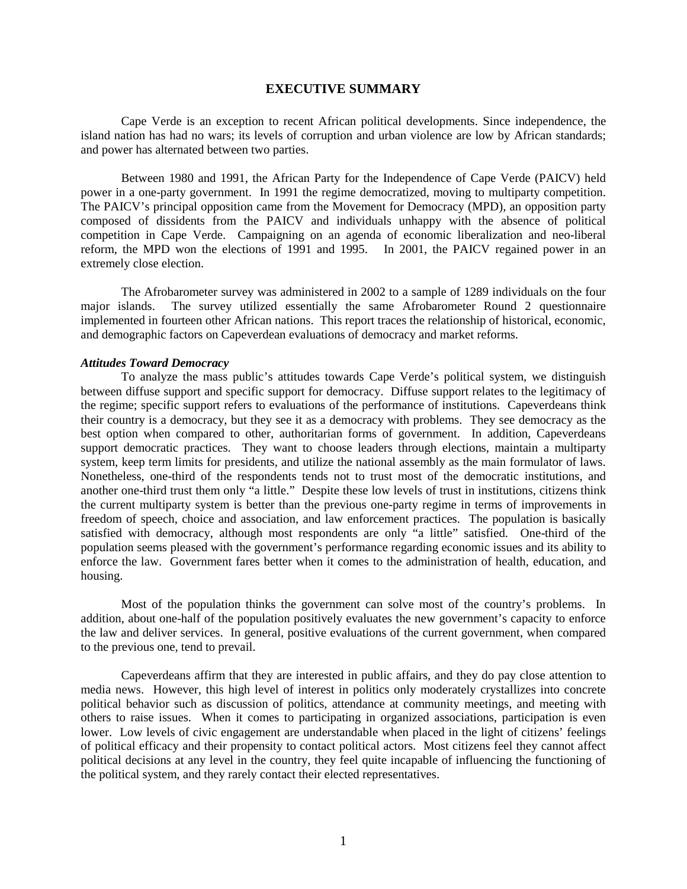# EXECUTIVE SUMMARY

Cape Verde is an exception to recent African political developments. Since independence, the island nation has had no wars; its levels of corruption and urban violence are low by African standards; and power has alternated between two parties.

Between 1980 and 1991, the African Party for the Independence of Cape Verde (PAICV) held power in a one-party government. In 1991 the regime democratized, moving to multiparty competition. The PAICV's principal opposition came from the Movement for Democracy (MPD), an opposition party composed of dissidents from the PAICV and individuals unhappy with the absence of political competition in Cape Verde. Campaigning on an agenda of economic liberalization and neo-liberal reform, the MPD won the elections of 1991 and 1995. In 2001, the PAICV regained power in an extremely close election.

The Afrobarometer survey was administered in 2002 to a sample of 1289 individuals on the four major islands. The survey utilized essentially the same Afrobarometer Round 2 questionnaire implemented in fourteen other African nations. This report traces the relationship of historical, economic, and demographic factors on Capeverdean evaluations of democracy and market reforms.

***Attitudes Toward Democracy***

To analyze the mass public's attitudes towards Cape Verde's political system, we distinguish between diffuse support and specific support for democracy. Diffuse support relates to the legitimacy of the regime; specific support refers to evaluations of the performance of institutions. Capeverdeans think their country is a democracy, but they see it as a democracy with problems. They see democracy as the best option when compared to other, authoritarian forms of government. In addition, Capeverdeans support democratic practices. They want to choose leaders through elections, maintain a multiparty system, keep term limits for presidents, and utilize the national assembly as the main formulator of laws. Nonetheless, one-third of the respondents tends not to trust most of the democratic institutions, and another one-third trust them only "a little." Despite these low levels of trust in institutions, citizens think the current multiparty system is better than the previous one-party regime in terms of improvements in freedom of speech, choice and association, and law enforcement practices. The population is basically satisfied with democracy, although most respondents are only "a little" satisfied. One-third of the population seems pleased with the government's performance regarding economic issues and its ability to enforce the law. Government fares better when it comes to the administration of health, education, and housing.

Most of the population thinks the government can solve most of the country's problems. In addition, about one-half of the population positively evaluates the new government's capacity to enforce the law and deliver services. In general, positive evaluations of the current government, when compared to the previous one, tend to prevail.

Capeverdeans affirm that they are interested in public affairs, and they do pay close attention to media news. However, this high level of interest in politics only moderately crystallizes into concrete political behavior such as discussion of politics, attendance at community meetings, and meeting with others to raise issues. When it comes to participating in organized associations, participation is even lower. Low levels of civic engagement are understandable when placed in the light of citizens' feelings of political efficacy and their propensity to contact political actors. Most citizens feel they cannot affect political decisions at any level in the country, they feel quite incapable of influencing the functioning of the political system, and they rarely contact their elected representatives.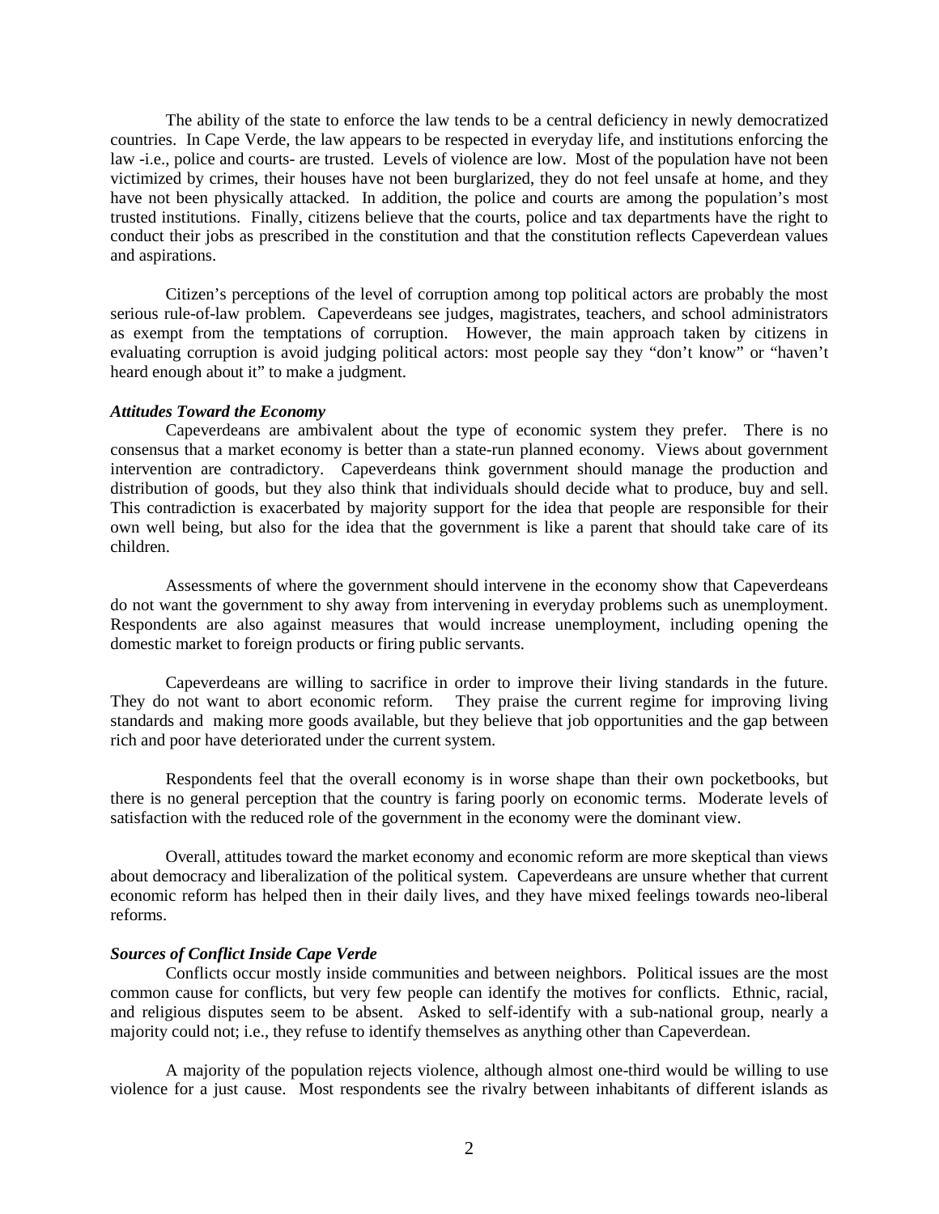The ability of the state to enforce the law tends to be a central deficiency in newly democratized countries. In Cape Verde, the law appears to be respected in everyday life, and institutions enforcing the law -i.e., police and courts- are trusted. Levels of violence are low. Most of the population have not been victimized by crimes, their houses have not been burglarized, they do not feel unsafe at home, and they have not been physically attacked. In addition, the police and courts are among the population's most trusted institutions. Finally, citizens believe that the courts, police and tax departments have the right to conduct their jobs as prescribed in the constitution and that the constitution reflects Capeverdean values and aspirations.

Citizen's perceptions of the level of corruption among top political actors are probably the most serious rule-of-law problem. Capeverdeans see judges, magistrates, teachers, and school administrators as exempt from the temptations of corruption. However, the main approach taken by citizens in evaluating corruption is avoid judging political actors: most people say they "don't know" or "haven't heard enough about it" to make a judgment.

### *Attitudes Toward the Economy*

Capeverdeans are ambivalent about the type of economic system they prefer. There is no consensus that a market economy is better than a state-run planned economy. Views about government intervention are contradictory. Capeverdeans think government should manage the production and distribution of goods, but they also think that individuals should decide what to produce, buy and sell. This contradiction is exacerbated by majority support for the idea that people are responsible for their own well being, but also for the idea that the government is like a parent that should take care of its children.

Assessments of where the government should intervene in the economy show that Capeverdeans do not want the government to shy away from intervening in everyday problems such as unemployment. Respondents are also against measures that would increase unemployment, including opening the domestic market to foreign products or firing public servants.

Capeverdeans are willing to sacrifice in order to improve their living standards in the future. They do not want to abort economic reform. They praise the current regime for improving living standards and making more goods available, but they believe that job opportunities and the gap between rich and poor have deteriorated under the current system.

Respondents feel that the overall economy is in worse shape than their own pocketbooks, but there is no general perception that the country is faring poorly on economic terms. Moderate levels of satisfaction with the reduced role of the government in the economy were the dominant view.

Overall, attitudes toward the market economy and economic reform are more skeptical than views about democracy and liberalization of the political system. Capeverdeans are unsure whether that current economic reform has helped then in their daily lives, and they have mixed feelings towards neo-liberal reforms.

### *Sources of Conflict Inside Cape Verde*

Conflicts occur mostly inside communities and between neighbors. Political issues are the most common cause for conflicts, but very few people can identify the motives for conflicts. Ethnic, racial, and religious disputes seem to be absent. Asked to self-identify with a sub-national group, nearly a majority could not; i.e., they refuse to identify themselves as anything other than Capeverdean.

A majority of the population rejects violence, although almost one-third would be willing to use violence for a just cause. Most respondents see the rivalry between inhabitants of different islands as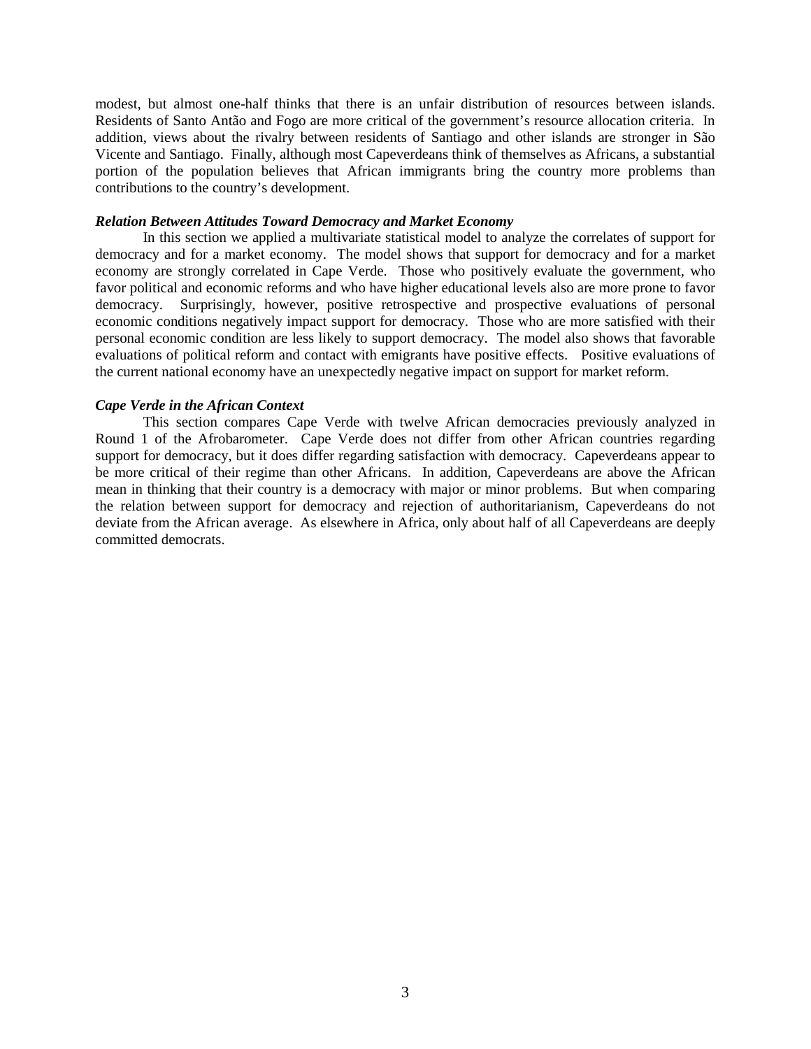modest, but almost one-half thinks that there is an unfair distribution of resources between islands. Residents of Santo Antão and Fogo are more critical of the government's resource allocation criteria. In addition, views about the rivalry between residents of Santiago and other islands are stronger in São Vicente and Santiago. Finally, although most Capeverdeans think of themselves as Africans, a substantial portion of the population believes that African immigrants bring the country more problems than contributions to the country's development.

***Relation Between Attitudes Toward Democracy and Market Economy***

In this section we applied a multivariate statistical model to analyze the correlates of support for democracy and for a market economy. The model shows that support for democracy and for a market economy are strongly correlated in Cape Verde. Those who positively evaluate the government, who favor political and economic reforms and who have higher educational levels also are more prone to favor democracy. Surprisingly, however, positive retrospective and prospective evaluations of personal economic conditions negatively impact support for democracy. Those who are more satisfied with their personal economic condition are less likely to support democracy. The model also shows that favorable evaluations of political reform and contact with emigrants have positive effects. Positive evaluations of the current national economy have an unexpectedly negative impact on support for market reform.

***Cape Verde in the African Context***

This section compares Cape Verde with twelve African democracies previously analyzed in Round 1 of the Afrobarometer. Cape Verde does not differ from other African countries regarding support for democracy, but it does differ regarding satisfaction with democracy. Capeverdeans appear to be more critical of their regime than other Africans. In addition, Capeverdeans are above the African mean in thinking that their country is a democracy with major or minor problems. But when comparing the relation between support for democracy and rejection of authoritarianism, Capeverdeans do not deviate from the African average. As elsewhere in Africa, only about half of all Capeverdeans are deeply committed democrats.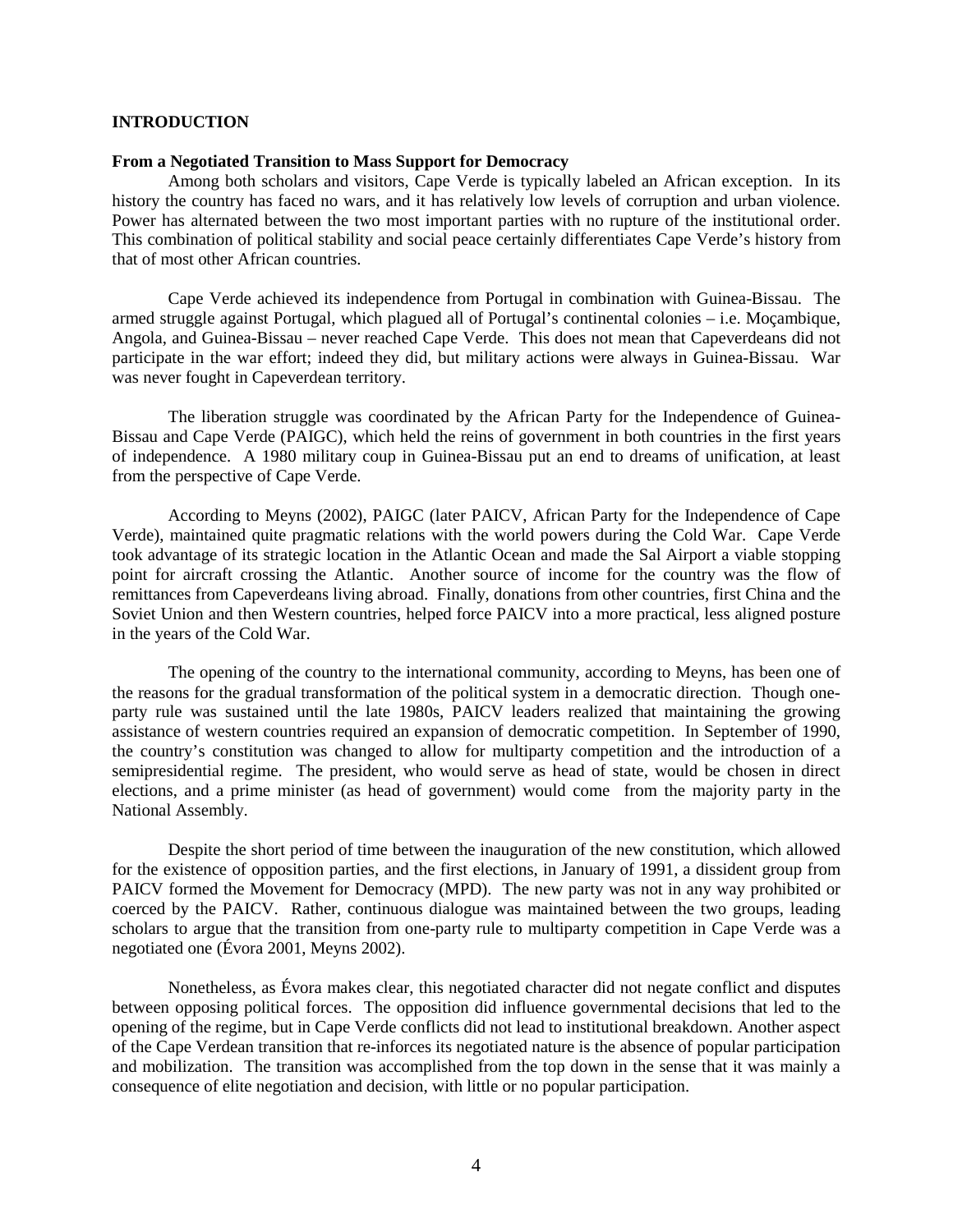## INTRODUCTION

### From a Negotiated Transition to Mass Support for Democracy

Among both scholars and visitors, Cape Verde is typically labeled an African exception. In its history the country has faced no wars, and it has relatively low levels of corruption and urban violence. Power has alternated between the two most important parties with no rupture of the institutional order. This combination of political stability and social peace certainly differentiates Cape Verde's history from that of most other African countries.

Cape Verde achieved its independence from Portugal in combination with Guinea-Bissau. The armed struggle against Portugal, which plagued all of Portugal's continental colonies – i.e. Moçambique, Angola, and Guinea-Bissau – never reached Cape Verde. This does not mean that Capeverdeans did not participate in the war effort; indeed they did, but military actions were always in Guinea-Bissau. War was never fought in Capeverdean territory.

The liberation struggle was coordinated by the African Party for the Independence of Guinea-Bissau and Cape Verde (PAIGC), which held the reins of government in both countries in the first years of independence. A 1980 military coup in Guinea-Bissau put an end to dreams of unification, at least from the perspective of Cape Verde.

According to Meyns (2002), PAIGC (later PAICV, African Party for the Independence of Cape Verde), maintained quite pragmatic relations with the world powers during the Cold War. Cape Verde took advantage of its strategic location in the Atlantic Ocean and made the Sal Airport a viable stopping point for aircraft crossing the Atlantic. Another source of income for the country was the flow of remittances from Capeverdeans living abroad. Finally, donations from other countries, first China and the Soviet Union and then Western countries, helped force PAICV into a more practical, less aligned posture in the years of the Cold War.

The opening of the country to the international community, according to Meyns, has been one of the reasons for the gradual transformation of the political system in a democratic direction. Though one-party rule was sustained until the late 1980s, PAICV leaders realized that maintaining the growing assistance of western countries required an expansion of democratic competition. In September of 1990, the country's constitution was changed to allow for multiparty competition and the introduction of a semipresidential regime. The president, who would serve as head of state, would be chosen in direct elections, and a prime minister (as head of government) would come from the majority party in the National Assembly.

Despite the short period of time between the inauguration of the new constitution, which allowed for the existence of opposition parties, and the first elections, in January of 1991, a dissident group from PAICV formed the Movement for Democracy (MPD). The new party was not in any way prohibited or coerced by the PAICV. Rather, continuous dialogue was maintained between the two groups, leading scholars to argue that the transition from one-party rule to multiparty competition in Cape Verde was a negotiated one (Évora 2001, Meyns 2002).

Nonetheless, as Évora makes clear, this negotiated character did not negate conflict and disputes between opposing political forces. The opposition did influence governmental decisions that led to the opening of the regime, but in Cape Verde conflicts did not lead to institutional breakdown. Another aspect of the Cape Verdean transition that re-inforces its negotiated nature is the absence of popular participation and mobilization. The transition was accomplished from the top down in the sense that it was mainly a consequence of elite negotiation and decision, with little or no popular participation.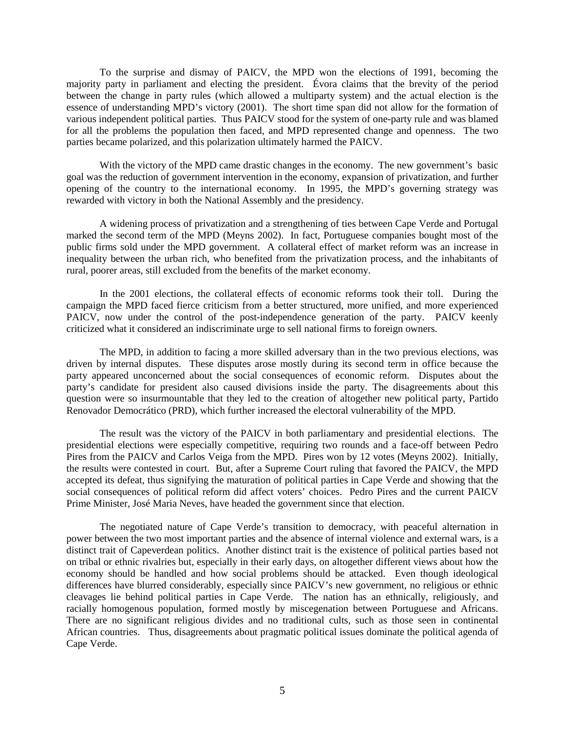To the surprise and dismay of PAICV, the MPD won the elections of 1991, becoming the majority party in parliament and electing the president. Évora claims that the brevity of the period between the change in party rules (which allowed a multiparty system) and the actual election is the essence of understanding MPD's victory (2001). The short time span did not allow for the formation of various independent political parties. Thus PAICV stood for the system of one-party rule and was blamed for all the problems the population then faced, and MPD represented change and openness. The two parties became polarized, and this polarization ultimately harmed the PAICV.

With the victory of the MPD came drastic changes in the economy. The new government's basic goal was the reduction of government intervention in the economy, expansion of privatization, and further opening of the country to the international economy. In 1995, the MPD's governing strategy was rewarded with victory in both the National Assembly and the presidency.

A widening process of privatization and a strengthening of ties between Cape Verde and Portugal marked the second term of the MPD (Meyns 2002). In fact, Portuguese companies bought most of the public firms sold under the MPD government. A collateral effect of market reform was an increase in inequality between the urban rich, who benefited from the privatization process, and the inhabitants of rural, poorer areas, still excluded from the benefits of the market economy.

In the 2001 elections, the collateral effects of economic reforms took their toll. During the campaign the MPD faced fierce criticism from a better structured, more unified, and more experienced PAICV, now under the control of the post-independence generation of the party. PAICV keenly criticized what it considered an indiscriminate urge to sell national firms to foreign owners.

The MPD, in addition to facing a more skilled adversary than in the two previous elections, was driven by internal disputes. These disputes arose mostly during its second term in office because the party appeared unconcerned about the social consequences of economic reform. Disputes about the party's candidate for president also caused divisions inside the party. The disagreements about this question were so insurmountable that they led to the creation of altogether new political party, Partido Renovador Democrático (PRD), which further increased the electoral vulnerability of the MPD.

The result was the victory of the PAICV in both parliamentary and presidential elections. The presidential elections were especially competitive, requiring two rounds and a face-off between Pedro Pires from the PAICV and Carlos Veiga from the MPD. Pires won by 12 votes (Meyns 2002). Initially, the results were contested in court. But, after a Supreme Court ruling that favored the PAICV, the MPD accepted its defeat, thus signifying the maturation of political parties in Cape Verde and showing that the social consequences of political reform did affect voters' choices. Pedro Pires and the current PAICV Prime Minister, José Maria Neves, have headed the government since that election.

The negotiated nature of Cape Verde's transition to democracy, with peaceful alternation in power between the two most important parties and the absence of internal violence and external wars, is a distinct trait of Capeverdean politics. Another distinct trait is the existence of political parties based not on tribal or ethnic rivalries but, especially in their early days, on altogether different views about how the economy should be handled and how social problems should be attacked. Even though ideological differences have blurred considerably, especially since PAICV's new government, no religious or ethnic cleavages lie behind political parties in Cape Verde. The nation has an ethnically, religiously, and racially homogenous population, formed mostly by miscegenation between Portuguese and Africans. There are no significant religious divides and no traditional cults, such as those seen in continental African countries. Thus, disagreements about pragmatic political issues dominate the political agenda of Cape Verde.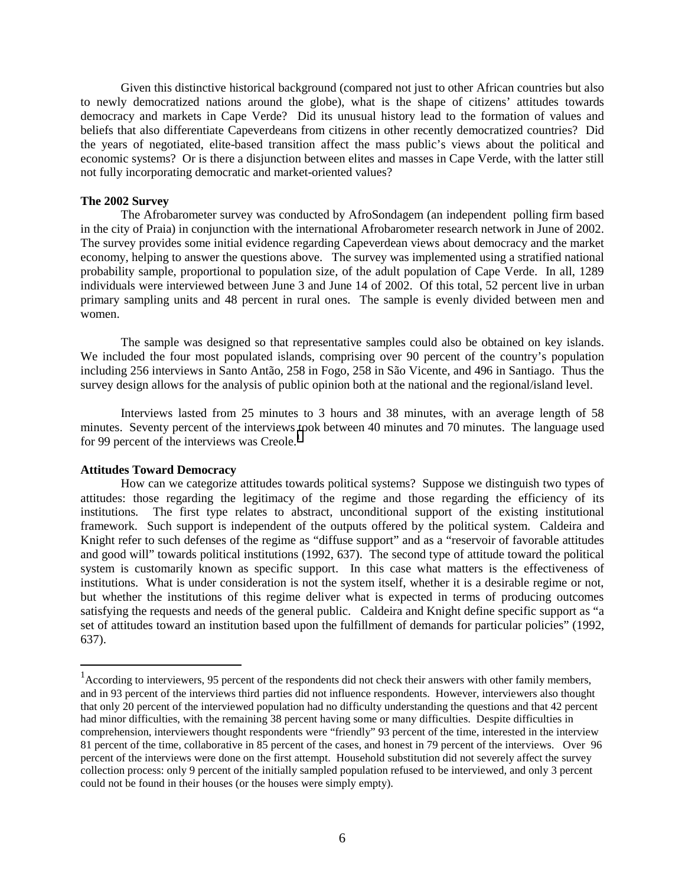Given this distinctive historical background (compared not just to other African countries but also to newly democratized nations around the globe), what is the shape of citizens' attitudes towards democracy and markets in Cape Verde? Did its unusual history lead to the formation of values and beliefs that also differentiate Capeverdeans from citizens in other recently democratized countries? Did the years of negotiated, elite-based transition affect the mass public's views about the political and economic systems? Or is there a disjunction between elites and masses in Cape Verde, with the latter still not fully incorporating democratic and market-oriented values?

**The 2002 Survey**

The Afrobarometer survey was conducted by AfroSondagem (an independent polling firm based in the city of Praia) in conjunction with the international Afrobarometer research network in June of 2002. The survey provides some initial evidence regarding Capeverdean views about democracy and the market economy, helping to answer the questions above. The survey was implemented using a stratified national probability sample, proportional to population size, of the adult population of Cape Verde. In all, 1289 individuals were interviewed between June 3 and June 14 of 2002. Of this total, 52 percent live in urban primary sampling units and 48 percent in rural ones. The sample is evenly divided between men and women.

The sample was designed so that representative samples could also be obtained on key islands. We included the four most populated islands, comprising over 90 percent of the country's population including 256 interviews in Santo Antão, 258 in Fogo, 258 in São Vicente, and 496 in Santiago. Thus the survey design allows for the analysis of public opinion both at the national and the regional/island level.

Interviews lasted from 25 minutes to 3 hours and 38 minutes, with an average length of 58 minutes. Seventy percent of the interviews took between 40 minutes and 70 minutes. The language used for 99 percent of the interviews was Creole.[1]

**Attitudes Toward Democracy**

How can we categorize attitudes towards political systems? Suppose we distinguish two types of attitudes: those regarding the legitimacy of the regime and those regarding the efficiency of its institutions. The first type relates to abstract, unconditional support of the existing institutional framework. Such support is independent of the outputs offered by the political system. Caldeira and Knight refer to such defenses of the regime as "diffuse support" and as a "reservoir of favorable attitudes and good will" towards political institutions (1992, 637). The second type of attitude toward the political system is customarily known as specific support. In this case what matters is the effectiveness of institutions. What is under consideration is not the system itself, whether it is a desirable regime or not, but whether the institutions of this regime deliver what is expected in terms of producing outcomes satisfying the requests and needs of the general public. Caldeira and Knight define specific support as "a set of attitudes toward an institution based upon the fulfillment of demands for particular policies" (1992, 637).

[1] According to interviewers, 95 percent of the respondents did not check their answers with other family members, and in 93 percent of the interviews third parties did not influence respondents. However, interviewers also thought that only 20 percent of the interviewed population had no difficulty understanding the questions and that 42 percent had minor difficulties, with the remaining 38 percent having some or many difficulties. Despite difficulties in comprehension, interviewers thought respondents were "friendly" 93 percent of the time, interested in the interview 81 percent of the time, collaborative in 85 percent of the cases, and honest in 79 percent of the interviews. Over 96 percent of the interviews were done on the first attempt. Household substitution did not severely affect the survey collection process: only 9 percent of the initially sampled population refused to be interviewed, and only 3 percent could not be found in their houses (or the houses were simply empty).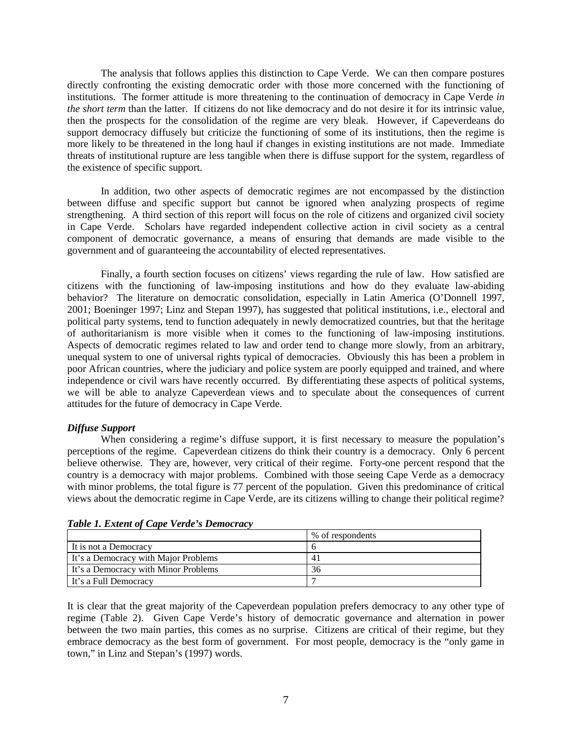The analysis that follows applies this distinction to Cape Verde. We can then compare postures directly confronting the existing democratic order with those more concerned with the functioning of institutions. The former attitude is more threatening to the continuation of democracy in Cape Verde *in the short term* than the latter. If citizens do not like democracy and do not desire it for its intrinsic value, then the prospects for the consolidation of the regime are very bleak. However, if Capeverdeans do support democracy diffusely but criticize the functioning of some of its institutions, then the regime is more likely to be threatened in the long haul if changes in existing institutions are not made. Immediate threats of institutional rupture are less tangible when there is diffuse support for the system, regardless of the existence of specific support.

In addition, two other aspects of democratic regimes are not encompassed by the distinction between diffuse and specific support but cannot be ignored when analyzing prospects of regime strengthening. A third section of this report will focus on the role of citizens and organized civil society in Cape Verde. Scholars have regarded independent collective action in civil society as a central component of democratic governance, a means of ensuring that demands are made visible to the government and of guaranteeing the accountability of elected representatives.

Finally, a fourth section focuses on citizens' views regarding the rule of law. How satisfied are citizens with the functioning of law-imposing institutions and how do they evaluate law-abiding behavior? The literature on democratic consolidation, especially in Latin America (O'Donnell 1997, 2001; Boeninger 1997; Linz and Stepan 1997), has suggested that political institutions, i.e., electoral and political party systems, tend to function adequately in newly democratized countries, but that the heritage of authoritarianism is more visible when it comes to the functioning of law-imposing institutions. Aspects of democratic regimes related to law and order tend to change more slowly, from an arbitrary, unequal system to one of universal rights typical of democracies. Obviously this has been a problem in poor African countries, where the judiciary and police system are poorly equipped and trained, and where independence or civil wars have recently occurred. By differentiating these aspects of political systems, we will be able to analyze Capeverdean views and to speculate about the consequences of current attitudes for the future of democracy in Cape Verde.

### *Diffuse Support*

When considering a regime's diffuse support, it is first necessary to measure the population's perceptions of the regime. Capeverdean citizens do think their country is a democracy. Only 6 percent believe otherwise. They are, however, very critical of their regime. Forty-one percent respond that the country is a democracy with major problems. Combined with those seeing Cape Verde as a democracy with minor problems, the total figure is 77 percent of the population. Given this predominance of critical views about the democratic regime in Cape Verde, are its citizens willing to change their political regime?

***Table 1. Extent of Cape Verde's Democracy***

| | % of respondents |
|---|---|
| It is not a Democracy | 6 |
| It's a Democracy with Major Problems | 41 |
| It's a Democracy with Minor Problems | 36 |
| It's a Full Democracy | 7 |

It is clear that the great majority of the Capeverdean population prefers democracy to any other type of regime (Table 2). Given Cape Verde's history of democratic governance and alternation in power between the two main parties, this comes as no surprise. Citizens are critical of their regime, but they embrace democracy as the best form of government. For most people, democracy is the "only game in town," in Linz and Stepan's (1997) words.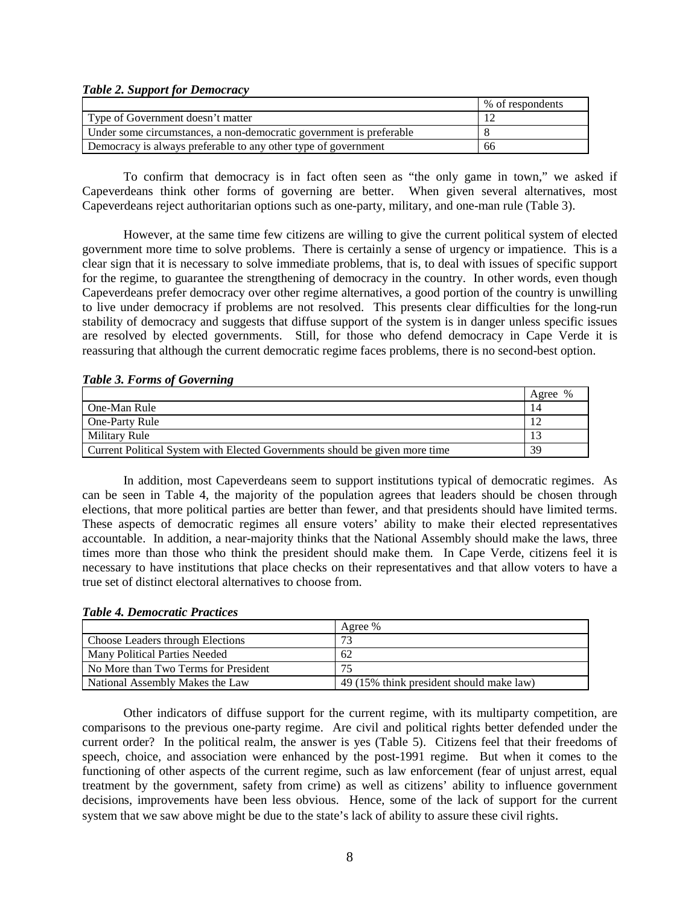***Table 2. Support for Democracy***

| | % of respondents |
|---|---|
| Type of Government doesn't matter | 12 |
| Under some circumstances, a non-democratic government is preferable | 8 |
| Democracy is always preferable to any other type of government | 66 |

To confirm that democracy is in fact often seen as "the only game in town," we asked if Capeverdeans think other forms of governing are better. When given several alternatives, most Capeverdeans reject authoritarian options such as one-party, military, and one-man rule (Table 3).

However, at the same time few citizens are willing to give the current political system of elected government more time to solve problems. There is certainly a sense of urgency or impatience. This is a clear sign that it is necessary to solve immediate problems, that is, to deal with issues of specific support for the regime, to guarantee the strengthening of democracy in the country. In other words, even though Capeverdeans prefer democracy over other regime alternatives, a good portion of the country is unwilling to live under democracy if problems are not resolved. This presents clear difficulties for the long-run stability of democracy and suggests that diffuse support of the system is in danger unless specific issues are resolved by elected governments. Still, for those who defend democracy in Cape Verde it is reassuring that although the current democratic regime faces problems, there is no second-best option.

***Table 3. Forms of Governing***

| | Agree % |
|---|---|
| One-Man Rule | 14 |
| One-Party Rule | 12 |
| Military Rule | 13 |
| Current Political System with Elected Governments should be given more time | 39 |

In addition, most Capeverdeans seem to support institutions typical of democratic regimes. As can be seen in Table 4, the majority of the population agrees that leaders should be chosen through elections, that more political parties are better than fewer, and that presidents should have limited terms. These aspects of democratic regimes all ensure voters' ability to make their elected representatives accountable. In addition, a near-majority thinks that the National Assembly should make the laws, three times more than those who think the president should make them. In Cape Verde, citizens feel it is necessary to have institutions that place checks on their representatives and that allow voters to have a true set of distinct electoral alternatives to choose from.

***Table 4. Democratic Practices***

| | Agree % |
|---|---|
| Choose Leaders through Elections | 73 |
| Many Political Parties Needed | 62 |
| No More than Two Terms for President | 75 |
| National Assembly Makes the Law | 49 (15% think president should make law) |

Other indicators of diffuse support for the current regime, with its multiparty competition, are comparisons to the previous one-party regime. Are civil and political rights better defended under the current order? In the political realm, the answer is yes (Table 5). Citizens feel that their freedoms of speech, choice, and association were enhanced by the post-1991 regime. But when it comes to the functioning of other aspects of the current regime, such as law enforcement (fear of unjust arrest, equal treatment by the government, safety from crime) as well as citizens' ability to influence government decisions, improvements have been less obvious. Hence, some of the lack of support for the current system that we saw above might be due to the state's lack of ability to assure these civil rights.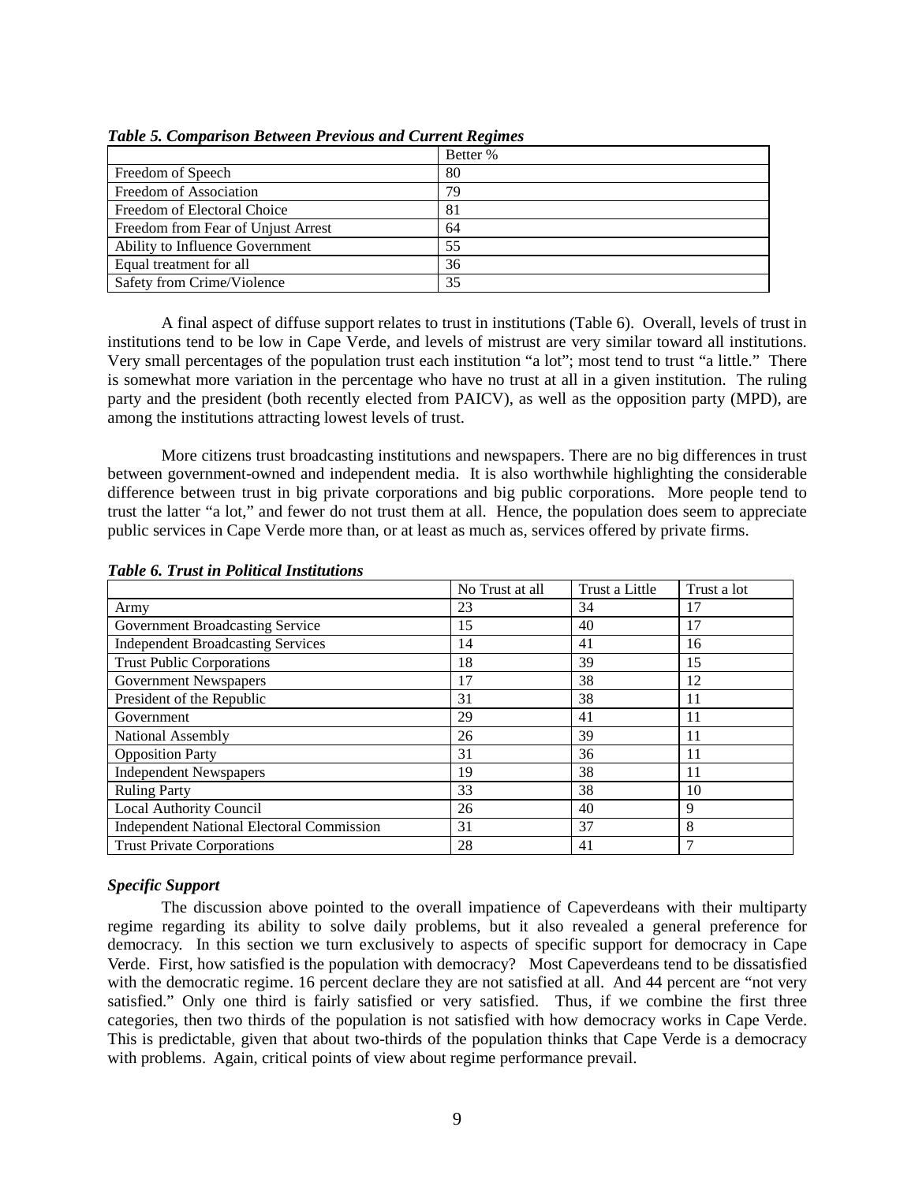***Table 5. Comparison Between Previous and Current Regimes***

| | Better % |
|---|---|
| Freedom of Speech | 80 |
| Freedom of Association | 79 |
| Freedom of Electoral Choice | 81 |
| Freedom from Fear of Unjust Arrest | 64 |
| Ability to Influence Government | 55 |
| Equal treatment for all | 36 |
| Safety from Crime/Violence | 35 |

A final aspect of diffuse support relates to trust in institutions (Table 6). Overall, levels of trust in institutions tend to be low in Cape Verde, and levels of mistrust are very similar toward all institutions. Very small percentages of the population trust each institution "a lot"; most tend to trust "a little." There is somewhat more variation in the percentage who have no trust at all in a given institution. The ruling party and the president (both recently elected from PAICV), as well as the opposition party (MPD), are among the institutions attracting lowest levels of trust.

More citizens trust broadcasting institutions and newspapers. There are no big differences in trust between government-owned and independent media. It is also worthwhile highlighting the considerable difference between trust in big private corporations and big public corporations. More people tend to trust the latter "a lot," and fewer do not trust them at all. Hence, the population does seem to appreciate public services in Cape Verde more than, or at least as much as, services offered by private firms.

***Table 6. Trust in Political Institutions***

| | No Trust at all | Trust a Little | Trust a lot |
|---|---|---|---|
| Army | 23 | 34 | 17 |
| Government Broadcasting Service | 15 | 40 | 17 |
| Independent Broadcasting Services | 14 | 41 | 16 |
| Trust Public Corporations | 18 | 39 | 15 |
| Government Newspapers | 17 | 38 | 12 |
| President of the Republic | 31 | 38 | 11 |
| Government | 29 | 41 | 11 |
| National Assembly | 26 | 39 | 11 |
| Opposition Party | 31 | 36 | 11 |
| Independent Newspapers | 19 | 38 | 11 |
| Ruling Party | 33 | 38 | 10 |
| Local Authority Council | 26 | 40 | 9 |
| Independent National Electoral Commission | 31 | 37 | 8 |
| Trust Private Corporations | 28 | 41 | 7 |

***Specific Support***

The discussion above pointed to the overall impatience of Capeverdeans with their multiparty regime regarding its ability to solve daily problems, but it also revealed a general preference for democracy. In this section we turn exclusively to aspects of specific support for democracy in Cape Verde. First, how satisfied is the population with democracy? Most Capeverdeans tend to be dissatisfied with the democratic regime. 16 percent declare they are not satisfied at all. And 44 percent are "not very satisfied." Only one third is fairly satisfied or very satisfied. Thus, if we combine the first three categories, then two thirds of the population is not satisfied with how democracy works in Cape Verde. This is predictable, given that about two-thirds of the population thinks that Cape Verde is a democracy with problems. Again, critical points of view about regime performance prevail.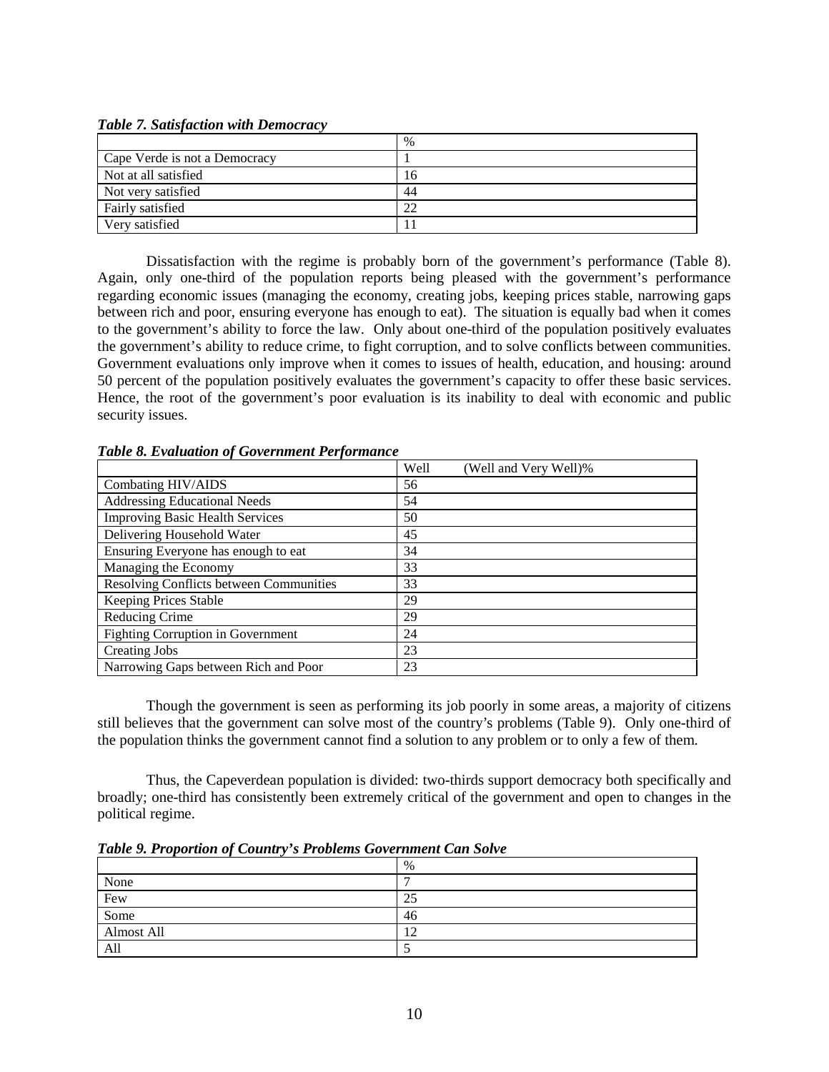***Table 7. Satisfaction with Democracy***

| | % |
|---|---|
| Cape Verde is not a Democracy | 1 |
| Not at all satisfied | 16 |
| Not very satisfied | 44 |
| Fairly satisfied | 22 |
| Very satisfied | 11 |

Dissatisfaction with the regime is probably born of the government's performance (Table 8). Again, only one-third of the population reports being pleased with the government's performance regarding economic issues (managing the economy, creating jobs, keeping prices stable, narrowing gaps between rich and poor, ensuring everyone has enough to eat). The situation is equally bad when it comes to the government's ability to force the law. Only about one-third of the population positively evaluates the government's ability to reduce crime, to fight corruption, and to solve conflicts between communities. Government evaluations only improve when it comes to issues of health, education, and housing: around 50 percent of the population positively evaluates the government's capacity to offer these basic services. Hence, the root of the government's poor evaluation is its inability to deal with economic and public security issues.

***Table 8. Evaluation of Government Performance***

| | Well (Well and Very Well)% |
|---|---|
| Combating HIV/AIDS | 56 |
| Addressing Educational Needs | 54 |
| Improving Basic Health Services | 50 |
| Delivering Household Water | 45 |
| Ensuring Everyone has enough to eat | 34 |
| Managing the Economy | 33 |
| Resolving Conflicts between Communities | 33 |
| Keeping Prices Stable | 29 |
| Reducing Crime | 29 |
| Fighting Corruption in Government | 24 |
| Creating Jobs | 23 |
| Narrowing Gaps between Rich and Poor | 23 |

Though the government is seen as performing its job poorly in some areas, a majority of citizens still believes that the government can solve most of the country's problems (Table 9). Only one-third of the population thinks the government cannot find a solution to any problem or to only a few of them.

Thus, the Capeverdean population is divided: two-thirds support democracy both specifically and broadly; one-third has consistently been extremely critical of the government and open to changes in the political regime.

***Table 9. Proportion of Country's Problems Government Can Solve***

| | % |
|---|---|
| None | 7 |
| Few | 25 |
| Some | 46 |
| Almost All | 12 |
| All | 5 |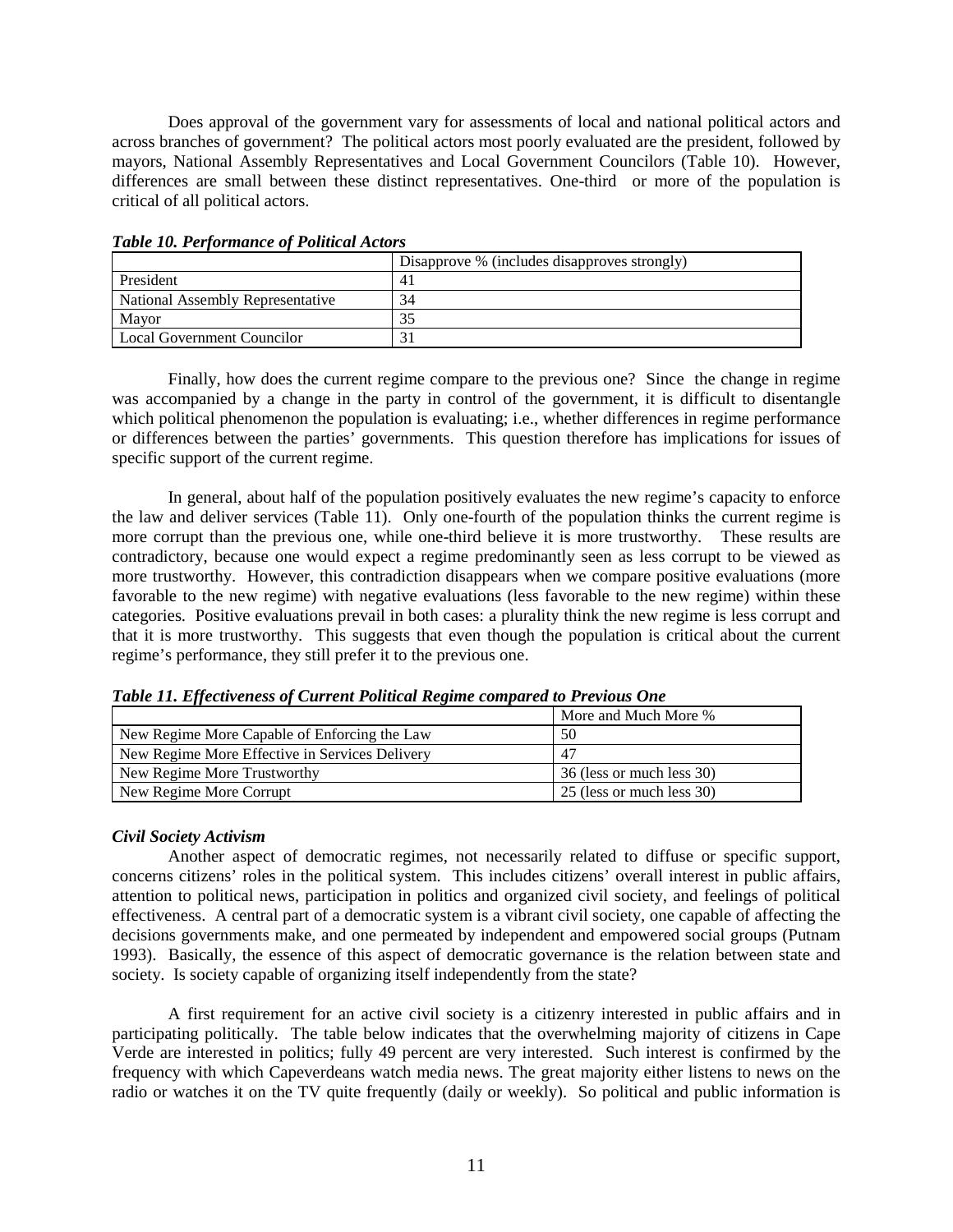Does approval of the government vary for assessments of local and national political actors and across branches of government? The political actors most poorly evaluated are the president, followed by mayors, National Assembly Representatives and Local Government Councilors (Table 10). However, differences are small between these distinct representatives. One-third or more of the population is critical of all political actors.

***Table 10. Performance of Political Actors***

| | Disapprove % (includes disapproves strongly) |
|---|---|
| President | 41 |
| National Assembly Representative | 34 |
| Mayor | 35 |
| Local Government Councilor | 31 |

Finally, how does the current regime compare to the previous one? Since the change in regime was accompanied by a change in the party in control of the government, it is difficult to disentangle which political phenomenon the population is evaluating; i.e., whether differences in regime performance or differences between the parties' governments. This question therefore has implications for issues of specific support of the current regime.

In general, about half of the population positively evaluates the new regime's capacity to enforce the law and deliver services (Table 11). Only one-fourth of the population thinks the current regime is more corrupt than the previous one, while one-third believe it is more trustworthy. These results are contradictory, because one would expect a regime predominantly seen as less corrupt to be viewed as more trustworthy. However, this contradiction disappears when we compare positive evaluations (more favorable to the new regime) with negative evaluations (less favorable to the new regime) within these categories. Positive evaluations prevail in both cases: a plurality think the new regime is less corrupt and that it is more trustworthy. This suggests that even though the population is critical about the current regime's performance, they still prefer it to the previous one.

***Table 11. Effectiveness of Current Political Regime compared to Previous One***

| | More and Much More % |
|---|---|
| New Regime More Capable of Enforcing the Law | 50 |
| New Regime More Effective in Services Delivery | 47 |
| New Regime More Trustworthy | 36 (less or much less 30) |
| New Regime More Corrupt | 25 (less or much less 30) |

***Civil Society Activism***

Another aspect of democratic regimes, not necessarily related to diffuse or specific support, concerns citizens' roles in the political system. This includes citizens' overall interest in public affairs, attention to political news, participation in politics and organized civil society, and feelings of political effectiveness. A central part of a democratic system is a vibrant civil society, one capable of affecting the decisions governments make, and one permeated by independent and empowered social groups (Putnam 1993). Basically, the essence of this aspect of democratic governance is the relation between state and society. Is society capable of organizing itself independently from the state?

A first requirement for an active civil society is a citizenry interested in public affairs and in participating politically. The table below indicates that the overwhelming majority of citizens in Cape Verde are interested in politics; fully 49 percent are very interested. Such interest is confirmed by the frequency with which Capeverdeans watch media news. The great majority either listens to news on the radio or watches it on the TV quite frequently (daily or weekly). So political and public information is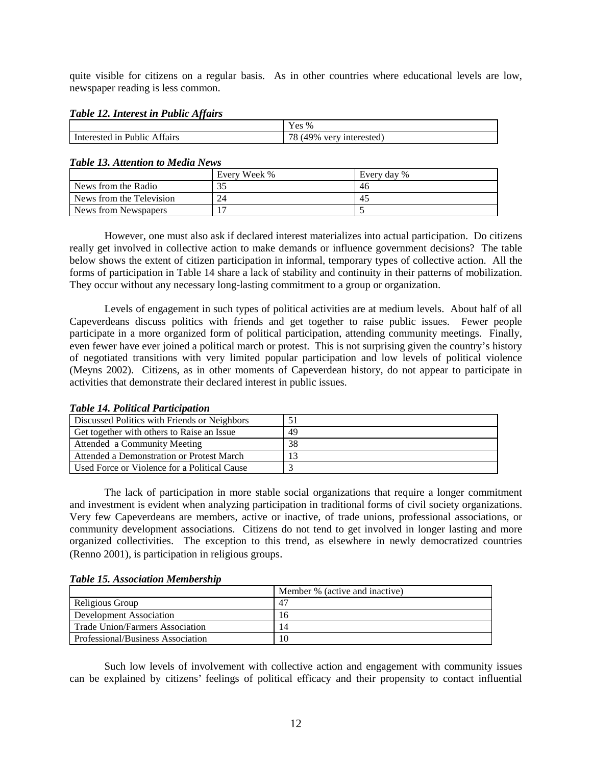quite visible for citizens on a regular basis. As in other countries where educational levels are low, newspaper reading is less common.

***Table 12. Interest in Public Affairs***

| | Yes % |
|---|---|
| Interested in Public Affairs | 78 (49% very interested) |

***Table 13. Attention to Media News***

| | Every Week % | Every day % |
|---|---|---|
| News from the Radio | 35 | 46 |
| News from the Television | 24 | 45 |
| News from Newspapers | 17 | 5 |

However, one must also ask if declared interest materializes into actual participation. Do citizens really get involved in collective action to make demands or influence government decisions? The table below shows the extent of citizen participation in informal, temporary types of collective action. All the forms of participation in Table 14 share a lack of stability and continuity in their patterns of mobilization. They occur without any necessary long-lasting commitment to a group or organization.

Levels of engagement in such types of political activities are at medium levels. About half of all Capeverdeans discuss politics with friends and get together to raise public issues. Fewer people participate in a more organized form of political participation, attending community meetings. Finally, even fewer have ever joined a political march or protest. This is not surprising given the country's history of negotiated transitions with very limited popular participation and low levels of political violence (Meyns 2002). Citizens, as in other moments of Capeverdean history, do not appear to participate in activities that demonstrate their declared interest in public issues.

***Table 14. Political Participation***

| | |
|---|---|
| Discussed Politics with Friends or Neighbors | 51 |
| Get together with others to Raise an Issue | 49 |
| Attended a Community Meeting | 38 |
| Attended a Demonstration or Protest March | 13 |
| Used Force or Violence for a Political Cause | 3 |

The lack of participation in more stable social organizations that require a longer commitment and investment is evident when analyzing participation in traditional forms of civil society organizations. Very few Capeverdeans are members, active or inactive, of trade unions, professional associations, or community development associations. Citizens do not tend to get involved in longer lasting and more organized collectivities. The exception to this trend, as elsewhere in newly democratized countries (Renno 2001), is participation in religious groups.

***Table 15. Association Membership***

| | Member % (active and inactive) |
|---|---|
| Religious Group | 47 |
| Development Association | 16 |
| Trade Union/Farmers Association | 14 |
| Professional/Business Association | 10 |

Such low levels of involvement with collective action and engagement with community issues can be explained by citizens' feelings of political efficacy and their propensity to contact influential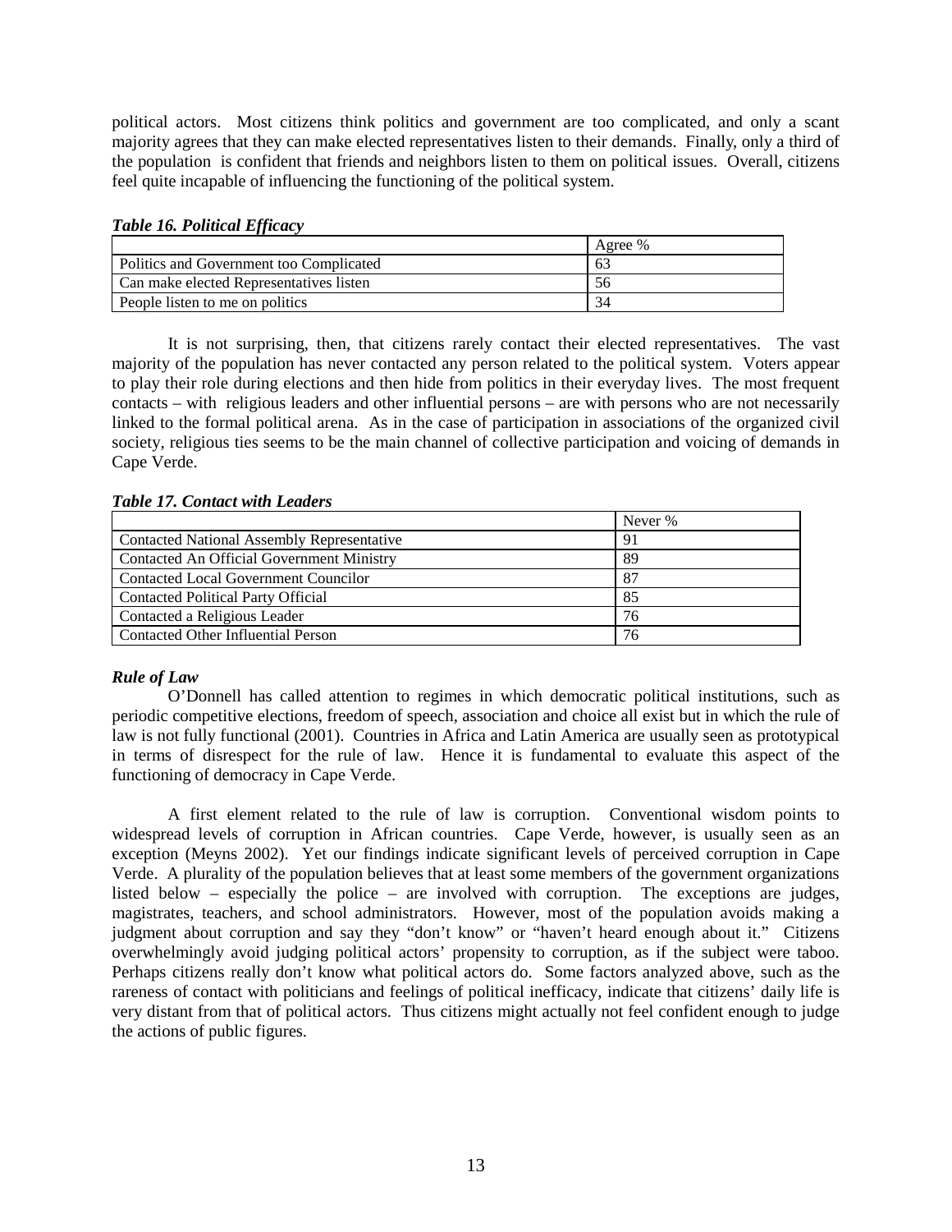political actors. Most citizens think politics and government are too complicated, and only a scant majority agrees that they can make elected representatives listen to their demands. Finally, only a third of the population is confident that friends and neighbors listen to them on political issues. Overall, citizens feel quite incapable of influencing the functioning of the political system.

***Table 16. Political Efficacy***

| | Agree % |
|---|---|
| Politics and Government too Complicated | 63 |
| Can make elected Representatives listen | 56 |
| People listen to me on politics | 34 |

It is not surprising, then, that citizens rarely contact their elected representatives. The vast majority of the population has never contacted any person related to the political system. Voters appear to play their role during elections and then hide from politics in their everyday lives. The most frequent contacts – with religious leaders and other influential persons – are with persons who are not necessarily linked to the formal political arena. As in the case of participation in associations of the organized civil society, religious ties seems to be the main channel of collective participation and voicing of demands in Cape Verde.

***Table 17. Contact with Leaders***

| | Never % |
|---|---|
| Contacted National Assembly Representative | 91 |
| Contacted An Official Government Ministry | 89 |
| Contacted Local Government Councilor | 87 |
| Contacted Political Party Official | 85 |
| Contacted a Religious Leader | 76 |
| Contacted Other Influential Person | 76 |

***Rule of Law***

O'Donnell has called attention to regimes in which democratic political institutions, such as periodic competitive elections, freedom of speech, association and choice all exist but in which the rule of law is not fully functional (2001). Countries in Africa and Latin America are usually seen as prototypical in terms of disrespect for the rule of law. Hence it is fundamental to evaluate this aspect of the functioning of democracy in Cape Verde.

A first element related to the rule of law is corruption. Conventional wisdom points to widespread levels of corruption in African countries. Cape Verde, however, is usually seen as an exception (Meyns 2002). Yet our findings indicate significant levels of perceived corruption in Cape Verde. A plurality of the population believes that at least some members of the government organizations listed below – especially the police – are involved with corruption. The exceptions are judges, magistrates, teachers, and school administrators. However, most of the population avoids making a judgment about corruption and say they "don't know" or "haven't heard enough about it." Citizens overwhelmingly avoid judging political actors' propensity to corruption, as if the subject were taboo. Perhaps citizens really don't know what political actors do. Some factors analyzed above, such as the rareness of contact with politicians and feelings of political inefficacy, indicate that citizens' daily life is very distant from that of political actors. Thus citizens might actually not feel confident enough to judge the actions of public figures.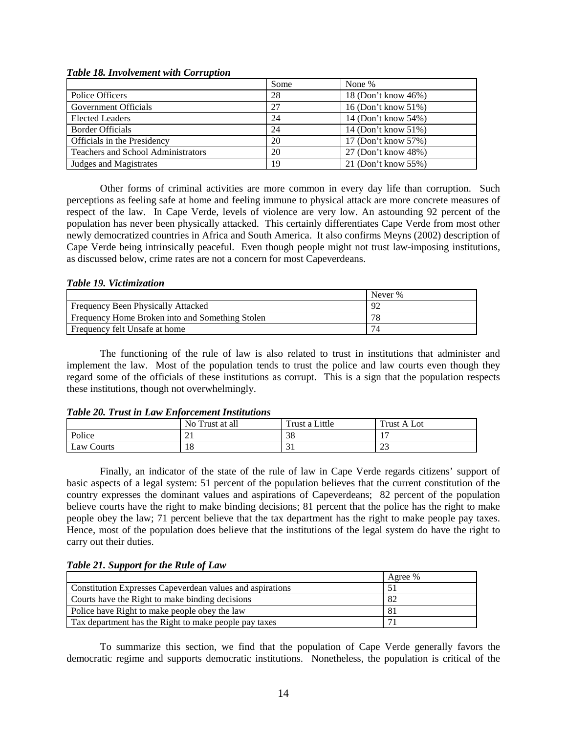***Table 18. Involvement with Corruption***

| | Some | None % |
|---|---|---|
| Police Officers | 28 | 18 (Don't know 46%) |
| Government Officials | 27 | 16 (Don't know 51%) |
| Elected Leaders | 24 | 14 (Don't know 54%) |
| Border Officials | 24 | 14 (Don't know 51%) |
| Officials in the Presidency | 20 | 17 (Don't know 57%) |
| Teachers and School Administrators | 20 | 27 (Don't know 48%) |
| Judges and Magistrates | 19 | 21 (Don't know 55%) |

Other forms of criminal activities are more common in every day life than corruption. Such perceptions as feeling safe at home and feeling immune to physical attack are more concrete measures of respect of the law. In Cape Verde, levels of violence are very low. An astounding 92 percent of the population has never been physically attacked. This certainly differentiates Cape Verde from most other newly democratized countries in Africa and South America. It also confirms Meyns (2002) description of Cape Verde being intrinsically peaceful. Even though people might not trust law-imposing institutions, as discussed below, crime rates are not a concern for most Capeverdeans.

***Table 19. Victimization***

| | Never % |
|---|---|
| Frequency Been Physically Attacked | 92 |
| Frequency Home Broken into and Something Stolen | 78 |
| Frequency felt Unsafe at home | 74 |

The functioning of the rule of law is also related to trust in institutions that administer and implement the law. Most of the population tends to trust the police and law courts even though they regard some of the officials of these institutions as corrupt. This is a sign that the population respects these institutions, though not overwhelmingly.

***Table 20. Trust in Law Enforcement Institutions***

| | No Trust at all | Trust a Little | Trust A Lot |
|---|---|---|---|
| Police | 21 | 38 | 17 |
| Law Courts | 18 | 31 | 23 |

Finally, an indicator of the state of the rule of law in Cape Verde regards citizens' support of basic aspects of a legal system: 51 percent of the population believes that the current constitution of the country expresses the dominant values and aspirations of Capeverdeans; 82 percent of the population believe courts have the right to make binding decisions; 81 percent that the police has the right to make people obey the law; 71 percent believe that the tax department has the right to make people pay taxes. Hence, most of the population does believe that the institutions of the legal system do have the right to carry out their duties.

***Table 21. Support for the Rule of Law***

| | Agree % |
|---|---|
| Constitution Expresses Capeverdean values and aspirations | 51 |
| Courts have the Right to make binding decisions | 82 |
| Police have Right to make people obey the law | 81 |
| Tax department has the Right to make people pay taxes | 71 |

To summarize this section, we find that the population of Cape Verde generally favors the democratic regime and supports democratic institutions. Nonetheless, the population is critical of the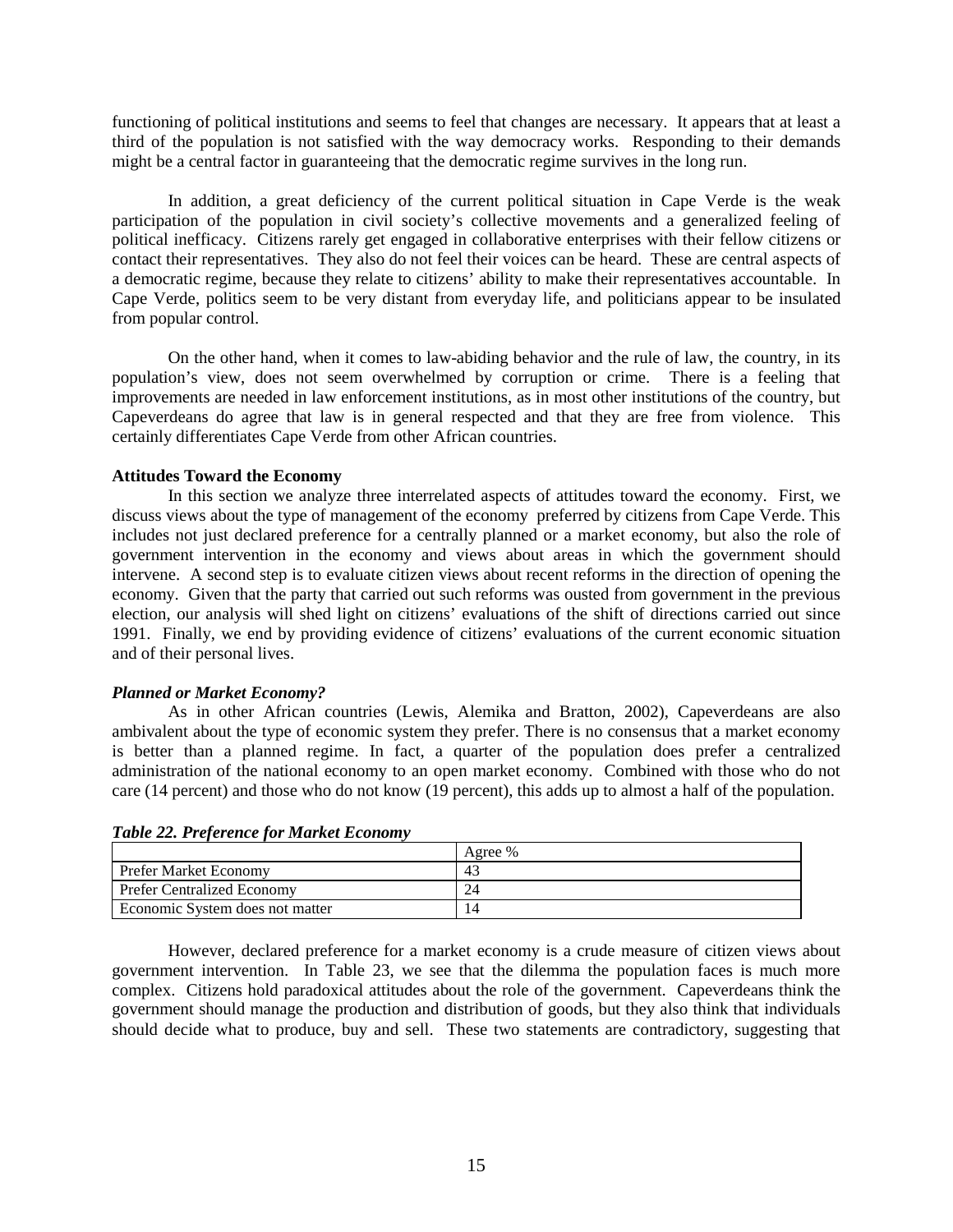functioning of political institutions and seems to feel that changes are necessary. It appears that at least a third of the population is not satisfied with the way democracy works. Responding to their demands might be a central factor in guaranteeing that the democratic regime survives in the long run.

In addition, a great deficiency of the current political situation in Cape Verde is the weak participation of the population in civil society's collective movements and a generalized feeling of political inefficacy. Citizens rarely get engaged in collaborative enterprises with their fellow citizens or contact their representatives. They also do not feel their voices can be heard. These are central aspects of a democratic regime, because they relate to citizens' ability to make their representatives accountable. In Cape Verde, politics seem to be very distant from everyday life, and politicians appear to be insulated from popular control.

On the other hand, when it comes to law-abiding behavior and the rule of law, the country, in its population's view, does not seem overwhelmed by corruption or crime. There is a feeling that improvements are needed in law enforcement institutions, as in most other institutions of the country, but Capeverdeans do agree that law is in general respected and that they are free from violence. This certainly differentiates Cape Verde from other African countries.

**Attitudes Toward the Economy**

In this section we analyze three interrelated aspects of attitudes toward the economy. First, we discuss views about the type of management of the economy preferred by citizens from Cape Verde. This includes not just declared preference for a centrally planned or a market economy, but also the role of government intervention in the economy and views about areas in which the government should intervene. A second step is to evaluate citizen views about recent reforms in the direction of opening the economy. Given that the party that carried out such reforms was ousted from government in the previous election, our analysis will shed light on citizens' evaluations of the shift of directions carried out since 1991. Finally, we end by providing evidence of citizens' evaluations of the current economic situation and of their personal lives.

***Planned or Market Economy?***

As in other African countries (Lewis, Alemika and Bratton, 2002), Capeverdeans are also ambivalent about the type of economic system they prefer. There is no consensus that a market economy is better than a planned regime. In fact, a quarter of the population does prefer a centralized administration of the national economy to an open market economy. Combined with those who do not care (14 percent) and those who do not know (19 percent), this adds up to almost a half of the population.

***Table 22. Preference for Market Economy***

| | Agree % |
|---|---|
| Prefer Market Economy | 43 |
| Prefer Centralized Economy | 24 |
| Economic System does not matter | 14 |

However, declared preference for a market economy is a crude measure of citizen views about government intervention. In Table 23, we see that the dilemma the population faces is much more complex. Citizens hold paradoxical attitudes about the role of the government. Capeverdeans think the government should manage the production and distribution of goods, but they also think that individuals should decide what to produce, buy and sell. These two statements are contradictory, suggesting that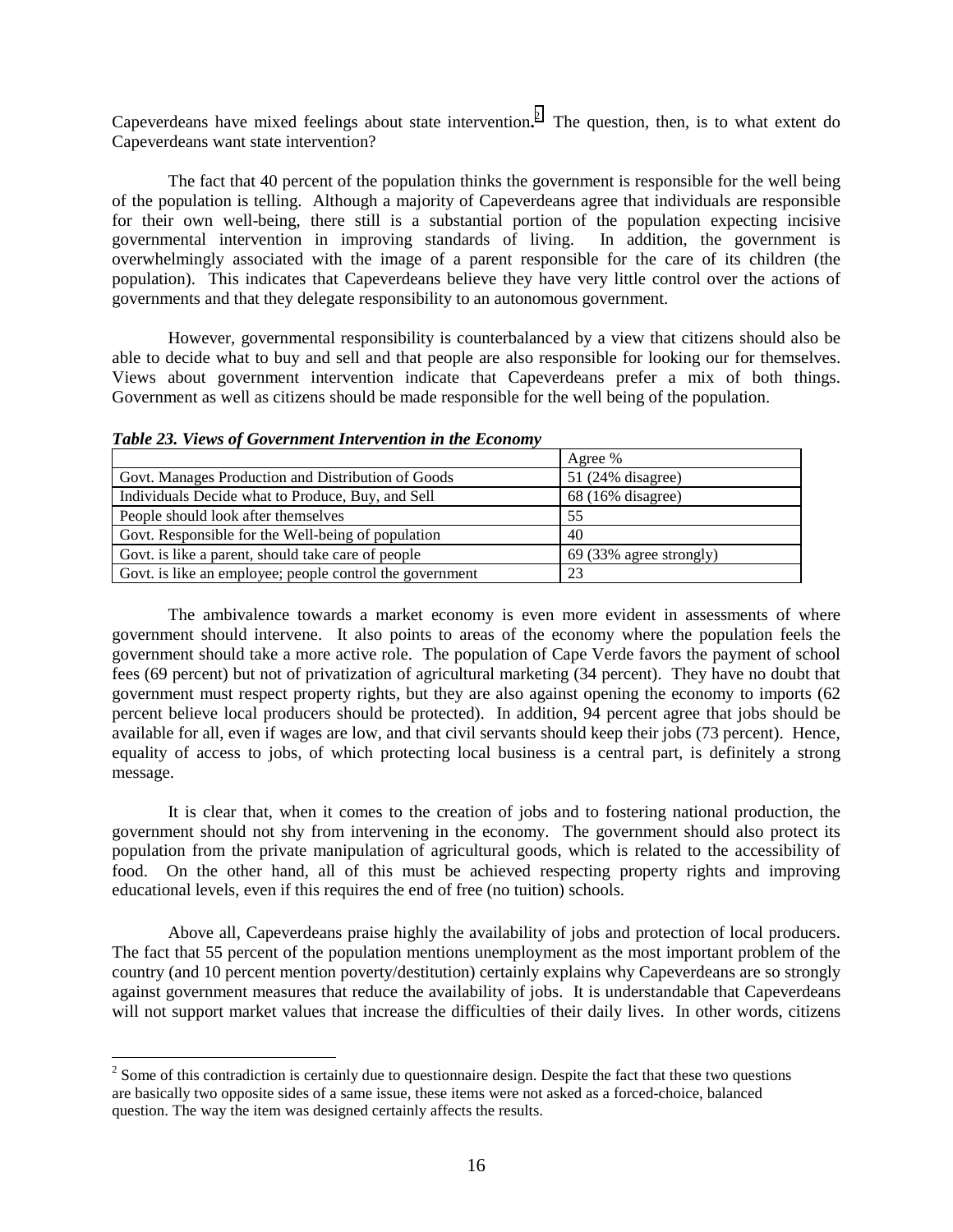Capeverdeans have mixed feelings about state intervention.[2] The question, then, is to what extent do Capeverdeans want state intervention?

The fact that 40 percent of the population thinks the government is responsible for the well being of the population is telling. Although a majority of Capeverdeans agree that individuals are responsible for their own well-being, there still is a substantial portion of the population expecting incisive governmental intervention in improving standards of living. In addition, the government is overwhelmingly associated with the image of a parent responsible for the care of its children (the population). This indicates that Capeverdeans believe they have very little control over the actions of governments and that they delegate responsibility to an autonomous government.

However, governmental responsibility is counterbalanced by a view that citizens should also be able to decide what to buy and sell and that people are also responsible for looking our for themselves. Views about government intervention indicate that Capeverdeans prefer a mix of both things. Government as well as citizens should be made responsible for the well being of the population.

***Table 23. Views of Government Intervention in the Economy***

| | Agree % |
|---|---|
| Govt. Manages Production and Distribution of Goods | 51 (24% disagree) |
| Individuals Decide what to Produce, Buy, and Sell | 68 (16% disagree) |
| People should look after themselves | 55 |
| Govt. Responsible for the Well-being of population | 40 |
| Govt. is like a parent, should take care of people | 69 (33% agree strongly) |
| Govt. is like an employee; people control the government | 23 |

The ambivalence towards a market economy is even more evident in assessments of where government should intervene. It also points to areas of the economy where the population feels the government should take a more active role. The population of Cape Verde favors the payment of school fees (69 percent) but not of privatization of agricultural marketing (34 percent). They have no doubt that government must respect property rights, but they are also against opening the economy to imports (62 percent believe local producers should be protected). In addition, 94 percent agree that jobs should be available for all, even if wages are low, and that civil servants should keep their jobs (73 percent). Hence, equality of access to jobs, of which protecting local business is a central part, is definitely a strong message.

It is clear that, when it comes to the creation of jobs and to fostering national production, the government should not shy from intervening in the economy. The government should also protect its population from the private manipulation of agricultural goods, which is related to the accessibility of food. On the other hand, all of this must be achieved respecting property rights and improving educational levels, even if this requires the end of free (no tuition) schools.

Above all, Capeverdeans praise highly the availability of jobs and protection of local producers. The fact that 55 percent of the population mentions unemployment as the most important problem of the country (and 10 percent mention poverty/destitution) certainly explains why Capeverdeans are so strongly against government measures that reduce the availability of jobs. It is understandable that Capeverdeans will not support market values that increase the difficulties of their daily lives. In other words, citizens

[2] Some of this contradiction is certainly due to questionnaire design. Despite the fact that these two questions are basically two opposite sides of a same issue, these items were not asked as a forced-choice, balanced question. The way the item was designed certainly affects the results.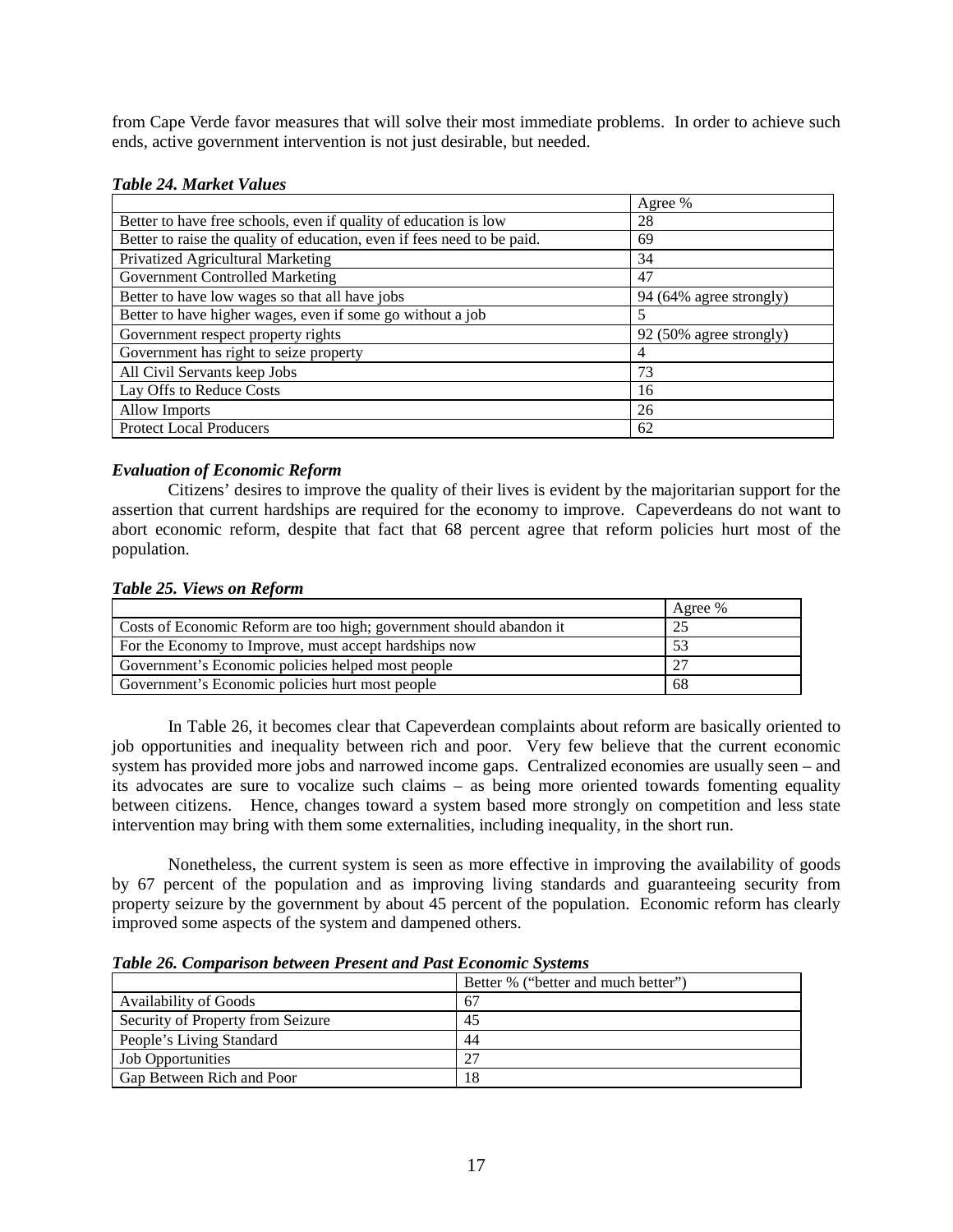from Cape Verde favor measures that will solve their most immediate problems. In order to achieve such ends, active government intervention is not just desirable, but needed.

***Table 24. Market Values***

| | Agree % |
|---|---|
| Better to have free schools, even if quality of education is low | 28 |
| Better to raise the quality of education, even if fees need to be paid. | 69 |
| Privatized Agricultural Marketing | 34 |
| Government Controlled Marketing | 47 |
| Better to have low wages so that all have jobs | 94 (64% agree strongly) |
| Better to have higher wages, even if some go without a job | 5 |
| Government respect property rights | 92 (50% agree strongly) |
| Government has right to seize property | 4 |
| All Civil Servants keep Jobs | 73 |
| Lay Offs to Reduce Costs | 16 |
| Allow Imports | 26 |
| Protect Local Producers | 62 |

***Evaluation of Economic Reform***

Citizens' desires to improve the quality of their lives is evident by the majoritarian support for the assertion that current hardships are required for the economy to improve. Capeverdeans do not want to abort economic reform, despite that fact that 68 percent agree that reform policies hurt most of the population.

***Table 25. Views on Reform***

| | Agree % |
|---|---|
| Costs of Economic Reform are too high; government should abandon it | 25 |
| For the Economy to Improve, must accept hardships now | 53 |
| Government's Economic policies helped most people | 27 |
| Government's Economic policies hurt most people | 68 |

In Table 26, it becomes clear that Capeverdean complaints about reform are basically oriented to job opportunities and inequality between rich and poor. Very few believe that the current economic system has provided more jobs and narrowed income gaps. Centralized economies are usually seen – and its advocates are sure to vocalize such claims – as being more oriented towards fomenting equality between citizens. Hence, changes toward a system based more strongly on competition and less state intervention may bring with them some externalities, including inequality, in the short run.

Nonetheless, the current system is seen as more effective in improving the availability of goods by 67 percent of the population and as improving living standards and guaranteeing security from property seizure by the government by about 45 percent of the population. Economic reform has clearly improved some aspects of the system and dampened others.

***Table 26. Comparison between Present and Past Economic Systems***

| | Better % ("better and much better") |
|---|---|
| Availability of Goods | 67 |
| Security of Property from Seizure | 45 |
| People's Living Standard | 44 |
| Job Opportunities | 27 |
| Gap Between Rich and Poor | 18 |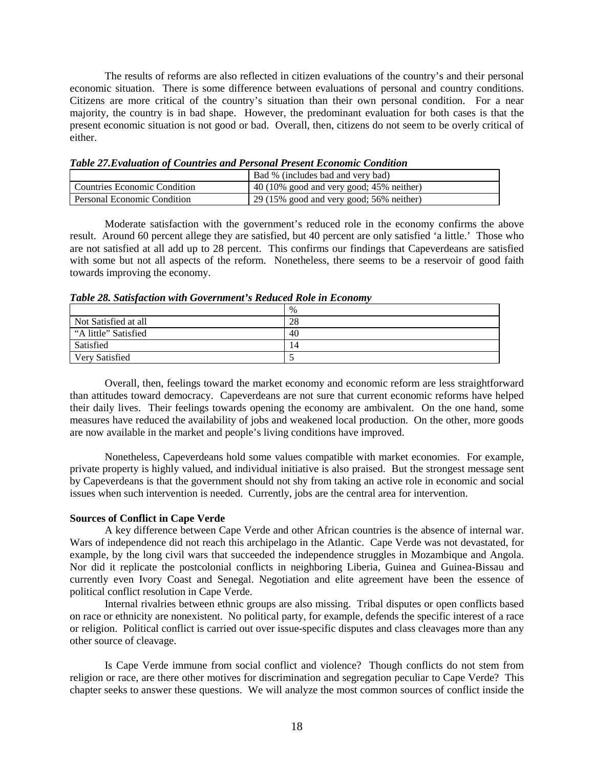The results of reforms are also reflected in citizen evaluations of the country's and their personal economic situation. There is some difference between evaluations of personal and country conditions. Citizens are more critical of the country's situation than their own personal condition. For a near majority, the country is in bad shape. However, the predominant evaluation for both cases is that the present economic situation is not good or bad. Overall, then, citizens do not seem to be overly critical of either.

***Table 27.Evaluation of Countries and Personal Present Economic Condition***

| | Bad % (includes bad and very bad) |
|---|---|
| Countries Economic Condition | 40 (10% good and very good; 45% neither) |
| Personal Economic Condition | 29 (15% good and very good; 56% neither) |

Moderate satisfaction with the government's reduced role in the economy confirms the above result. Around 60 percent allege they are satisfied, but 40 percent are only satisfied 'a little.' Those who are not satisfied at all add up to 28 percent. This confirms our findings that Capeverdeans are satisfied with some but not all aspects of the reform. Nonetheless, there seems to be a reservoir of good faith towards improving the economy.

***Table 28. Satisfaction with Government's Reduced Role in Economy***

| | % |
|---|---|
| Not Satisfied at all | 28 |
| "A little" Satisfied | 40 |
| Satisfied | 14 |
| Very Satisfied | 5 |

Overall, then, feelings toward the market economy and economic reform are less straightforward than attitudes toward democracy. Capeverdeans are not sure that current economic reforms have helped their daily lives. Their feelings towards opening the economy are ambivalent. On the one hand, some measures have reduced the availability of jobs and weakened local production. On the other, more goods are now available in the market and people's living conditions have improved.

Nonetheless, Capeverdeans hold some values compatible with market economies. For example, private property is highly valued, and individual initiative is also praised. But the strongest message sent by Capeverdeans is that the government should not shy from taking an active role in economic and social issues when such intervention is needed. Currently, jobs are the central area for intervention.

**Sources of Conflict in Cape Verde**

A key difference between Cape Verde and other African countries is the absence of internal war. Wars of independence did not reach this archipelago in the Atlantic. Cape Verde was not devastated, for example, by the long civil wars that succeeded the independence struggles in Mozambique and Angola. Nor did it replicate the postcolonial conflicts in neighboring Liberia, Guinea and Guinea-Bissau and currently even Ivory Coast and Senegal. Negotiation and elite agreement have been the essence of political conflict resolution in Cape Verde.

Internal rivalries between ethnic groups are also missing. Tribal disputes or open conflicts based on race or ethnicity are nonexistent. No political party, for example, defends the specific interest of a race or religion. Political conflict is carried out over issue-specific disputes and class cleavages more than any other source of cleavage.

Is Cape Verde immune from social conflict and violence? Though conflicts do not stem from religion or race, are there other motives for discrimination and segregation peculiar to Cape Verde? This chapter seeks to answer these questions. We will analyze the most common sources of conflict inside the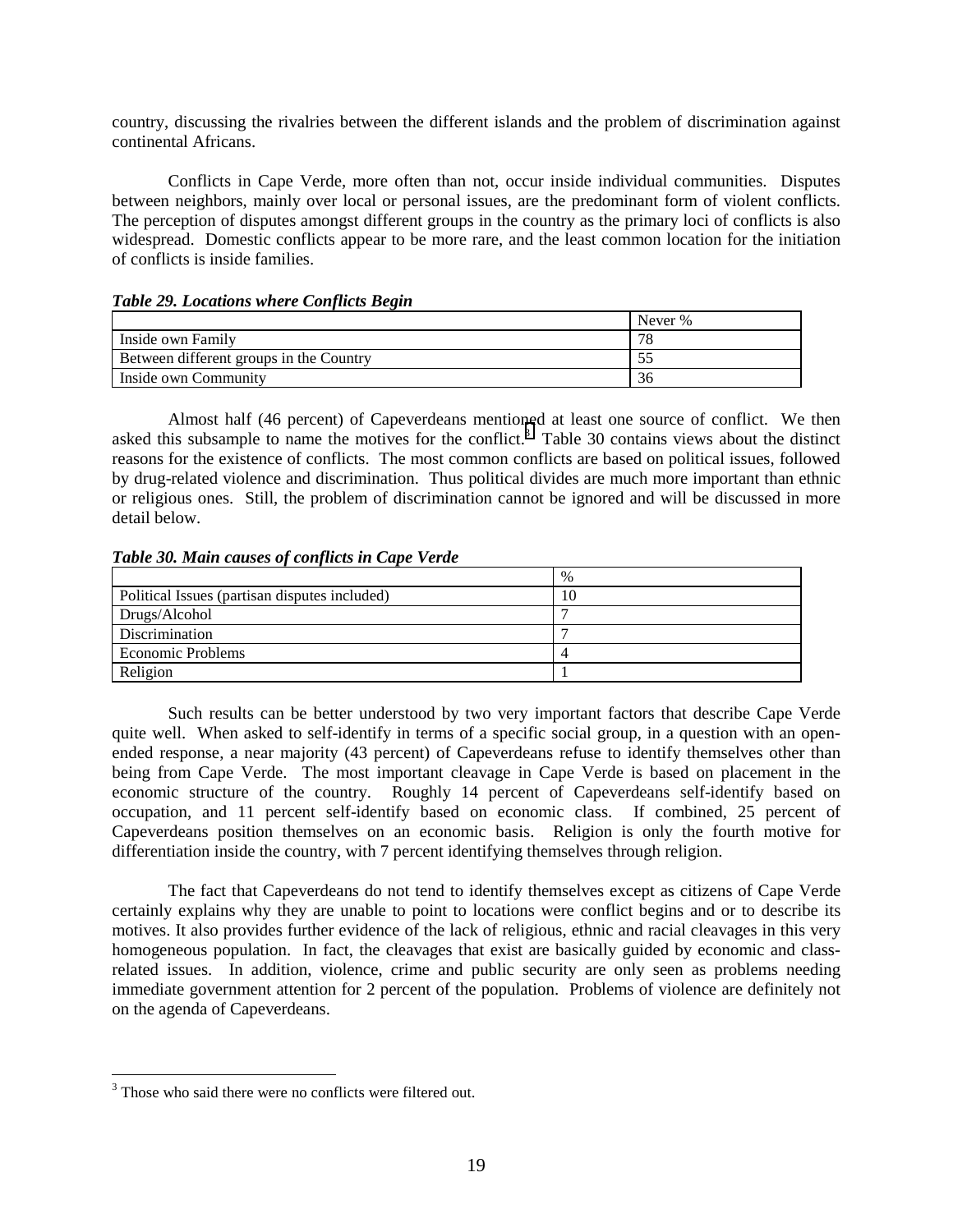country, discussing the rivalries between the different islands and the problem of discrimination against continental Africans.

Conflicts in Cape Verde, more often than not, occur inside individual communities. Disputes between neighbors, mainly over local or personal issues, are the predominant form of violent conflicts. The perception of disputes amongst different groups in the country as the primary loci of conflicts is also widespread. Domestic conflicts appear to be more rare, and the least common location for the initiation of conflicts is inside families.

***Table 29. Locations where Conflicts Begin***

| | Never % |
|---|---|
| Inside own Family | 78 |
| Between different groups in the Country | 55 |
| Inside own Community | 36 |

Almost half (46 percent) of Capeverdeans mentioned at least one source of conflict. We then asked this subsample to name the motives for the conflict.[3] Table 30 contains views about the distinct reasons for the existence of conflicts. The most common conflicts are based on political issues, followed by drug-related violence and discrimination. Thus political divides are much more important than ethnic or religious ones. Still, the problem of discrimination cannot be ignored and will be discussed in more detail below.

***Table 30. Main causes of conflicts in Cape Verde***

| | % |
|---|---|
| Political Issues (partisan disputes included) | 10 |
| Drugs/Alcohol | 7 |
| Discrimination | 7 |
| Economic Problems | 4 |
| Religion | 1 |

Such results can be better understood by two very important factors that describe Cape Verde quite well. When asked to self-identify in terms of a specific social group, in a question with an open-ended response, a near majority (43 percent) of Capeverdeans refuse to identify themselves other than being from Cape Verde. The most important cleavage in Cape Verde is based on placement in the economic structure of the country. Roughly 14 percent of Capeverdeans self-identify based on occupation, and 11 percent self-identify based on economic class. If combined, 25 percent of Capeverdeans position themselves on an economic basis. Religion is only the fourth motive for differentiation inside the country, with 7 percent identifying themselves through religion.

The fact that Capeverdeans do not tend to identify themselves except as citizens of Cape Verde certainly explains why they are unable to point to locations were conflict begins and or to describe its motives. It also provides further evidence of the lack of religious, ethnic and racial cleavages in this very homogeneous population. In fact, the cleavages that exist are basically guided by economic and class-related issues. In addition, violence, crime and public security are only seen as problems needing immediate government attention for 2 percent of the population. Problems of violence are definitely not on the agenda of Capeverdeans.

[3] Those who said there were no conflicts were filtered out.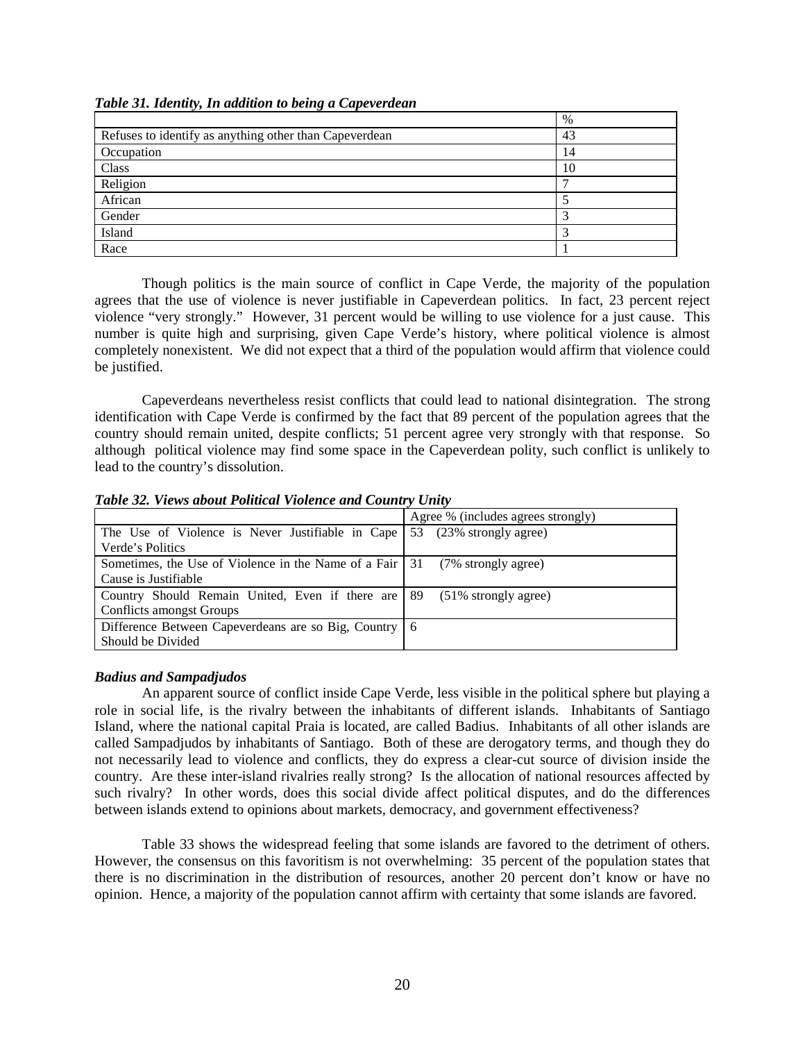*Table 31. Identity, In addition to being a Capeverdean*

| | % |
|---|---|
| Refuses to identify as anything other than Capeverdean | 43 |
| Occupation | 14 |
| Class | 10 |
| Religion | 7 |
| African | 5 |
| Gender | 3 |
| Island | 3 |
| Race | 1 |

Though politics is the main source of conflict in Cape Verde, the majority of the population agrees that the use of violence is never justifiable in Capeverdean politics. In fact, 23 percent reject violence "very strongly." However, 31 percent would be willing to use violence for a just cause. This number is quite high and surprising, given Cape Verde's history, where political violence is almost completely nonexistent. We did not expect that a third of the population would affirm that violence could be justified.

Capeverdeans nevertheless resist conflicts that could lead to national disintegration. The strong identification with Cape Verde is confirmed by the fact that 89 percent of the population agrees that the country should remain united, despite conflicts; 51 percent agree very strongly with that response. So although political violence may find some space in the Capeverdean polity, such conflict is unlikely to lead to the country's dissolution.

*Table 32. Views about Political Violence and Country Unity*

| | Agree % (includes agrees strongly) |
|---|---|
| The Use of Violence is Never Justifiable in Cape Verde's Politics | 53 (23% strongly agree) |
| Sometimes, the Use of Violence in the Name of a Fair Cause is Justifiable | 31 (7% strongly agree) |
| Country Should Remain United, Even if there are Conflicts amongst Groups | 89 (51% strongly agree) |
| Difference Between Capeverdeans are so Big, Country Should be Divided | 6 |

### *Badius and Sampadjudos*

An apparent source of conflict inside Cape Verde, less visible in the political sphere but playing a role in social life, is the rivalry between the inhabitants of different islands. Inhabitants of Santiago Island, where the national capital Praia is located, are called Badius. Inhabitants of all other islands are called Sampadjudos by inhabitants of Santiago. Both of these are derogatory terms, and though they do not necessarily lead to violence and conflicts, they do express a clear-cut source of division inside the country. Are these inter-island rivalries really strong? Is the allocation of national resources affected by such rivalry? In other words, does this social divide affect political disputes, and do the differences between islands extend to opinions about markets, democracy, and government effectiveness?

Table 33 shows the widespread feeling that some islands are favored to the detriment of others. However, the consensus on this favoritism is not overwhelming: 35 percent of the population states that there is no discrimination in the distribution of resources, another 20 percent don't know or have no opinion. Hence, a majority of the population cannot affirm with certainty that some islands are favored.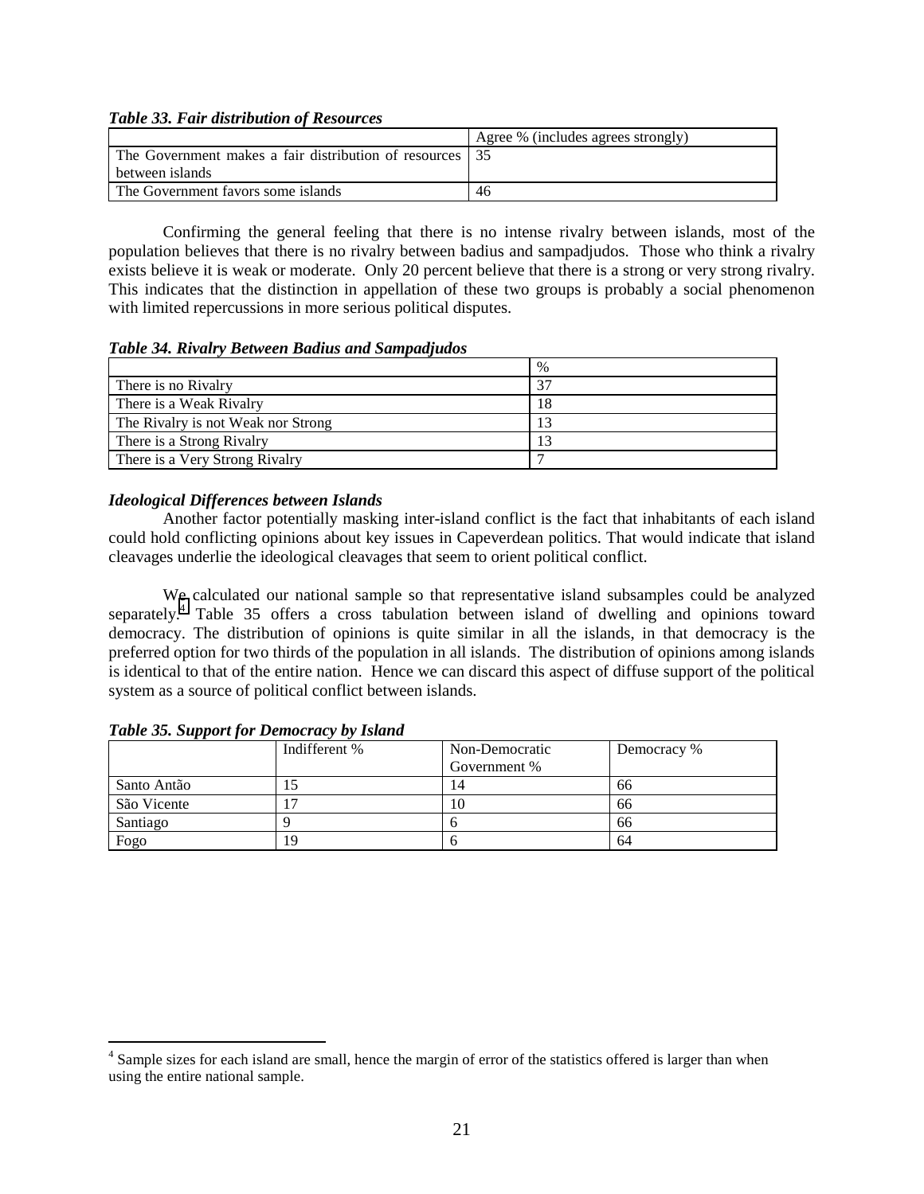***Table 33. Fair distribution of Resources***

| | Agree % (includes agrees strongly) |
|---|---|
| The Government makes a fair distribution of resources between islands | 35 |
| The Government favors some islands | 46 |

Confirming the general feeling that there is no intense rivalry between islands, most of the population believes that there is no rivalry between badius and sampadjudos. Those who think a rivalry exists believe it is weak or moderate. Only 20 percent believe that there is a strong or very strong rivalry. This indicates that the distinction in appellation of these two groups is probably a social phenomenon with limited repercussions in more serious political disputes.

***Table 34. Rivalry Between Badius and Sampadjudos***

| | % |
|---|---|
| There is no Rivalry | 37 |
| There is a Weak Rivalry | 18 |
| The Rivalry is not Weak nor Strong | 13 |
| There is a Strong Rivalry | 13 |
| There is a Very Strong Rivalry | 7 |

***Ideological Differences between Islands***

Another factor potentially masking inter-island conflict is the fact that inhabitants of each island could hold conflicting opinions about key issues in Capeverdean politics. That would indicate that island cleavages underlie the ideological cleavages that seem to orient political conflict.

We calculated our national sample so that representative island subsamples could be analyzed separately.[4] Table 35 offers a cross tabulation between island of dwelling and opinions toward democracy. The distribution of opinions is quite similar in all the islands, in that democracy is the preferred option for two thirds of the population in all islands. The distribution of opinions among islands is identical to that of the entire nation. Hence we can discard this aspect of diffuse support of the political system as a source of political conflict between islands.

***Table 35. Support for Democracy by Island***

| | Indifferent % | Non-Democratic Government % | Democracy % |
|---|---|---|---|
| Santo Antão | 15 | 14 | 66 |
| São Vicente | 17 | 10 | 66 |
| Santiago | 9 | 6 | 66 |
| Fogo | 19 | 6 | 64 |

[4] Sample sizes for each island are small, hence the margin of error of the statistics offered is larger than when using the entire national sample.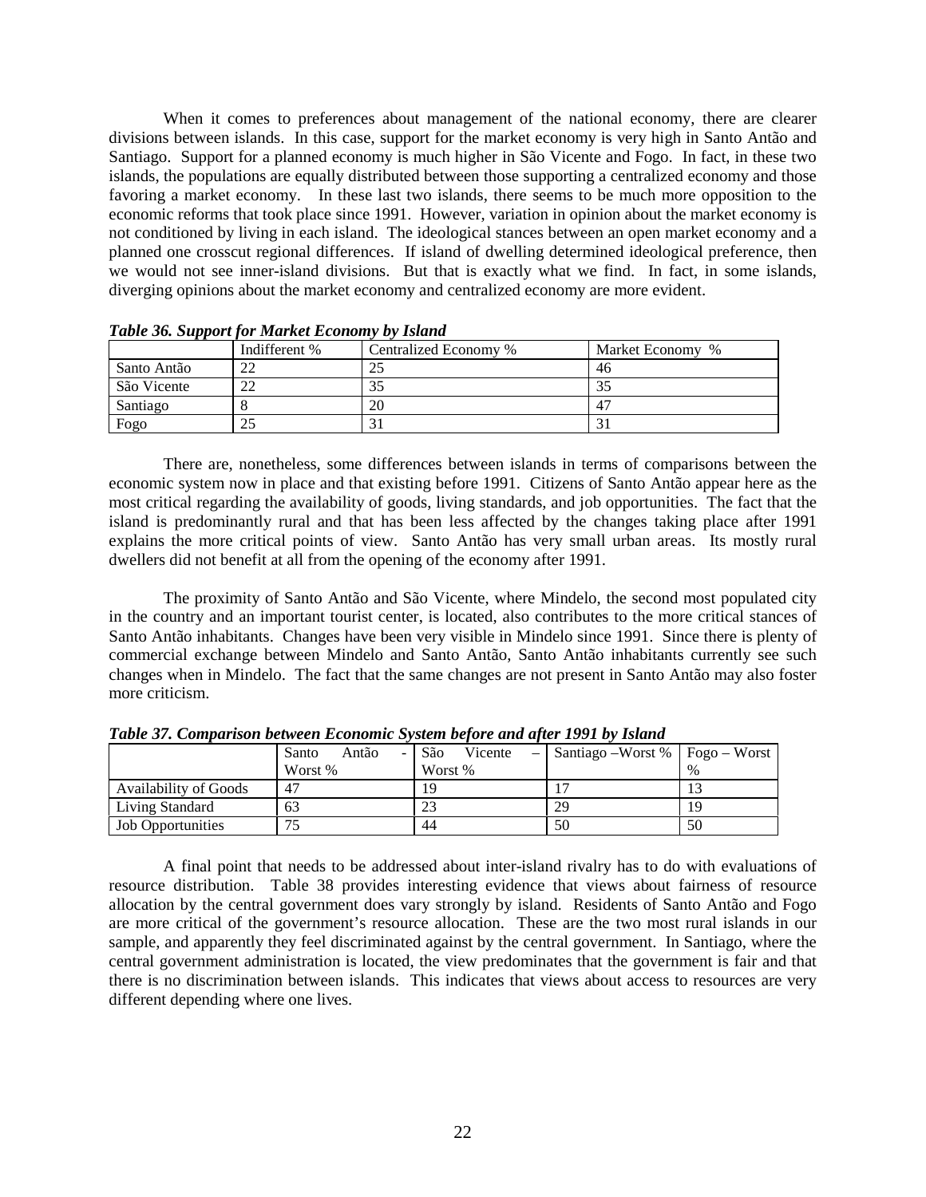When it comes to preferences about management of the national economy, there are clearer divisions between islands. In this case, support for the market economy is very high in Santo Antão and Santiago. Support for a planned economy is much higher in São Vicente and Fogo. In fact, in these two islands, the populations are equally distributed between those supporting a centralized economy and those favoring a market economy. In these last two islands, there seems to be much more opposition to the economic reforms that took place since 1991. However, variation in opinion about the market economy is not conditioned by living in each island. The ideological stances between an open market economy and a planned one crosscut regional differences. If island of dwelling determined ideological preference, then we would not see inner-island divisions. But that is exactly what we find. In fact, in some islands, diverging opinions about the market economy and centralized economy are more evident.

***Table 36. Support for Market Economy by Island***

| | Indifferent % | Centralized Economy % | Market Economy % |
|---|---|---|---|
| Santo Antão | 22 | 25 | 46 |
| São Vicente | 22 | 35 | 35 |
| Santiago | 8 | 20 | 47 |
| Fogo | 25 | 31 | 31 |

There are, nonetheless, some differences between islands in terms of comparisons between the economic system now in place and that existing before 1991. Citizens of Santo Antão appear here as the most critical regarding the availability of goods, living standards, and job opportunities. The fact that the island is predominantly rural and that has been less affected by the changes taking place after 1991 explains the more critical points of view. Santo Antão has very small urban areas. Its mostly rural dwellers did not benefit at all from the opening of the economy after 1991.

The proximity of Santo Antão and São Vicente, where Mindelo, the second most populated city in the country and an important tourist center, is located, also contributes to the more critical stances of Santo Antão inhabitants. Changes have been very visible in Mindelo since 1991. Since there is plenty of commercial exchange between Mindelo and Santo Antão, Santo Antão inhabitants currently see such changes when in Mindelo. The fact that the same changes are not present in Santo Antão may also foster more criticism.

***Table 37. Comparison between Economic System before and after 1991 by Island***

| | Santo Antão - Worst % | São Vicente – Worst % | Santiago –Worst % | Fogo – Worst % |
|---|---|---|---|---|
| Availability of Goods | 47 | 19 | 17 | 13 |
| Living Standard | 63 | 23 | 29 | 19 |
| Job Opportunities | 75 | 44 | 50 | 50 |

A final point that needs to be addressed about inter-island rivalry has to do with evaluations of resource distribution. Table 38 provides interesting evidence that views about fairness of resource allocation by the central government does vary strongly by island. Residents of Santo Antão and Fogo are more critical of the government's resource allocation. These are the two most rural islands in our sample, and apparently they feel discriminated against by the central government. In Santiago, where the central government administration is located, the view predominates that the government is fair and that there is no discrimination between islands. This indicates that views about access to resources are very different depending where one lives.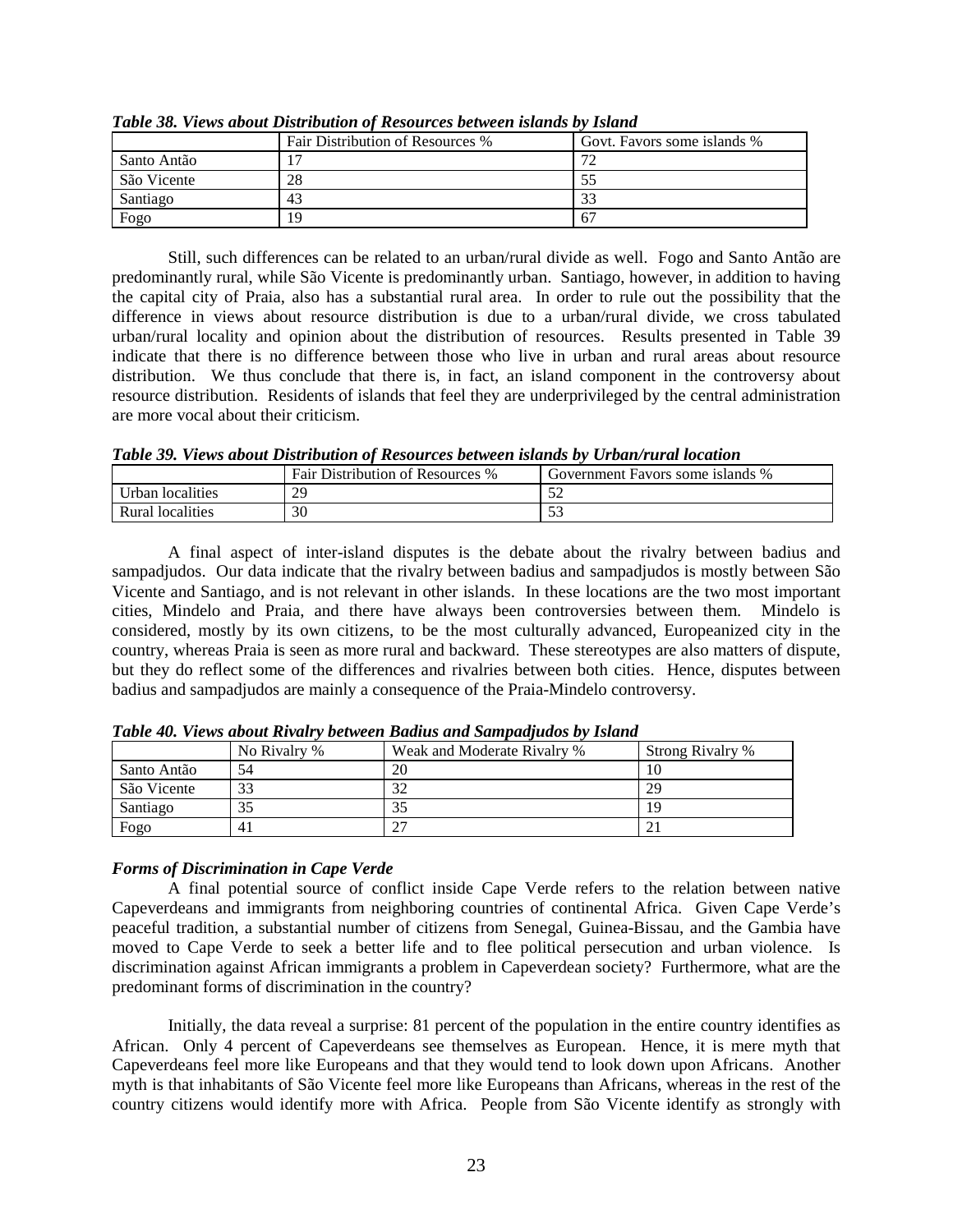*Table 38. Views about Distribution of Resources between islands by Island*

| | Fair Distribution of Resources % | Govt. Favors some islands % |
|---|---|---|
| Santo Antão | 17 | 72 |
| São Vicente | 28 | 55 |
| Santiago | 43 | 33 |
| Fogo | 19 | 67 |

Still, such differences can be related to an urban/rural divide as well. Fogo and Santo Antão are predominantly rural, while São Vicente is predominantly urban. Santiago, however, in addition to having the capital city of Praia, also has a substantial rural area. In order to rule out the possibility that the difference in views about resource distribution is due to a urban/rural divide, we cross tabulated urban/rural locality and opinion about the distribution of resources. Results presented in Table 39 indicate that there is no difference between those who live in urban and rural areas about resource distribution. We thus conclude that there is, in fact, an island component in the controversy about resource distribution. Residents of islands that feel they are underprivileged by the central administration are more vocal about their criticism.

*Table 39. Views about Distribution of Resources between islands by Urban/rural location*

| | Fair Distribution of Resources % | Government Favors some islands % |
|---|---|---|
| Urban localities | 29 | 52 |
| Rural localities | 30 | 53 |

A final aspect of inter-island disputes is the debate about the rivalry between badius and sampadjudos. Our data indicate that the rivalry between badius and sampadjudos is mostly between São Vicente and Santiago, and is not relevant in other islands. In these locations are the two most important cities, Mindelo and Praia, and there have always been controversies between them. Mindelo is considered, mostly by its own citizens, to be the most culturally advanced, Europeanized city in the country, whereas Praia is seen as more rural and backward. These stereotypes are also matters of dispute, but they do reflect some of the differences and rivalries between both cities. Hence, disputes between badius and sampadjudos are mainly a consequence of the Praia-Mindelo controversy.

*Table 40. Views about Rivalry between Badius and Sampadjudos by Island*

| | No Rivalry % | Weak and Moderate Rivalry % | Strong Rivalry % |
|---|---|---|---|
| Santo Antão | 54 | 20 | 10 |
| São Vicente | 33 | 32 | 29 |
| Santiago | 35 | 35 | 19 |
| Fogo | 41 | 27 | 21 |

### *Forms of Discrimination in Cape Verde*

A final potential source of conflict inside Cape Verde refers to the relation between native Capeverdeans and immigrants from neighboring countries of continental Africa. Given Cape Verde's peaceful tradition, a substantial number of citizens from Senegal, Guinea-Bissau, and the Gambia have moved to Cape Verde to seek a better life and to flee political persecution and urban violence. Is discrimination against African immigrants a problem in Capeverdean society? Furthermore, what are the predominant forms of discrimination in the country?

Initially, the data reveal a surprise: 81 percent of the population in the entire country identifies as African. Only 4 percent of Capeverdeans see themselves as European. Hence, it is mere myth that Capeverdeans feel more like Europeans and that they would tend to look down upon Africans. Another myth is that inhabitants of São Vicente feel more like Europeans than Africans, whereas in the rest of the country citizens would identify more with Africa. People from São Vicente identify as strongly with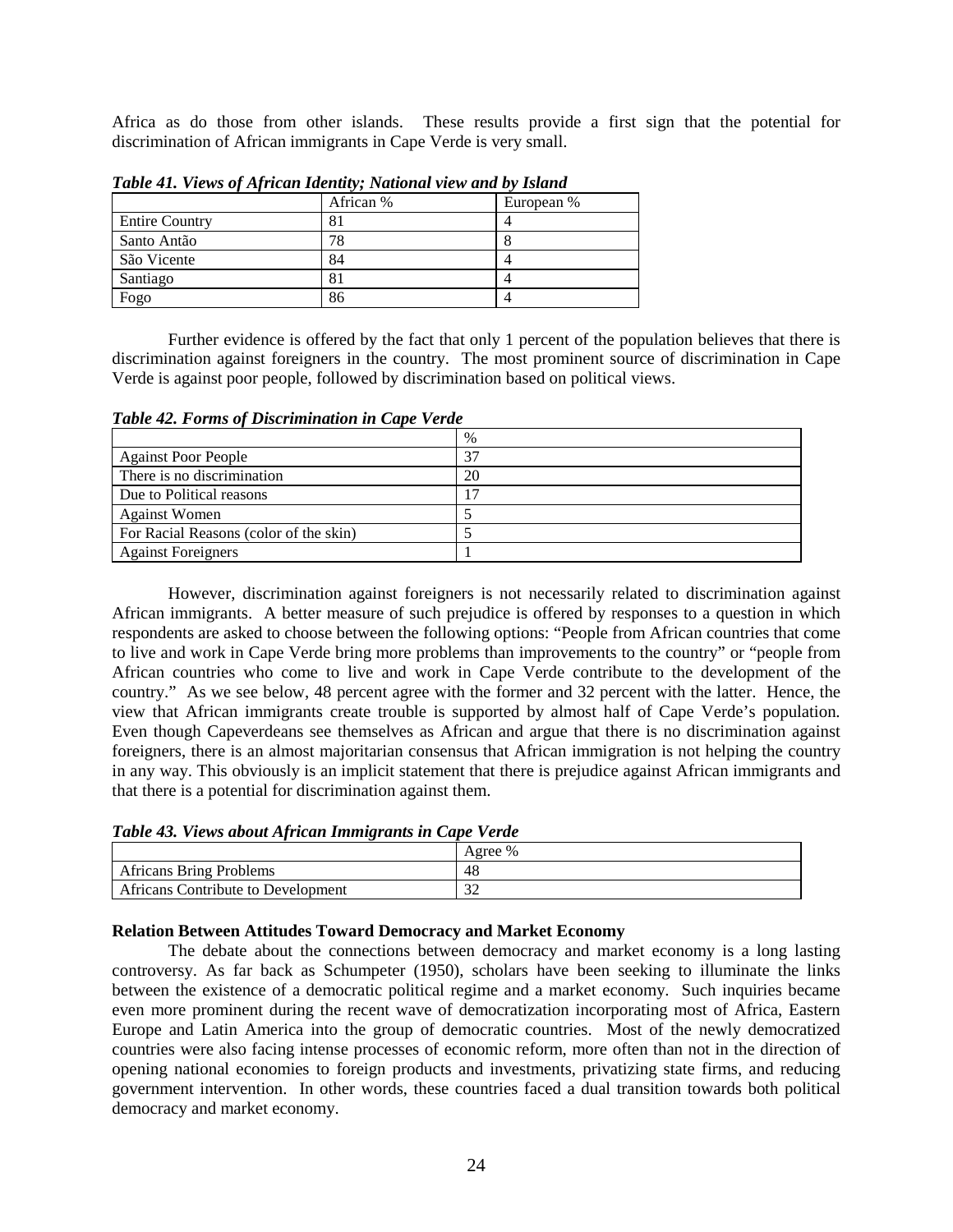Africa as do those from other islands. These results provide a first sign that the potential for discrimination of African immigrants in Cape Verde is very small.

***Table 41. Views of African Identity; National view and by Island***

| | African % | European % |
|---|---|---|
| Entire Country | 81 | 4 |
| Santo Antão | 78 | 8 |
| São Vicente | 84 | 4 |
| Santiago | 81 | 4 |
| Fogo | 86 | 4 |

Further evidence is offered by the fact that only 1 percent of the population believes that there is discrimination against foreigners in the country. The most prominent source of discrimination in Cape Verde is against poor people, followed by discrimination based on political views.

***Table 42. Forms of Discrimination in Cape Verde***

| | % |
|---|---|
| Against Poor People | 37 |
| There is no discrimination | 20 |
| Due to Political reasons | 17 |
| Against Women | 5 |
| For Racial Reasons (color of the skin) | 5 |
| Against Foreigners | 1 |

However, discrimination against foreigners is not necessarily related to discrimination against African immigrants. A better measure of such prejudice is offered by responses to a question in which respondents are asked to choose between the following options: "People from African countries that come to live and work in Cape Verde bring more problems than improvements to the country" or "people from African countries who come to live and work in Cape Verde contribute to the development of the country." As we see below, 48 percent agree with the former and 32 percent with the latter. Hence, the view that African immigrants create trouble is supported by almost half of Cape Verde's population. Even though Capeverdeans see themselves as African and argue that there is no discrimination against foreigners, there is an almost majoritarian consensus that African immigration is not helping the country in any way. This obviously is an implicit statement that there is prejudice against African immigrants and that there is a potential for discrimination against them.

***Table 43. Views about African Immigrants in Cape Verde***

| | Agree % |
|---|---|
| Africans Bring Problems | 48 |
| Africans Contribute to Development | 32 |

**Relation Between Attitudes Toward Democracy and Market Economy**

The debate about the connections between democracy and market economy is a long lasting controversy. As far back as Schumpeter (1950), scholars have been seeking to illuminate the links between the existence of a democratic political regime and a market economy. Such inquiries became even more prominent during the recent wave of democratization incorporating most of Africa, Eastern Europe and Latin America into the group of democratic countries. Most of the newly democratized countries were also facing intense processes of economic reform, more often than not in the direction of opening national economies to foreign products and investments, privatizing state firms, and reducing government intervention. In other words, these countries faced a dual transition towards both political democracy and market economy.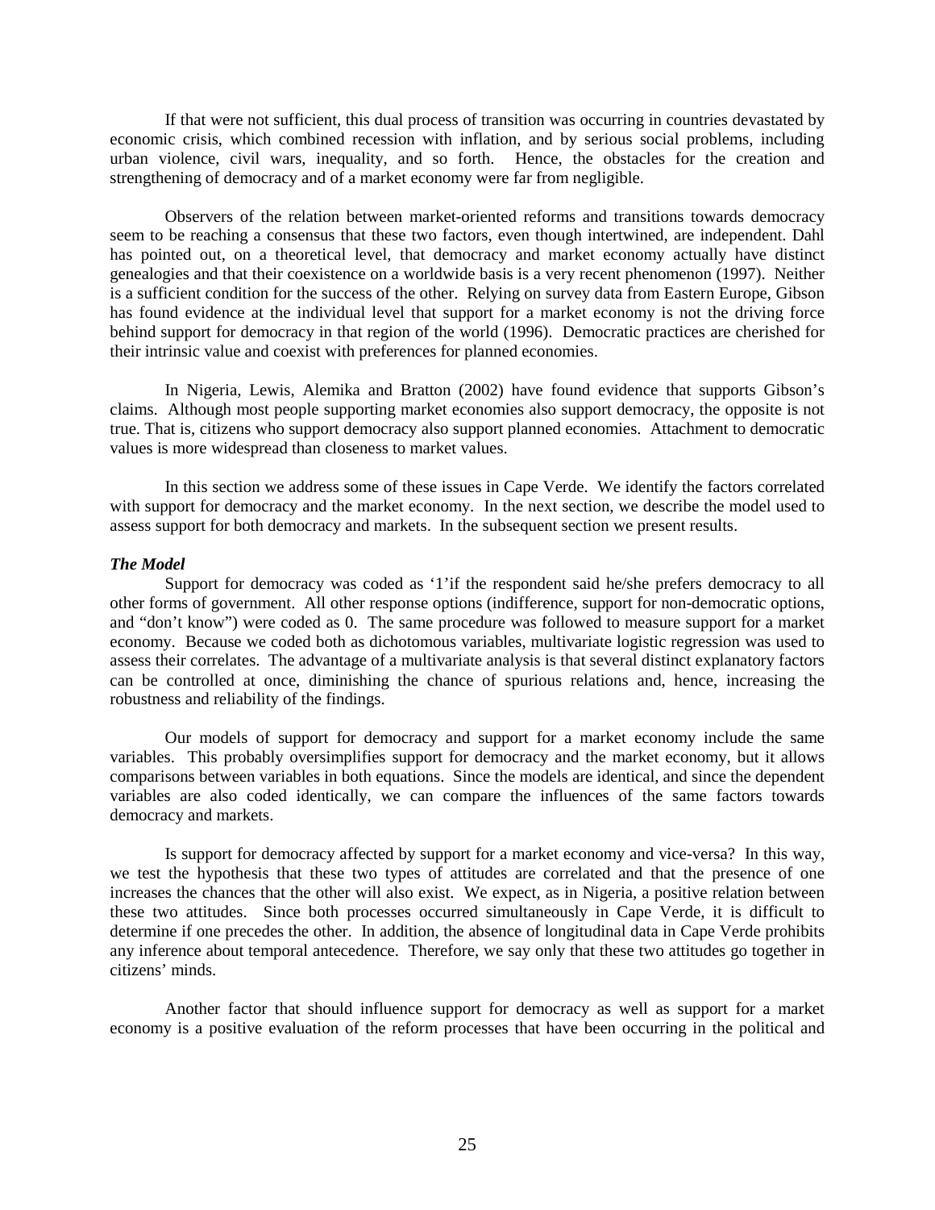If that were not sufficient, this dual process of transition was occurring in countries devastated by economic crisis, which combined recession with inflation, and by serious social problems, including urban violence, civil wars, inequality, and so forth. Hence, the obstacles for the creation and strengthening of democracy and of a market economy were far from negligible.

Observers of the relation between market-oriented reforms and transitions towards democracy seem to be reaching a consensus that these two factors, even though intertwined, are independent. Dahl has pointed out, on a theoretical level, that democracy and market economy actually have distinct genealogies and that their coexistence on a worldwide basis is a very recent phenomenon (1997). Neither is a sufficient condition for the success of the other. Relying on survey data from Eastern Europe, Gibson has found evidence at the individual level that support for a market economy is not the driving force behind support for democracy in that region of the world (1996). Democratic practices are cherished for their intrinsic value and coexist with preferences for planned economies.

In Nigeria, Lewis, Alemika and Bratton (2002) have found evidence that supports Gibson's claims. Although most people supporting market economies also support democracy, the opposite is not true. That is, citizens who support democracy also support planned economies. Attachment to democratic values is more widespread than closeness to market values.

In this section we address some of these issues in Cape Verde. We identify the factors correlated with support for democracy and the market economy. In the next section, we describe the model used to assess support for both democracy and markets. In the subsequent section we present results.

***The Model***

Support for democracy was coded as '1'if the respondent said he/she prefers democracy to all other forms of government. All other response options (indifference, support for non-democratic options, and "don't know") were coded as 0. The same procedure was followed to measure support for a market economy. Because we coded both as dichotomous variables, multivariate logistic regression was used to assess their correlates. The advantage of a multivariate analysis is that several distinct explanatory factors can be controlled at once, diminishing the chance of spurious relations and, hence, increasing the robustness and reliability of the findings.

Our models of support for democracy and support for a market economy include the same variables. This probably oversimplifies support for democracy and the market economy, but it allows comparisons between variables in both equations. Since the models are identical, and since the dependent variables are also coded identically, we can compare the influences of the same factors towards democracy and markets.

Is support for democracy affected by support for a market economy and vice-versa? In this way, we test the hypothesis that these two types of attitudes are correlated and that the presence of one increases the chances that the other will also exist. We expect, as in Nigeria, a positive relation between these two attitudes. Since both processes occurred simultaneously in Cape Verde, it is difficult to determine if one precedes the other. In addition, the absence of longitudinal data in Cape Verde prohibits any inference about temporal antecedence. Therefore, we say only that these two attitudes go together in citizens' minds.

Another factor that should influence support for democracy as well as support for a market economy is a positive evaluation of the reform processes that have been occurring in the political and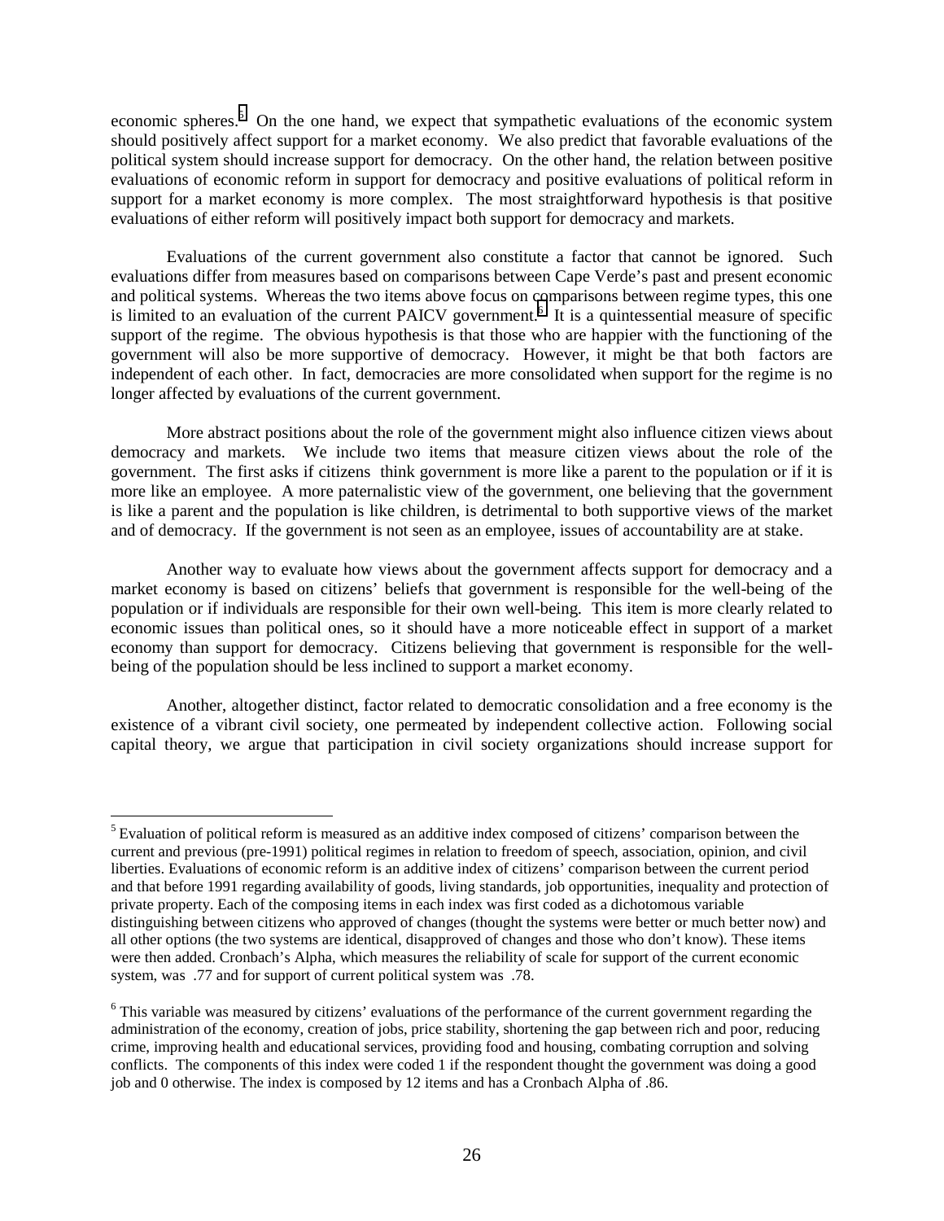economic spheres.[5] On the one hand, we expect that sympathetic evaluations of the economic system should positively affect support for a market economy. We also predict that favorable evaluations of the political system should increase support for democracy. On the other hand, the relation between positive evaluations of economic reform in support for democracy and positive evaluations of political reform in support for a market economy is more complex. The most straightforward hypothesis is that positive evaluations of either reform will positively impact both support for democracy and markets.

Evaluations of the current government also constitute a factor that cannot be ignored. Such evaluations differ from measures based on comparisons between Cape Verde's past and present economic and political systems. Whereas the two items above focus on comparisons between regime types, this one is limited to an evaluation of the current PAICV government.[6] It is a quintessential measure of specific support of the regime. The obvious hypothesis is that those who are happier with the functioning of the government will also be more supportive of democracy. However, it might be that both factors are independent of each other. In fact, democracies are more consolidated when support for the regime is no longer affected by evaluations of the current government.

More abstract positions about the role of the government might also influence citizen views about democracy and markets. We include two items that measure citizen views about the role of the government. The first asks if citizens think government is more like a parent to the population or if it is more like an employee. A more paternalistic view of the government, one believing that the government is like a parent and the population is like children, is detrimental to both supportive views of the market and of democracy. If the government is not seen as an employee, issues of accountability are at stake.

Another way to evaluate how views about the government affects support for democracy and a market economy is based on citizens' beliefs that government is responsible for the well-being of the population or if individuals are responsible for their own well-being. This item is more clearly related to economic issues than political ones, so it should have a more noticeable effect in support of a market economy than support for democracy. Citizens believing that government is responsible for the well-being of the population should be less inclined to support a market economy.

Another, altogether distinct, factor related to democratic consolidation and a free economy is the existence of a vibrant civil society, one permeated by independent collective action. Following social capital theory, we argue that participation in civil society organizations should increase support for

---

[5] Evaluation of political reform is measured as an additive index composed of citizens' comparison between the current and previous (pre-1991) political regimes in relation to freedom of speech, association, opinion, and civil liberties. Evaluations of economic reform is an additive index of citizens' comparison between the current period and that before 1991 regarding availability of goods, living standards, job opportunities, inequality and protection of private property. Each of the composing items in each index was first coded as a dichotomous variable distinguishing between citizens who approved of changes (thought the systems were better or much better now) and all other options (the two systems are identical, disapproved of changes and those who don't know). These items were then added. Cronbach's Alpha, which measures the reliability of scale for support of the current economic system, was .77 and for support of current political system was .78.

[6] This variable was measured by citizens' evaluations of the performance of the current government regarding the administration of the economy, creation of jobs, price stability, shortening the gap between rich and poor, reducing crime, improving health and educational services, providing food and housing, combating corruption and solving conflicts. The components of this index were coded 1 if the respondent thought the government was doing a good job and 0 otherwise. The index is composed by 12 items and has a Cronbach Alpha of .86.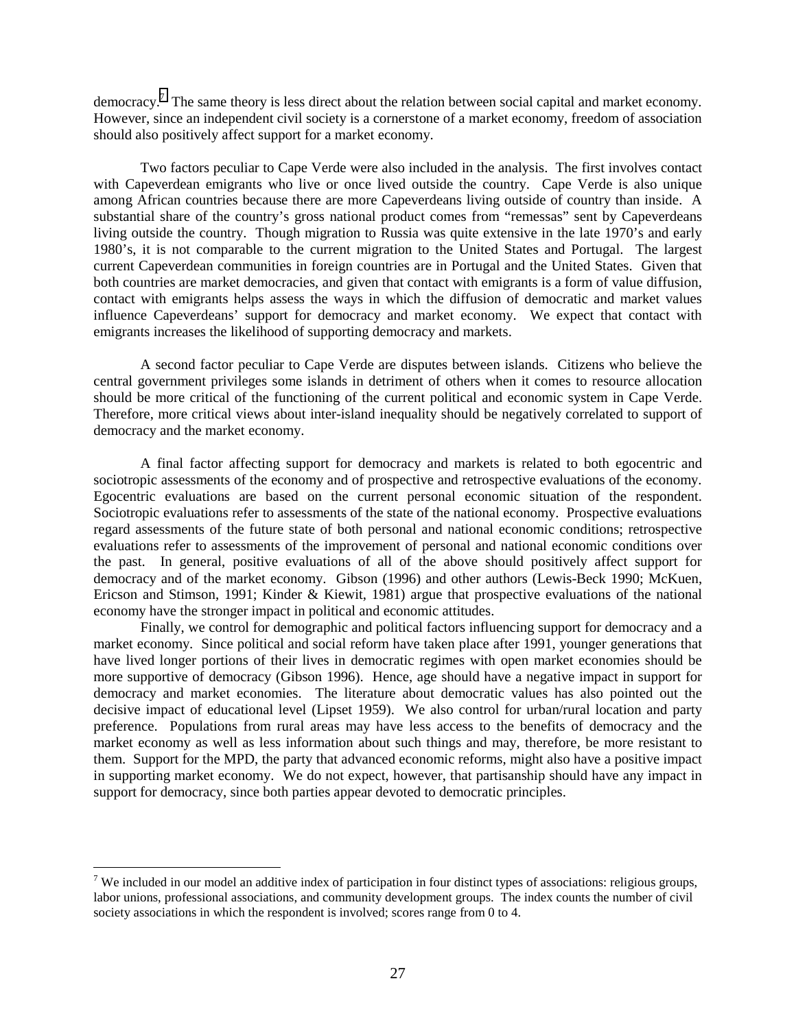democracy.[7] The same theory is less direct about the relation between social capital and market economy. However, since an independent civil society is a cornerstone of a market economy, freedom of association should also positively affect support for a market economy.

Two factors peculiar to Cape Verde were also included in the analysis. The first involves contact with Capeverdean emigrants who live or once lived outside the country. Cape Verde is also unique among African countries because there are more Capeverdeans living outside of country than inside. A substantial share of the country's gross national product comes from "remessas" sent by Capeverdeans living outside the country. Though migration to Russia was quite extensive in the late 1970's and early 1980's, it is not comparable to the current migration to the United States and Portugal. The largest current Capeverdean communities in foreign countries are in Portugal and the United States. Given that both countries are market democracies, and given that contact with emigrants is a form of value diffusion, contact with emigrants helps assess the ways in which the diffusion of democratic and market values influence Capeverdeans' support for democracy and market economy. We expect that contact with emigrants increases the likelihood of supporting democracy and markets.

A second factor peculiar to Cape Verde are disputes between islands. Citizens who believe the central government privileges some islands in detriment of others when it comes to resource allocation should be more critical of the functioning of the current political and economic system in Cape Verde. Therefore, more critical views about inter-island inequality should be negatively correlated to support of democracy and the market economy.

A final factor affecting support for democracy and markets is related to both egocentric and sociotropic assessments of the economy and of prospective and retrospective evaluations of the economy. Egocentric evaluations are based on the current personal economic situation of the respondent. Sociotropic evaluations refer to assessments of the state of the national economy. Prospective evaluations regard assessments of the future state of both personal and national economic conditions; retrospective evaluations refer to assessments of the improvement of personal and national economic conditions over the past. In general, positive evaluations of all of the above should positively affect support for democracy and of the market economy. Gibson (1996) and other authors (Lewis-Beck 1990; McKuen, Ericson and Stimson, 1991; Kinder & Kiewit, 1981) argue that prospective evaluations of the national economy have the stronger impact in political and economic attitudes.

Finally, we control for demographic and political factors influencing support for democracy and a market economy. Since political and social reform have taken place after 1991, younger generations that have lived longer portions of their lives in democratic regimes with open market economies should be more supportive of democracy (Gibson 1996). Hence, age should have a negative impact in support for democracy and market economies. The literature about democratic values has also pointed out the decisive impact of educational level (Lipset 1959). We also control for urban/rural location and party preference. Populations from rural areas may have less access to the benefits of democracy and the market economy as well as less information about such things and may, therefore, be more resistant to them. Support for the MPD, the party that advanced economic reforms, might also have a positive impact in supporting market economy. We do not expect, however, that partisanship should have any impact in support for democracy, since both parties appear devoted to democratic principles.

[7] We included in our model an additive index of participation in four distinct types of associations: religious groups, labor unions, professional associations, and community development groups. The index counts the number of civil society associations in which the respondent is involved; scores range from 0 to 4.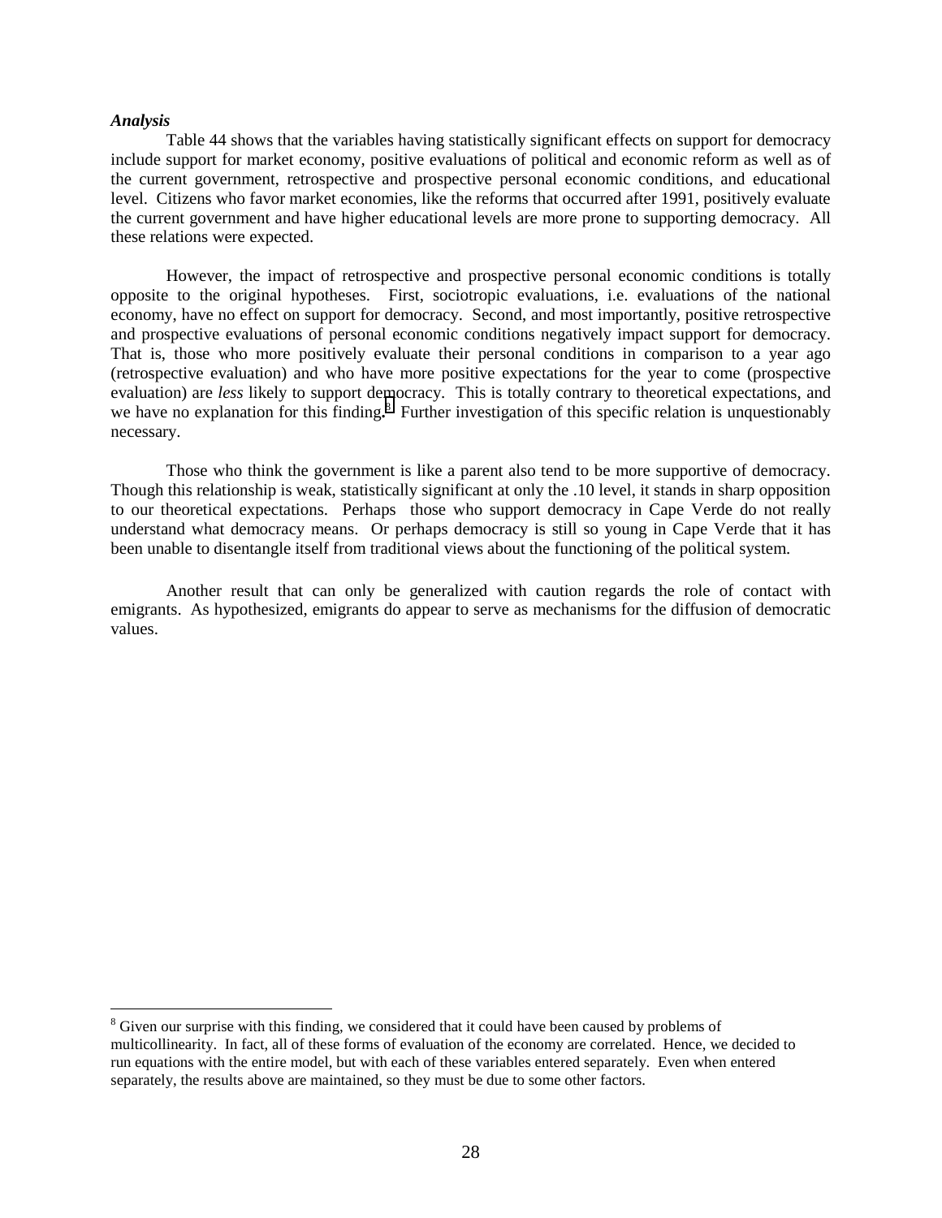***Analysis***

Table 44 shows that the variables having statistically significant effects on support for democracy include support for market economy, positive evaluations of political and economic reform as well as of the current government, retrospective and prospective personal economic conditions, and educational level. Citizens who favor market economies, like the reforms that occurred after 1991, positively evaluate the current government and have higher educational levels are more prone to supporting democracy. All these relations were expected.

However, the impact of retrospective and prospective personal economic conditions is totally opposite to the original hypotheses. First, sociotropic evaluations, i.e. evaluations of the national economy, have no effect on support for democracy. Second, and most importantly, positive retrospective and prospective evaluations of personal economic conditions negatively impact support for democracy. That is, those who more positively evaluate their personal conditions in comparison to a year ago (retrospective evaluation) and who have more positive expectations for the year to come (prospective evaluation) are *less* likely to support democracy. This is totally contrary to theoretical expectations, and we have no explanation for this finding.[8] Further investigation of this specific relation is unquestionably necessary.

Those who think the government is like a parent also tend to be more supportive of democracy. Though this relationship is weak, statistically significant at only the .10 level, it stands in sharp opposition to our theoretical expectations. Perhaps those who support democracy in Cape Verde do not really understand what democracy means. Or perhaps democracy is still so young in Cape Verde that it has been unable to disentangle itself from traditional views about the functioning of the political system.

Another result that can only be generalized with caution regards the role of contact with emigrants. As hypothesized, emigrants do appear to serve as mechanisms for the diffusion of democratic values.

[8] Given our surprise with this finding, we considered that it could have been caused by problems of multicollinearity. In fact, all of these forms of evaluation of the economy are correlated. Hence, we decided to run equations with the entire model, but with each of these variables entered separately. Even when entered separately, the results above are maintained, so they must be due to some other factors.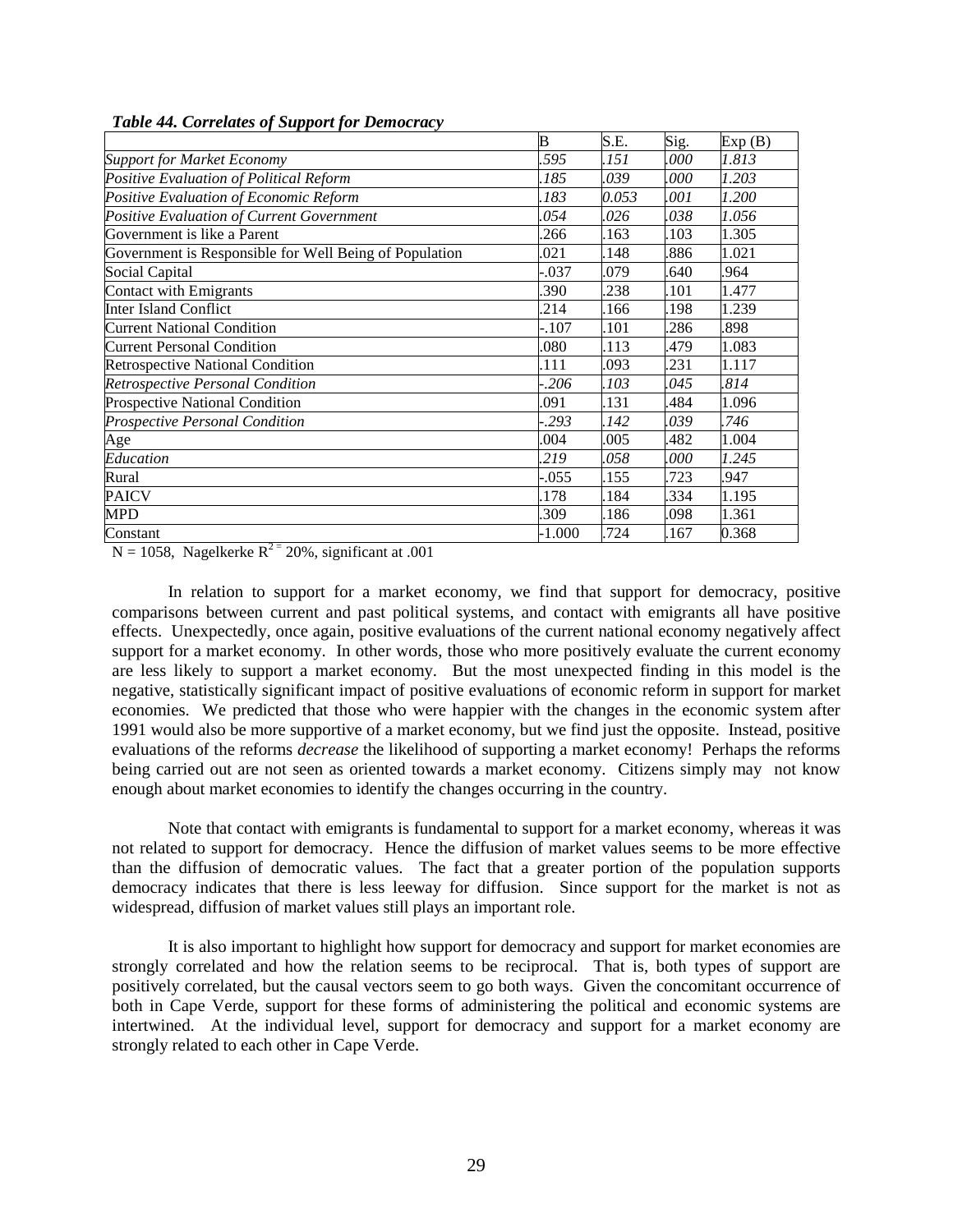***Table 44. Correlates of Support for Democracy***

| | B | S.E. | Sig. | Exp (B) |
|---|---|---|---|---|
| *Support for Market Economy* | *.595* | *.151* | *.000* | *1.813* |
| *Positive Evaluation of Political Reform* | *.185* | *.039* | *.000* | *1.203* |
| *Positive Evaluation of Economic Reform* | *.183* | *0.053* | *.001* | *1.200* |
| *Positive Evaluation of Current Government* | *.054* | *.026* | *.038* | *1.056* |
| Government is like a Parent | .266 | .163 | .103 | 1.305 |
| Government is Responsible for Well Being of Population | .021 | .148 | .886 | 1.021 |
| Social Capital | -.037 | .079 | .640 | .964 |
| Contact with Emigrants | .390 | .238 | .101 | 1.477 |
| Inter Island Conflict | .214 | .166 | .198 | 1.239 |
| Current National Condition | -.107 | .101 | .286 | .898 |
| Current Personal Condition | .080 | .113 | .479 | 1.083 |
| Retrospective National Condition | .111 | .093 | .231 | 1.117 |
| *Retrospective Personal Condition* | *-.206* | *.103* | *.045* | *.814* |
| Prospective National Condition | .091 | .131 | .484 | 1.096 |
| *Prospective Personal Condition* | *-.293* | *.142* | *.039* | *.746* |
| Age | .004 | .005 | .482 | 1.004 |
| *Education* | *.219* | *.058* | *.000* | *1.245* |
| Rural | -.055 | .155 | .723 | .947 |
| PAICV | .178 | .184 | .334 | 1.195 |
| MPD | .309 | .186 | .098 | 1.361 |
| Constant | -1.000 | .724 | .167 | 0.368 |

N = 1058, Nagelkerke $R^2$ = 20%, significant at .001

In relation to support for a market economy, we find that support for democracy, positive comparisons between current and past political systems, and contact with emigrants all have positive effects. Unexpectedly, once again, positive evaluations of the current national economy negatively affect support for a market economy. In other words, those who more positively evaluate the current economy are less likely to support a market economy. But the most unexpected finding in this model is the negative, statistically significant impact of positive evaluations of economic reform in support for market economies. We predicted that those who were happier with the changes in the economic system after 1991 would also be more supportive of a market economy, but we find just the opposite. Instead, positive evaluations of the reforms *decrease* the likelihood of supporting a market economy! Perhaps the reforms being carried out are not seen as oriented towards a market economy. Citizens simply may not know enough about market economies to identify the changes occurring in the country.

Note that contact with emigrants is fundamental to support for a market economy, whereas it was not related to support for democracy. Hence the diffusion of market values seems to be more effective than the diffusion of democratic values. The fact that a greater portion of the population supports democracy indicates that there is less leeway for diffusion. Since support for the market is not as widespread, diffusion of market values still plays an important role.

It is also important to highlight how support for democracy and support for market economies are strongly correlated and how the relation seems to be reciprocal. That is, both types of support are positively correlated, but the causal vectors seem to go both ways. Given the concomitant occurrence of both in Cape Verde, support for these forms of administering the political and economic systems are intertwined. At the individual level, support for democracy and support for a market economy are strongly related to each other in Cape Verde.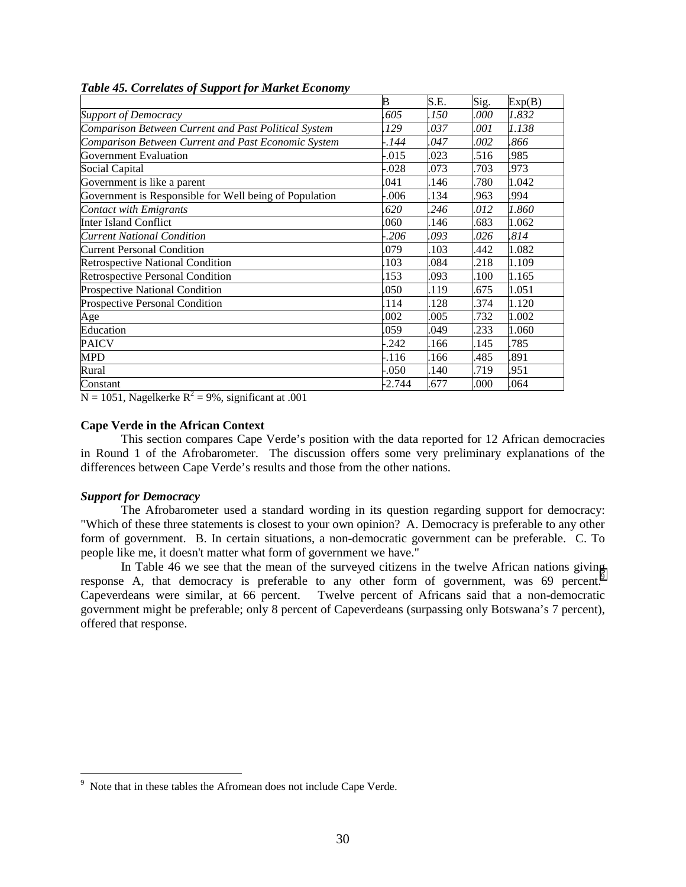***Table 45. Correlates of Support for Market Economy***

| | B | S.E. | Sig. | Exp(B) |
|---|---|---|---|---|
| *Support of Democracy* | *.605* | *.150* | *.000* | *1.832* |
| *Comparison Between Current and Past Political System* | *.129* | *.037* | *.001* | *1.138* |
| *Comparison Between Current and Past Economic System* | *-.144* | *.047* | *.002* | *.866* |
| Government Evaluation | -.015 | .023 | .516 | .985 |
| Social Capital | -.028 | .073 | .703 | .973 |
| Government is like a parent | .041 | .146 | .780 | 1.042 |
| Government is Responsible for Well being of Population | -.006 | .134 | .963 | .994 |
| *Contact with Emigrants* | *.620* | *.246* | *.012* | *1.860* |
| Inter Island Conflict | .060 | .146 | .683 | 1.062 |
| *Current National Condition* | *-.206* | *.093* | *.026* | *.814* |
| Current Personal Condition | .079 | .103 | .442 | 1.082 |
| Retrospective National Condition | .103 | .084 | .218 | 1.109 |
| Retrospective Personal Condition | .153 | .093 | .100 | 1.165 |
| Prospective National Condition | .050 | .119 | .675 | 1.051 |
| Prospective Personal Condition | .114 | .128 | .374 | 1.120 |
| Age | .002 | .005 | .732 | 1.002 |
| Education | .059 | .049 | .233 | 1.060 |
| PAICV | -.242 | .166 | .145 | .785 |
| MPD | -.116 | .166 | .485 | .891 |
| Rural | -.050 | .140 | .719 | .951 |
| Constant | -2.744 | .677 | .000 | .064 |

N = 1051, Nagelkerke $R^2$ = 9%, significant at .001

**Cape Verde in the African Context**

This section compares Cape Verde's position with the data reported for 12 African democracies in Round 1 of the Afrobarometer. The discussion offers some very preliminary explanations of the differences between Cape Verde's results and those from the other nations.

***Support for Democracy***

The Afrobarometer used a standard wording in its question regarding support for democracy: "Which of these three statements is closest to your own opinion? A. Democracy is preferable to any other form of government. B. In certain situations, a non-democratic government can be preferable. C. To people like me, it doesn't matter what form of government we have."

In Table 46 we see that the mean of the surveyed citizens in the twelve African nations giving response A, that democracy is preferable to any other form of government, was 69 percent.[9] Capeverdeans were similar, at 66 percent. Twelve percent of Africans said that a non-democratic government might be preferable; only 8 percent of Capeverdeans (surpassing only Botswana's 7 percent), offered that response.

[9] Note that in these tables the Afromean does not include Cape Verde.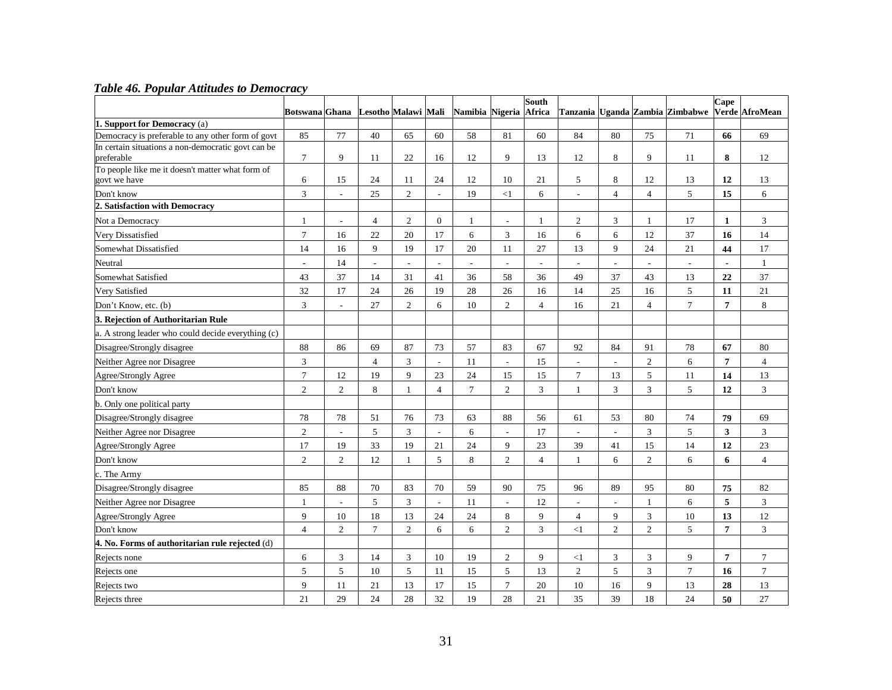*Table 46. Popular Attitudes to Democracy*

| | Botswana | Ghana | Lesotho | Malawi | Mali | Namibia | Nigeria | South Africa | Tanzania | Uganda | Zambia | Zimbabwe | Cape Verde | AfroMean |
|---|---|---|---|---|---|---|---|---|---|---|---|---|---|---|
| **1. Support for Democracy** (a) | | | | | | | | | | | | | | |
| Democracy is preferable to any other form of govt | 85 | 77 | 40 | 65 | 60 | 58 | 81 | 60 | 84 | 80 | 75 | 71 | **66** | 69 |
| In certain situations a non-democratic govt can be preferable | 7 | 9 | 11 | 22 | 16 | 12 | 9 | 13 | 12 | 8 | 9 | 11 | **8** | 12 |
| To people like me it doesn't matter what form of govt we have | 6 | 15 | 24 | 11 | 24 | 12 | 10 | 21 | 5 | 8 | 12 | 13 | **12** | 13 |
| Don't know | 3 | - | 25 | 2 | - | 19 | <1 | 6 | - | 4 | 4 | 5 | **15** | 6 |
| **2. Satisfaction with Democracy** | | | | | | | | | | | | | | |
| Not a Democracy | 1 | - | 4 | 2 | 0 | 1 | - | 1 | 2 | 3 | 1 | 17 | **1** | 3 |
| Very Dissatisfied | 7 | 16 | 22 | 20 | 17 | 6 | 3 | 16 | 6 | 6 | 12 | 37 | **16** | 14 |
| Somewhat Dissatisfied | 14 | 16 | 9 | 19 | 17 | 20 | 11 | 27 | 13 | 9 | 24 | 21 | **44** | 17 |
| Neutral | - | 14 | - | - | - | - | - | - | - | - | - | - | **-** | 1 |
| Somewhat Satisfied | 43 | 37 | 14 | 31 | 41 | 36 | 58 | 36 | 49 | 37 | 43 | 13 | **22** | 37 |
| Very Satisfied | 32 | 17 | 24 | 26 | 19 | 28 | 26 | 16 | 14 | 25 | 16 | 5 | **11** | 21 |
| Don't Know, etc. (b) | 3 | - | 27 | 2 | 6 | 10 | 2 | 4 | 16 | 21 | 4 | 7 | **7** | 8 |
| **3. Rejection of Authoritarian Rule** | | | | | | | | | | | | | | |
| a. A strong leader who could decide everything (c) | | | | | | | | | | | | | | |
| Disagree/Strongly disagree | 88 | 86 | 69 | 87 | 73 | 57 | 83 | 67 | 92 | 84 | 91 | 78 | **67** | 80 |
| Neither Agree nor Disagree | 3 | | 4 | 3 | - | 11 | - | 15 | - | - | 2 | 6 | **7** | 4 |
| Agree/Strongly Agree | 7 | 12 | 19 | 9 | 23 | 24 | 15 | 15 | 7 | 13 | 5 | 11 | **14** | 13 |
| Don't know | 2 | 2 | 8 | 1 | 4 | 7 | 2 | 3 | 1 | 3 | 3 | 5 | **12** | 3 |
| b. Only one political party | | | | | | | | | | | | | | |
| Disagree/Strongly disagree | 78 | 78 | 51 | 76 | 73 | 63 | 88 | 56 | 61 | 53 | 80 | 74 | **79** | 69 |
| Neither Agree nor Disagree | 2 | - | 5 | 3 | - | 6 | - | 17 | - | - | 3 | 5 | **3** | 3 |
| Agree/Strongly Agree | 17 | 19 | 33 | 19 | 21 | 24 | 9 | 23 | 39 | 41 | 15 | 14 | **12** | 23 |
| Don't know | 2 | 2 | 12 | 1 | 5 | 8 | 2 | 4 | 1 | 6 | 2 | 6 | **6** | 4 |
| c. The Army | | | | | | | | | | | | | | |
| Disagree/Strongly disagree | 85 | 88 | 70 | 83 | 70 | 59 | 90 | 75 | 96 | 89 | 95 | 80 | **75** | 82 |
| Neither Agree nor Disagree | 1 | - | 5 | 3 | - | 11 | - | 12 | - | - | 1 | 6 | **5** | 3 |
| Agree/Strongly Agree | 9 | 10 | 18 | 13 | 24 | 24 | 8 | 9 | 4 | 9 | 3 | 10 | **13** | 12 |
| Don't know | 4 | 2 | 7 | 2 | 6 | 6 | 2 | 3 | <1 | 2 | 2 | 5 | **7** | 3 |
| **4. No. Forms of authoritarian rule rejected** (d) | | | | | | | | | | | | | | |
| Rejects none | 6 | 3 | 14 | 3 | 10 | 19 | 2 | 9 | <1 | 3 | 3 | 9 | **7** | 7 |
| Rejects one | 5 | 5 | 10 | 5 | 11 | 15 | 5 | 13 | 2 | 5 | 3 | 7 | **16** | 7 |
| Rejects two | 9 | 11 | 21 | 13 | 17 | 15 | 7 | 20 | 10 | 16 | 9 | 13 | **28** | 13 |
| Rejects three | 21 | 29 | 24 | 28 | 32 | 19 | 28 | 21 | 35 | 39 | 18 | 24 | **50** | 27 |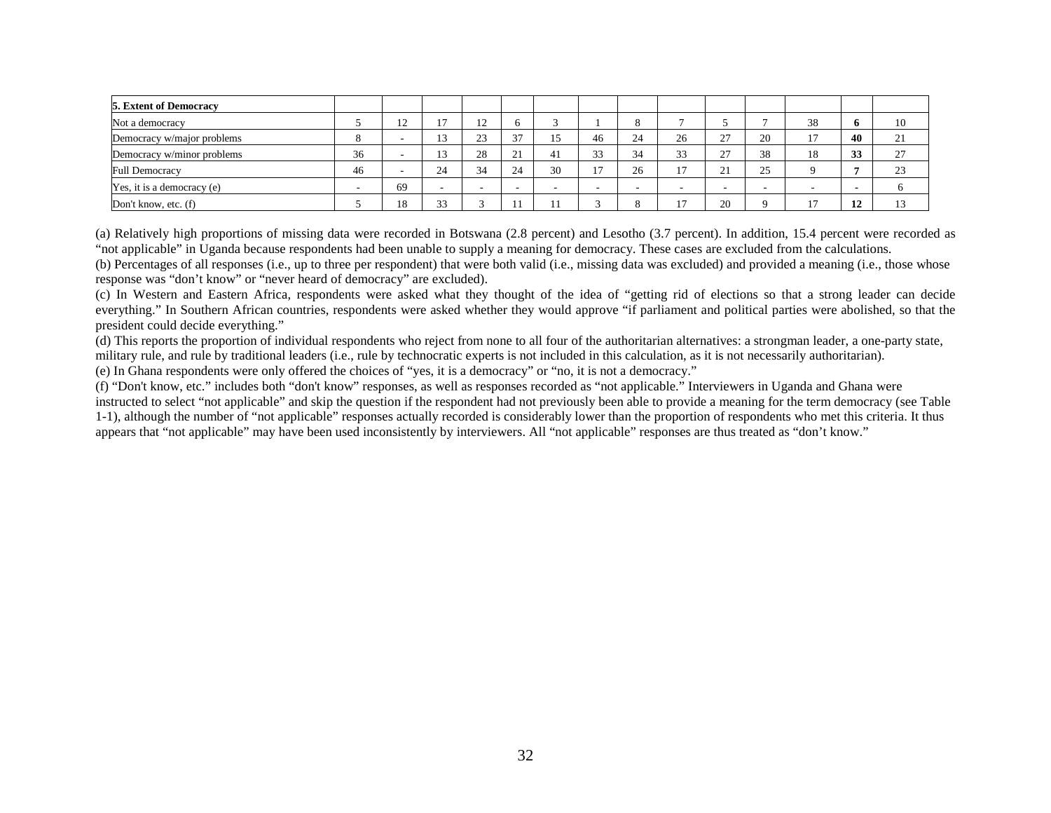| | | | | | | | | | | | | | | |
|---|---|---|---|---|---|---|---|---|---|---|---|---|---|---|
| **5. Extent of Democracy** | | | | | | | | | | | | | | |
| Not a democracy | 5 | 12 | 17 | 12 | 6 | 3 | 1 | 8 | 7 | 5 | 7 | 38 | **6** | 10 |
| Democracy w/major problems | 8 | - | 13 | 23 | 37 | 15 | 46 | 24 | 26 | 27 | 20 | 17 | **40** | 21 |
| Democracy w/minor problems | 36 | - | 13 | 28 | 21 | 41 | 33 | 34 | 33 | 27 | 38 | 18 | **33** | 27 |
| Full Democracy | 46 | - | 24 | 34 | 24 | 30 | 17 | 26 | 17 | 21 | 25 | 9 | **7** | 23 |
| Yes, it is a democracy (e) | - | 69 | - | - | - | - | - | - | - | - | - | - | - | 6 |
| Don't know, etc. (f) | 5 | 18 | 33 | 3 | 11 | 11 | 3 | 8 | 17 | 20 | 9 | 17 | **12** | 13 |

(a) Relatively high proportions of missing data were recorded in Botswana (2.8 percent) and Lesotho (3.7 percent). In addition, 15.4 percent were recorded as "not applicable" in Uganda because respondents had been unable to supply a meaning for democracy. These cases are excluded from the calculations.

(b) Percentages of all responses (i.e., up to three per respondent) that were both valid (i.e., missing data was excluded) and provided a meaning (i.e., those whose response was "don't know" or "never heard of democracy" are excluded).

(c) In Western and Eastern Africa, respondents were asked what they thought of the idea of "getting rid of elections so that a strong leader can decide everything." In Southern African countries, respondents were asked whether they would approve "if parliament and political parties were abolished, so that the president could decide everything."

(d) This reports the proportion of individual respondents who reject from none to all four of the authoritarian alternatives: a strongman leader, a one-party state, military rule, and rule by traditional leaders (i.e., rule by technocratic experts is not included in this calculation, as it is not necessarily authoritarian).

(e) In Ghana respondents were only offered the choices of "yes, it is a democracy" or "no, it is not a democracy."

(f) "Don't know, etc." includes both "don't know" responses, as well as responses recorded as "not applicable." Interviewers in Uganda and Ghana were instructed to select "not applicable" and skip the question if the respondent had not previously been able to provide a meaning for the term democracy (see Table 1-1), although the number of "not applicable" responses actually recorded is considerably lower than the proportion of respondents who met this criteria. It thus appears that "not applicable" may have been used inconsistently by interviewers. All "not applicable" responses are thus treated as "don't know."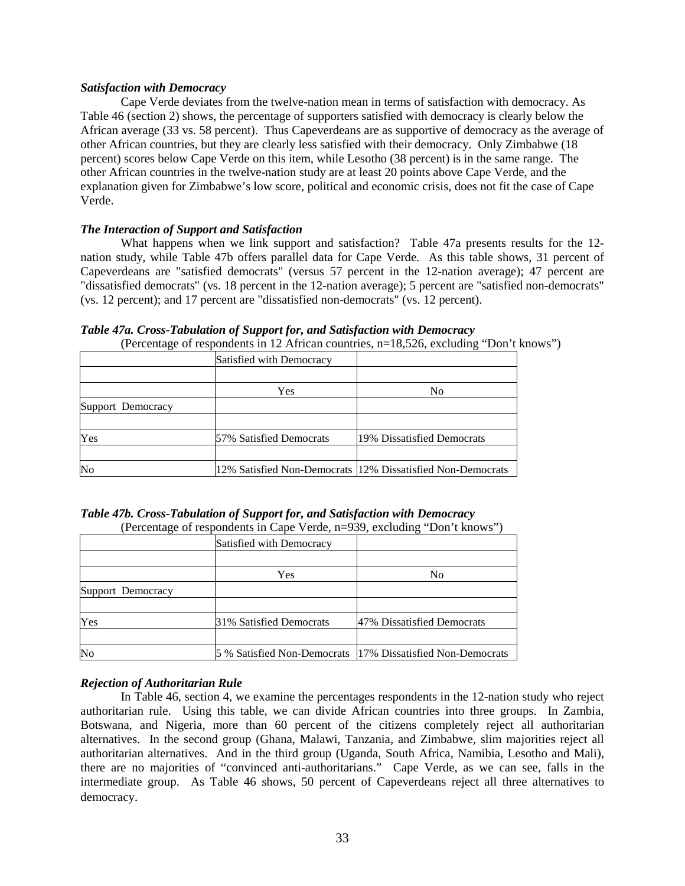***Satisfaction with Democracy***

Cape Verde deviates from the twelve-nation mean in terms of satisfaction with democracy. As Table 46 (section 2) shows, the percentage of supporters satisfied with democracy is clearly below the African average (33 vs. 58 percent). Thus Capeverdeans are as supportive of democracy as the average of other African countries, but they are clearly less satisfied with their democracy. Only Zimbabwe (18 percent) scores below Cape Verde on this item, while Lesotho (38 percent) is in the same range. The other African countries in the twelve-nation study are at least 20 points above Cape Verde, and the explanation given for Zimbabwe's low score, political and economic crisis, does not fit the case of Cape Verde.

***The Interaction of Support and Satisfaction***

What happens when we link support and satisfaction? Table 47a presents results for the 12-nation study, while Table 47b offers parallel data for Cape Verde. As this table shows, 31 percent of Capeverdeans are "satisfied democrats" (versus 57 percent in the 12-nation average); 47 percent are "dissatisfied democrats" (vs. 18 percent in the 12-nation average); 5 percent are "satisfied non-democrats" (vs. 12 percent); and 17 percent are "dissatisfied non-democrats" (vs. 12 percent).

***Table 47a. Cross-Tabulation of Support for, and Satisfaction with Democracy***

(Percentage of respondents in 12 African countries, n=18,526, excluding "Don't knows")

| | Satisfied with Democracy | |
|---|---|---|
| | | |
| | Yes | No |
| Support Democracy | | |
| | | |
| Yes | 57% Satisfied Democrats | 19% Dissatisfied Democrats |
| | | |
| No | 12% Satisfied Non-Democrats | 12% Dissatisfied Non-Democrats |

***Table 47b. Cross-Tabulation of Support for, and Satisfaction with Democracy***

(Percentage of respondents in Cape Verde, n=939, excluding "Don't knows")

| | Satisfied with Democracy | |
|---|---|---|
| | | |
| | Yes | No |
| Support Democracy | | |
| | | |
| Yes | 31% Satisfied Democrats | 47% Dissatisfied Democrats |
| | | |
| No | 5 % Satisfied Non-Democrats | 17% Dissatisfied Non-Democrats |

***Rejection of Authoritarian Rule***

In Table 46, section 4, we examine the percentages respondents in the 12-nation study who reject authoritarian rule. Using this table, we can divide African countries into three groups. In Zambia, Botswana, and Nigeria, more than 60 percent of the citizens completely reject all authoritarian alternatives. In the second group (Ghana, Malawi, Tanzania, and Zimbabwe, slim majorities reject all authoritarian alternatives. And in the third group (Uganda, South Africa, Namibia, Lesotho and Mali), there are no majorities of "convinced anti-authoritarians." Cape Verde, as we can see, falls in the intermediate group. As Table 46 shows, 50 percent of Capeverdeans reject all three alternatives to democracy.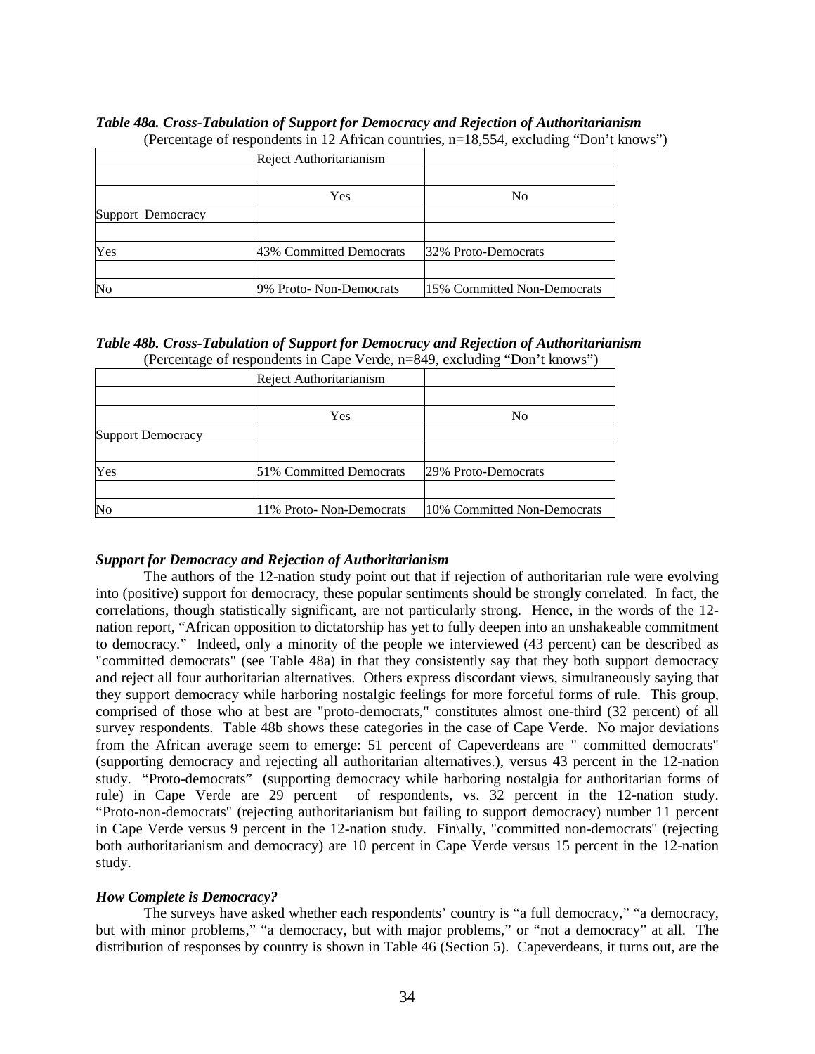***Table 48a. Cross-Tabulation of Support for Democracy and Rejection of Authoritarianism***
(Percentage of respondents in 12 African countries, n=18,554, excluding "Don't knows")

| | Reject Authoritarianism | |
|---|---|---|
| | | |
| | Yes | No |
| Support Democracy | | |
| | | |
| Yes | 43% Committed Democrats | 32% Proto-Democrats |
| | | |
| No | 9% Proto- Non-Democrats | 15% Committed Non-Democrats |

***Table 48b. Cross-Tabulation of Support for Democracy and Rejection of Authoritarianism***
(Percentage of respondents in Cape Verde, n=849, excluding "Don't knows")

| | Reject Authoritarianism | |
|---|---|---|
| | | |
| | Yes | No |
| Support Democracy | | |
| | | |
| Yes | 51% Committed Democrats | 29% Proto-Democrats |
| | | |
| No | 11% Proto- Non-Democrats | 10% Committed Non-Democrats |

### *Support for Democracy and Rejection of Authoritarianism*

The authors of the 12-nation study point out that if rejection of authoritarian rule were evolving into (positive) support for democracy, these popular sentiments should be strongly correlated. In fact, the correlations, though statistically significant, are not particularly strong. Hence, in the words of the 12-nation report, "African opposition to dictatorship has yet to fully deepen into an unshakeable commitment to democracy." Indeed, only a minority of the people we interviewed (43 percent) can be described as "committed democrats" (see Table 48a) in that they consistently say that they both support democracy and reject all four authoritarian alternatives. Others express discordant views, simultaneously saying that they support democracy while harboring nostalgic feelings for more forceful forms of rule. This group, comprised of those who at best are "proto-democrats," constitutes almost one-third (32 percent) of all survey respondents. Table 48b shows these categories in the case of Cape Verde. No major deviations from the African average seem to emerge: 51 percent of Capeverdeans are " committed democrats" (supporting democracy and rejecting all authoritarian alternatives.), versus 43 percent in the 12-nation study. "Proto-democrats" (supporting democracy while harboring nostalgia for authoritarian forms of rule) in Cape Verde are 29 percent of respondents, vs. 32 percent in the 12-nation study. "Proto-non-democrats" (rejecting authoritarianism but failing to support democracy) number 11 percent in Cape Verde versus 9 percent in the 12-nation study. Fin\ally, "committed non-democrats" (rejecting both authoritarianism and democracy) are 10 percent in Cape Verde versus 15 percent in the 12-nation study.

### *How Complete is Democracy?*

The surveys have asked whether each respondents' country is "a full democracy," "a democracy, but with minor problems," "a democracy, but with major problems," or "not a democracy" at all. The distribution of responses by country is shown in Table 46 (Section 5). Capeverdeans, it turns out, are the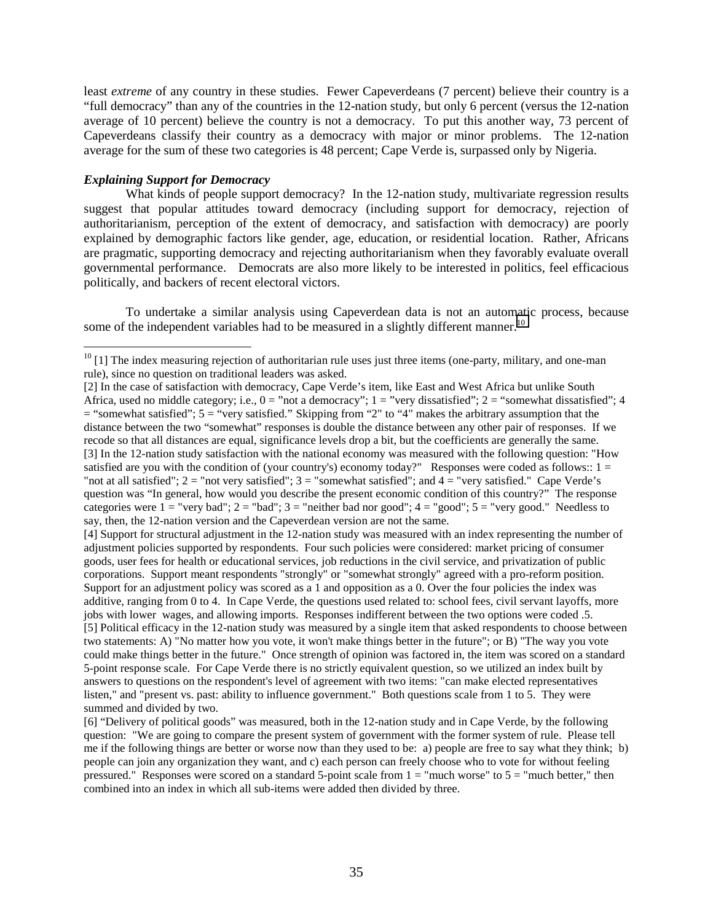least *extreme* of any country in these studies. Fewer Capeverdeans (7 percent) believe their country is a "full democracy" than any of the countries in the 12-nation study, but only 6 percent (versus the 12-nation average of 10 percent) believe the country is not a democracy. To put this another way, 73 percent of Capeverdeans classify their country as a democracy with major or minor problems. The 12-nation average for the sum of these two categories is 48 percent; Cape Verde is, surpassed only by Nigeria.

***Explaining Support for Democracy***

What kinds of people support democracy? In the 12-nation study, multivariate regression results suggest that popular attitudes toward democracy (including support for democracy, rejection of authoritarianism, perception of the extent of democracy, and satisfaction with democracy) are poorly explained by demographic factors like gender, age, education, or residential location. Rather, Africans are pragmatic, supporting democracy and rejecting authoritarianism when they favorably evaluate overall governmental performance. Democrats are also more likely to be interested in politics, feel efficacious politically, and backers of recent electoral victors.

To undertake a similar analysis using Capeverdean data is not an automatic process, because some of the independent variables had to be measured in a slightly different manner.[10]

---

[10] [1] The index measuring rejection of authoritarian rule uses just three items (one-party, military, and one-man rule), since no question on traditional leaders was asked.

[2] In the case of satisfaction with democracy, Cape Verde's item, like East and West Africa but unlike South Africa, used no middle category; i.e., 0 = "not a democracy"; 1 = "very dissatisfied"; 2 = "somewhat dissatisfied"; 4 = "somewhat satisfied"; 5 = "very satisfied." Skipping from "2" to "4" makes the arbitrary assumption that the distance between the two "somewhat" responses is double the distance between any other pair of responses. If we recode so that all distances are equal, significance levels drop a bit, but the coefficients are generally the same.

[3] In the 12-nation study satisfaction with the national economy was measured with the following question: "How satisfied are you with the condition of (your country's) economy today?" Responses were coded as follows:: 1 = "not at all satisfied"; 2 = "not very satisfied"; 3 = "somewhat satisfied"; and 4 = "very satisfied." Cape Verde's question was "In general, how would you describe the present economic condition of this country?" The response categories were 1 = "very bad"; 2 = "bad"; 3 = "neither bad nor good"; 4 = "good"; 5 = "very good." Needless to say, then, the 12-nation version and the Capeverdean version are not the same.

[4] Support for structural adjustment in the 12-nation study was measured with an index representing the number of adjustment policies supported by respondents. Four such policies were considered: market pricing of consumer goods, user fees for health or educational services, job reductions in the civil service, and privatization of public corporations. Support meant respondents "strongly" or "somewhat strongly" agreed with a pro-reform position. Support for an adjustment policy was scored as a 1 and opposition as a 0. Over the four policies the index was additive, ranging from 0 to 4. In Cape Verde, the questions used related to: school fees, civil servant layoffs, more jobs with lower wages, and allowing imports. Responses indifferent between the two options were coded .5.

[5] Political efficacy in the 12-nation study was measured by a single item that asked respondents to choose between two statements: A) "No matter how you vote, it won't make things better in the future"; or B) "The way you vote could make things better in the future." Once strength of opinion was factored in, the item was scored on a standard 5-point response scale. For Cape Verde there is no strictly equivalent question, so we utilized an index built by answers to questions on the respondent's level of agreement with two items: "can make elected representatives listen," and "present vs. past: ability to influence government." Both questions scale from 1 to 5. They were summed and divided by two.

[6] "Delivery of political goods" was measured, both in the 12-nation study and in Cape Verde, by the following question: "We are going to compare the present system of government with the former system of rule. Please tell me if the following things are better or worse now than they used to be: a) people are free to say what they think; b) people can join any organization they want, and c) each person can freely choose who to vote for without feeling pressured." Responses were scored on a standard 5-point scale from 1 = "much worse" to 5 = "much better," then combined into an index in which all sub-items were added then divided by three.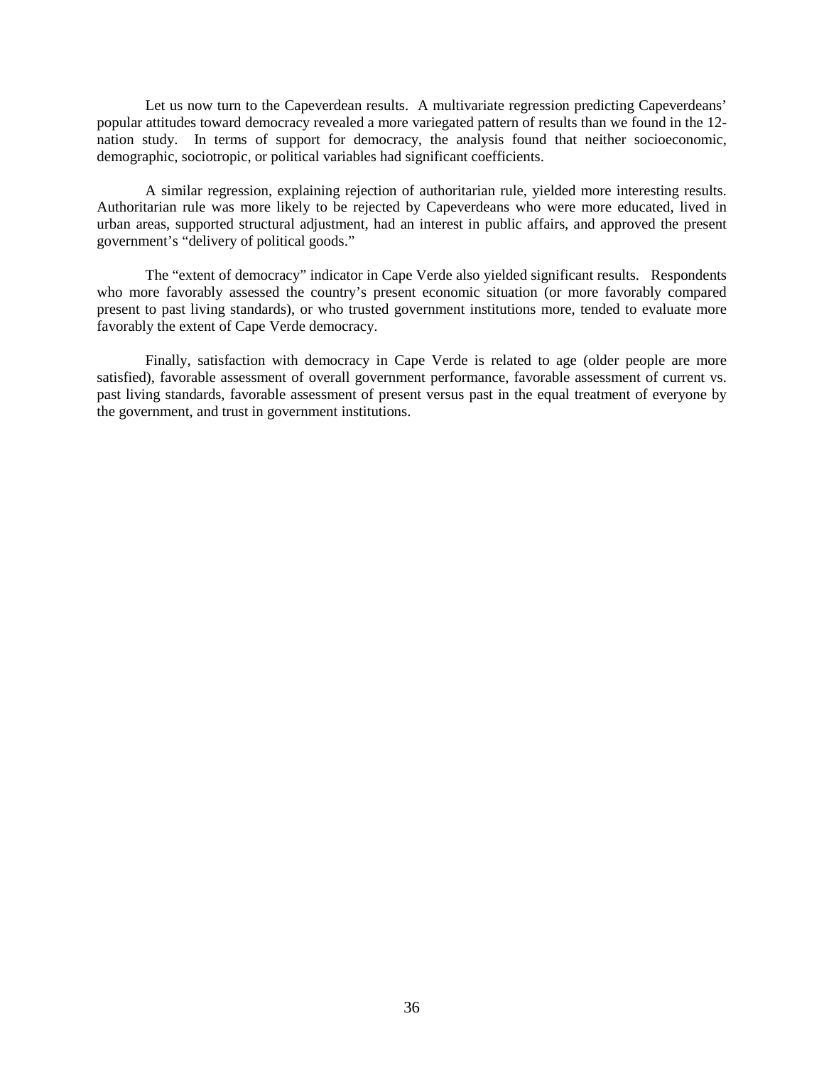Let us now turn to the Capeverdean results. A multivariate regression predicting Capeverdeans' popular attitudes toward democracy revealed a more variegated pattern of results than we found in the 12-nation study. In terms of support for democracy, the analysis found that neither socioeconomic, demographic, sociotropic, or political variables had significant coefficients.

A similar regression, explaining rejection of authoritarian rule, yielded more interesting results. Authoritarian rule was more likely to be rejected by Capeverdeans who were more educated, lived in urban areas, supported structural adjustment, had an interest in public affairs, and approved the present government's "delivery of political goods."

The "extent of democracy" indicator in Cape Verde also yielded significant results. Respondents who more favorably assessed the country's present economic situation (or more favorably compared present to past living standards), or who trusted government institutions more, tended to evaluate more favorably the extent of Cape Verde democracy.

Finally, satisfaction with democracy in Cape Verde is related to age (older people are more satisfied), favorable assessment of overall government performance, favorable assessment of current vs. past living standards, favorable assessment of present versus past in the equal treatment of everyone by the government, and trust in government institutions.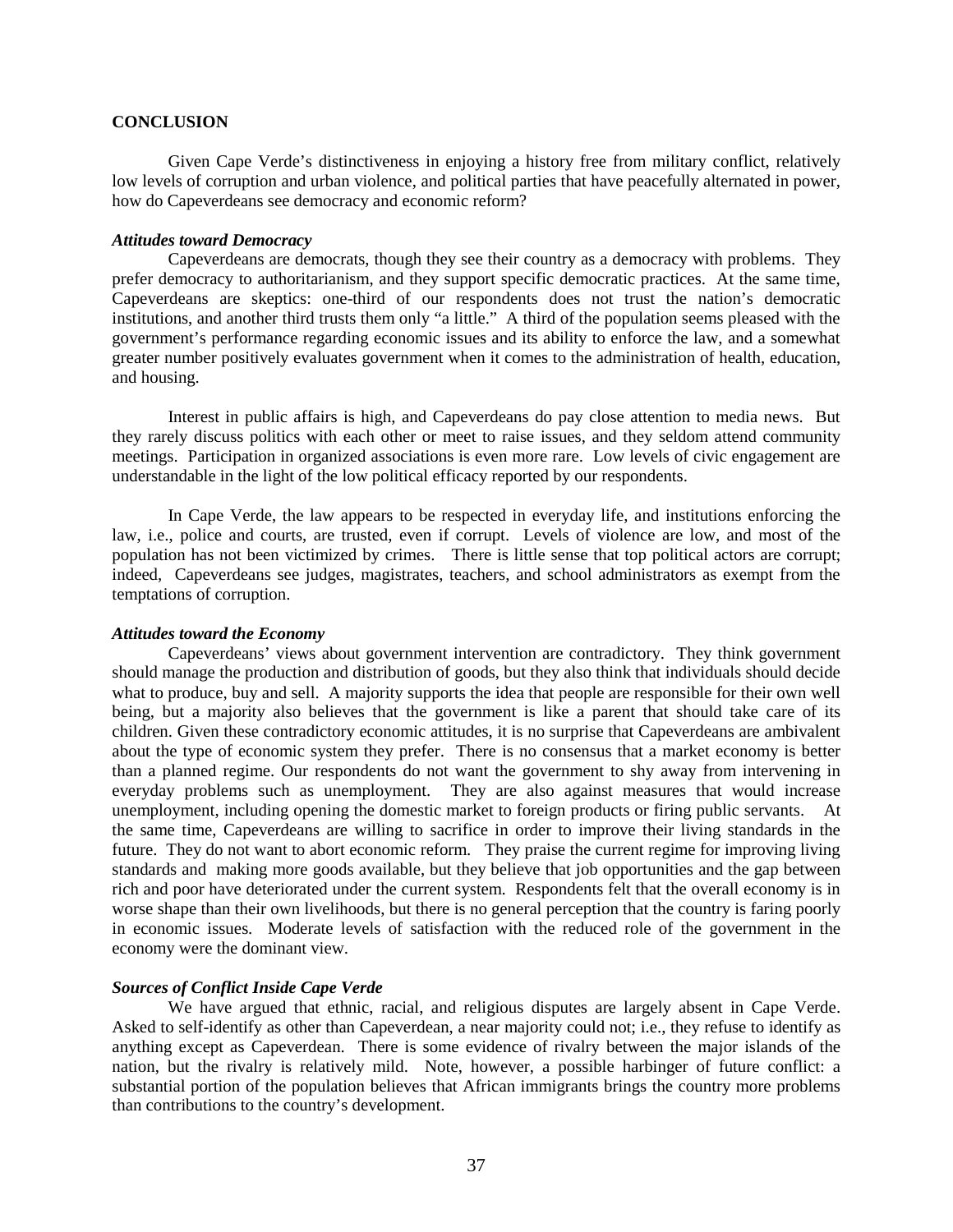## CONCLUSION

Given Cape Verde's distinctiveness in enjoying a history free from military conflict, relatively low levels of corruption and urban violence, and political parties that have peacefully alternated in power, how do Capeverdeans see democracy and economic reform?

### *Attitudes toward Democracy*

Capeverdeans are democrats, though they see their country as a democracy with problems. They prefer democracy to authoritarianism, and they support specific democratic practices. At the same time, Capeverdeans are skeptics: one-third of our respondents does not trust the nation's democratic institutions, and another third trusts them only "a little." A third of the population seems pleased with the government's performance regarding economic issues and its ability to enforce the law, and a somewhat greater number positively evaluates government when it comes to the administration of health, education, and housing.

Interest in public affairs is high, and Capeverdeans do pay close attention to media news. But they rarely discuss politics with each other or meet to raise issues, and they seldom attend community meetings. Participation in organized associations is even more rare. Low levels of civic engagement are understandable in the light of the low political efficacy reported by our respondents.

In Cape Verde, the law appears to be respected in everyday life, and institutions enforcing the law, i.e., police and courts, are trusted, even if corrupt. Levels of violence are low, and most of the population has not been victimized by crimes. There is little sense that top political actors are corrupt; indeed, Capeverdeans see judges, magistrates, teachers, and school administrators as exempt from the temptations of corruption.

### *Attitudes toward the Economy*

Capeverdeans' views about government intervention are contradictory. They think government should manage the production and distribution of goods, but they also think that individuals should decide what to produce, buy and sell. A majority supports the idea that people are responsible for their own well being, but a majority also believes that the government is like a parent that should take care of its children. Given these contradictory economic attitudes, it is no surprise that Capeverdeans are ambivalent about the type of economic system they prefer. There is no consensus that a market economy is better than a planned regime. Our respondents do not want the government to shy away from intervening in everyday problems such as unemployment. They are also against measures that would increase unemployment, including opening the domestic market to foreign products or firing public servants. At the same time, Capeverdeans are willing to sacrifice in order to improve their living standards in the future. They do not want to abort economic reform. They praise the current regime for improving living standards and making more goods available, but they believe that job opportunities and the gap between rich and poor have deteriorated under the current system. Respondents felt that the overall economy is in worse shape than their own livelihoods, but there is no general perception that the country is faring poorly in economic issues. Moderate levels of satisfaction with the reduced role of the government in the economy were the dominant view.

### *Sources of Conflict Inside Cape Verde*

We have argued that ethnic, racial, and religious disputes are largely absent in Cape Verde. Asked to self-identify as other than Capeverdean, a near majority could not; i.e., they refuse to identify as anything except as Capeverdean. There is some evidence of rivalry between the major islands of the nation, but the rivalry is relatively mild. Note, however, a possible harbinger of future conflict: a substantial portion of the population believes that African immigrants brings the country more problems than contributions to the country's development.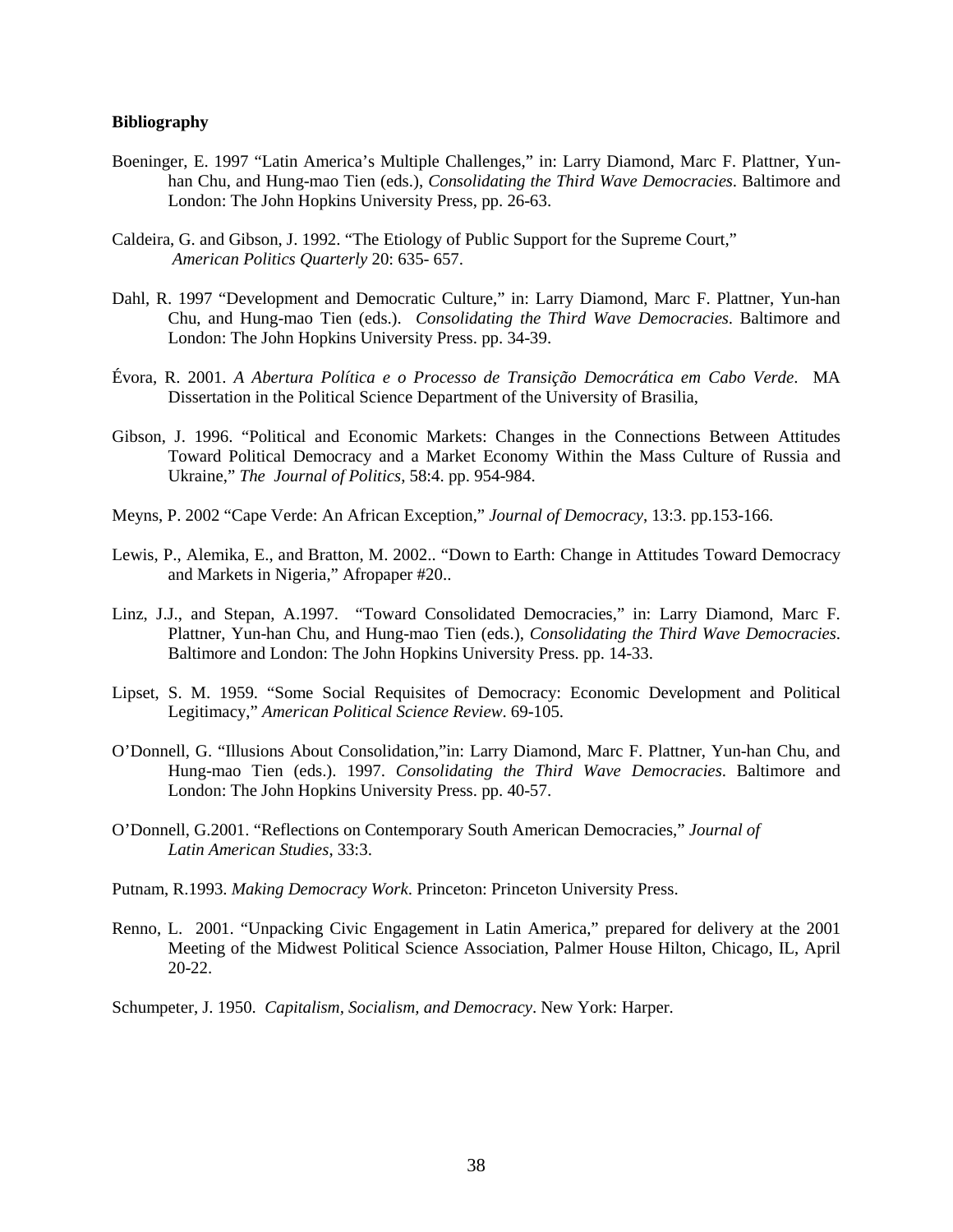**Bibliography**

Boeninger, E. 1997 "Latin America's Multiple Challenges," in: Larry Diamond, Marc F. Plattner, Yun-han Chu, and Hung-mao Tien (eds.), *Consolidating the Third Wave Democracies*. Baltimore and London: The John Hopkins University Press, pp. 26-63.

Caldeira, G. and Gibson, J. 1992. "The Etiology of Public Support for the Supreme Court," *American Politics Quarterly* 20: 635- 657.

Dahl, R. 1997 "Development and Democratic Culture," in: Larry Diamond, Marc F. Plattner, Yun-han Chu, and Hung-mao Tien (eds.). *Consolidating the Third Wave Democracies*. Baltimore and London: The John Hopkins University Press. pp. 34-39.

Évora, R. 2001. *A Abertura Política e o Processo de Transição Democrática em Cabo Verde*. MA Dissertation in the Political Science Department of the University of Brasilia,

Gibson, J. 1996. "Political and Economic Markets: Changes in the Connections Between Attitudes Toward Political Democracy and a Market Economy Within the Mass Culture of Russia and Ukraine," *The Journal of Politics*, 58:4. pp. 954-984.

Meyns, P. 2002 "Cape Verde: An African Exception," *Journal of Democracy*, 13:3. pp.153-166.

Lewis, P., Alemika, E., and Bratton, M. 2002.. "Down to Earth: Change in Attitudes Toward Democracy and Markets in Nigeria," Afropaper #20..

Linz, J.J., and Stepan, A.1997. "Toward Consolidated Democracies," in: Larry Diamond, Marc F. Plattner, Yun-han Chu, and Hung-mao Tien (eds.), *Consolidating the Third Wave Democracies*. Baltimore and London: The John Hopkins University Press. pp. 14-33.

Lipset, S. M. 1959. "Some Social Requisites of Democracy: Economic Development and Political Legitimacy," *American Political Science Review*. 69-105.

O'Donnell, G. "Illusions About Consolidation,"in: Larry Diamond, Marc F. Plattner, Yun-han Chu, and Hung-mao Tien (eds.). 1997. *Consolidating the Third Wave Democracies*. Baltimore and London: The John Hopkins University Press. pp. 40-57.

O'Donnell, G.2001. "Reflections on Contemporary South American Democracies," *Journal of Latin American Studies*, 33:3.

Putnam, R.1993. *Making Democracy Work*. Princeton: Princeton University Press.

Renno, L. 2001. "Unpacking Civic Engagement in Latin America," prepared for delivery at the 2001 Meeting of the Midwest Political Science Association, Palmer House Hilton, Chicago, IL, April 20-22.

Schumpeter, J. 1950. *Capitalism, Socialism, and Democracy*. New York: Harper.